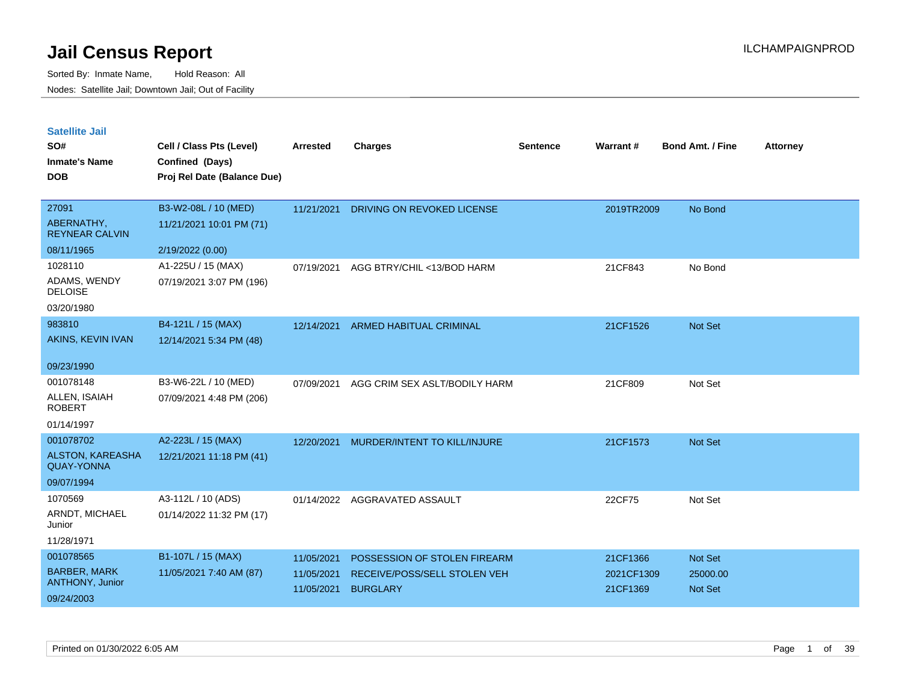# Jail Census Report

ILCHAMPAIGNPROD

Sorted By: Inmate Name, Hold Reason: All

Nodes: Satellite Jail; Downtown Jail; Out of Facility

## Satellite Jail

| SO# / Inmate's Name / DOB | Cell / Class Pts (Level) / Confined (Days) / Proj Rel Date (Balance Due) | Arrested | Charges | Sentence | Warrant # | Bond Amt. / Fine | Attorney |
|---|---|---|---|---|---|---|---|
| 27091<br>ABERNATHY, REYNEAR CALVIN<br>08/11/1965 | B3-W2-08L / 10 (MED)<br>11/21/2021 10:01 PM (71)<br>2/19/2022 (0.00) | 11/21/2021 | DRIVING ON REVOKED LICENSE | | 2019TR2009 | No Bond | |
| 1028110<br>ADAMS, WENDY DELOISE<br>03/20/1980 | A1-225U / 15 (MAX)<br>07/19/2021 3:07 PM (196) | 07/19/2021 | AGG BTRY/CHIL <13/BOD HARM | | 21CF843 | No Bond | |
| 983810<br>AKINS, KEVIN IVAN<br>09/23/1990 | B4-121L / 15 (MAX)<br>12/14/2021 5:34 PM (48) | 12/14/2021 | ARMED HABITUAL CRIMINAL | | 21CF1526 | Not Set | |
| 001078148<br>ALLEN, ISAIAH ROBERT<br>01/14/1997 | B3-W6-22L / 10 (MED)<br>07/09/2021 4:48 PM (206) | 07/09/2021 | AGG CRIM SEX ASLT/BODILY HARM | | 21CF809 | Not Set | |
| 001078702<br>ALSTON, KAREASHA QUAY-YONNA<br>09/07/1994 | A2-223L / 15 (MAX)<br>12/21/2021 11:18 PM (41) | 12/20/2021 | MURDER/INTENT TO KILL/INJURE | | 21CF1573 | Not Set | |
| 1070569<br>ARNDT, MICHAEL Junior<br>11/28/1971 | A3-112L / 10 (ADS)<br>01/14/2022 11:32 PM (17) | 01/14/2022 | AGGRAVATED ASSAULT | | 22CF75 | Not Set | |
| 001078565<br>BARBER, MARK ANTHONY, Junior<br>09/24/2003 | B1-107L / 15 (MAX)<br>11/05/2021 7:40 AM (87) | 11/05/2021<br>11/05/2021<br>11/05/2021 | POSSESSION OF STOLEN FIREARM<br>RECEIVE/POSS/SELL STOLEN VEH<br>BURGLARY | | 21CF1366<br>2021CF1309<br>21CF1369 | Not Set<br>25000.00<br>Not Set | |

Printed on 01/30/2022 6:05 AM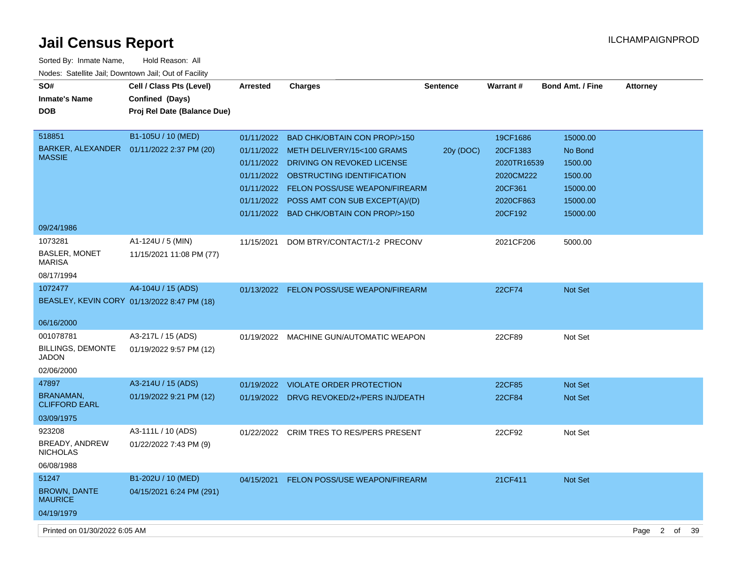# Jail Census Report

ILCHAMPAIGNPROD

Sorted By: Inmate Name, Hold Reason: All

Nodes: Satellite Jail; Downtown Jail; Out of Facility

| SO# / Inmate's Name / DOB | Cell / Class Pts (Level) / Confined (Days) / Proj Rel Date (Balance Due) | Arrested | Charges | Sentence | Warrant # | Bond Amt. / Fine | Attorney |
|---|---|---|---|---|---|---|---|
| 518851 | B1-105U / 10 (MED) | 01/11/2022 | BAD CHK/OBTAIN CON PROP/>150 | | 19CF1686 | 15000.00 | |
| BARKER, ALEXANDER MASSIE | 01/11/2022 2:37 PM (20) | 01/11/2022 | METH DELIVERY/15<100 GRAMS | 20y (DOC) | 20CF1383 | No Bond | |
| | | 01/11/2022 | DRIVING ON REVOKED LICENSE | | 2020TR16539 | 1500.00 | |
| | | 01/11/2022 | OBSTRUCTING IDENTIFICATION | | 2020CM222 | 1500.00 | |
| | | 01/11/2022 | FELON POSS/USE WEAPON/FIREARM | | 20CF361 | 15000.00 | |
| | | 01/11/2022 | POSS AMT CON SUB EXCEPT(A)/(D) | | 2020CF863 | 15000.00 | |
| | | 01/11/2022 | BAD CHK/OBTAIN CON PROP/>150 | | 20CF192 | 15000.00 | |
| 09/24/1986 | | | | | | | |
| 1073281 | A1-124U / 5 (MIN) | 11/15/2021 | DOM BTRY/CONTACT/1-2 PRECONV | | 2021CF206 | 5000.00 | |
| BASLER, MONET MARISA | 11/15/2021 11:08 PM (77) | | | | | | |
| 08/17/1994 | | | | | | | |
| 1072477 | A4-104U / 15 (ADS) | 01/13/2022 | FELON POSS/USE WEAPON/FIREARM | | 22CF74 | Not Set | |
| BEASLEY, KEVIN CORY | 01/13/2022 8:47 PM (18) | | | | | | |
| 06/16/2000 | | | | | | | |
| 001078781 | A3-217L / 15 (ADS) | 01/19/2022 | MACHINE GUN/AUTOMATIC WEAPON | | 22CF89 | Not Set | |
| BILLINGS, DEMONTE JADON | 01/19/2022 9:57 PM (12) | | | | | | |
| 02/06/2000 | | | | | | | |
| 47897 | A3-214U / 15 (ADS) | 01/19/2022 | VIOLATE ORDER PROTECTION | | 22CF85 | Not Set | |
| BRANAMAN, CLIFFORD EARL | 01/19/2022 9:21 PM (12) | 01/19/2022 | DRVG REVOKED/2+/PERS INJ/DEATH | | 22CF84 | Not Set | |
| 03/09/1975 | | | | | | | |
| 923208 | A3-111L / 10 (ADS) | 01/22/2022 | CRIM TRES TO RES/PERS PRESENT | | 22CF92 | Not Set | |
| BREADY, ANDREW NICHOLAS | 01/22/2022 7:43 PM (9) | | | | | | |
| 06/08/1988 | | | | | | | |
| 51247 | B1-202U / 10 (MED) | 04/15/2021 | FELON POSS/USE WEAPON/FIREARM | | 21CF411 | Not Set | |
| BROWN, DANTE MAURICE | 04/15/2021 6:24 PM (291) | | | | | | |
| 04/19/1979 | | | | | | | |

Printed on 01/30/2022 6:05 AM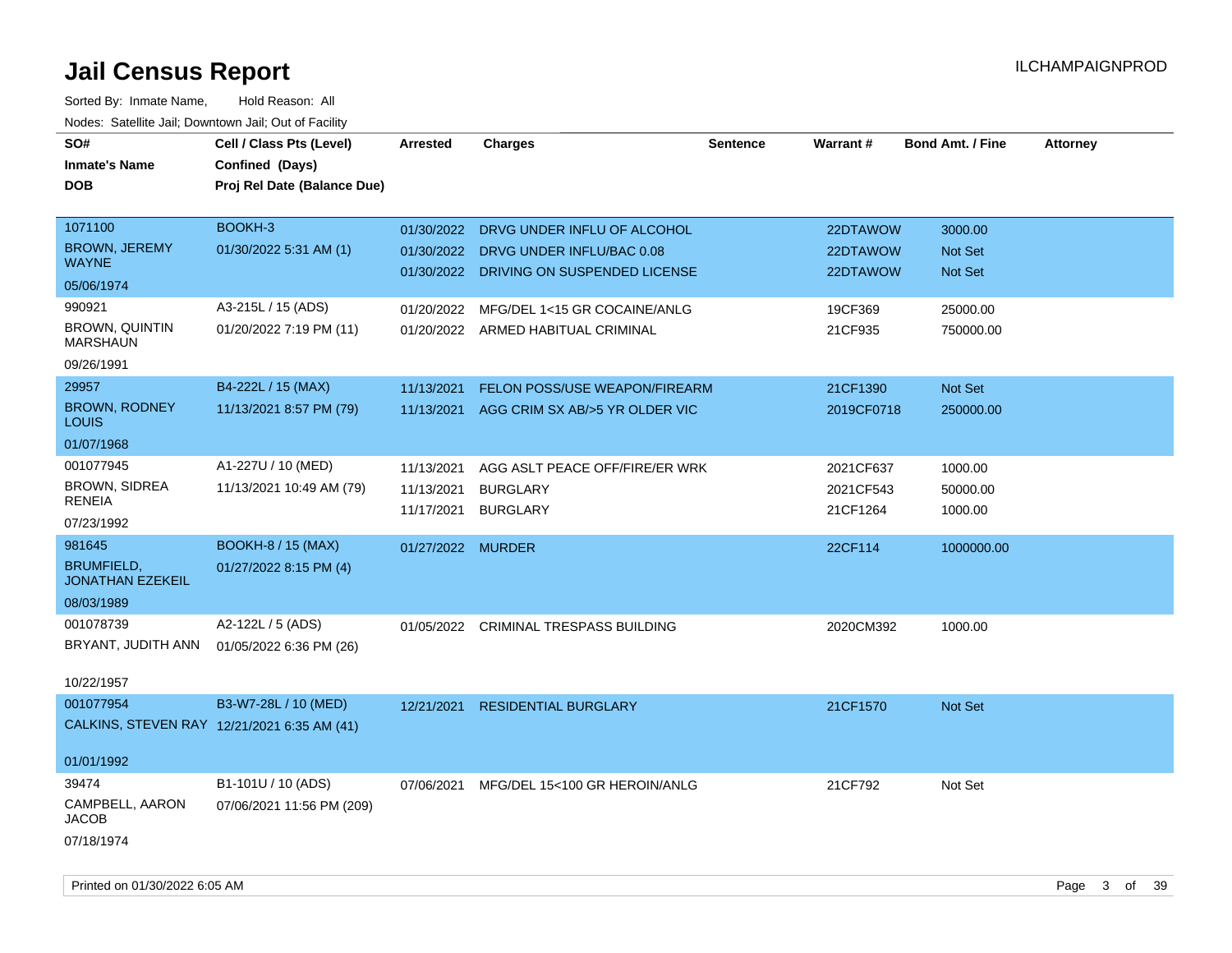# Jail Census Report

Sorted By: Inmate Name, Hold Reason: All

Nodes: Satellite Jail; Downtown Jail; Out of Facility

| SO# / Inmate's Name / DOB | Cell / Class Pts (Level) / Confined (Days) / Proj Rel Date (Balance Due) | Arrested | Charges | Sentence | Warrant # | Bond Amt. / Fine | Attorney |
|---|---|---|---|---|---|---|---|
| 1071100 BROWN, JEREMY WAYNE 05/06/1974 | BOOKH-3 01/30/2022 5:31 AM (1) | 01/30/2022 | DRVG UNDER INFLU OF ALCOHOL | | 22DTAWOW | 3000.00 | |
| | | 01/30/2022 | DRVG UNDER INFLU/BAC 0.08 | | 22DTAWOW | Not Set | |
| | | 01/30/2022 | DRIVING ON SUSPENDED LICENSE | | 22DTAWOW | Not Set | |
| 990921 BROWN, QUINTIN MARSHAUN 09/26/1991 | A3-215L / 15 (ADS) 01/20/2022 7:19 PM (11) | 01/20/2022 | MFG/DEL 1<15 GR COCAINE/ANLG | | 19CF369 | 25000.00 | |
| | | 01/20/2022 | ARMED HABITUAL CRIMINAL | | 21CF935 | 750000.00 | |
| 29957 BROWN, RODNEY LOUIS 01/07/1968 | B4-222L / 15 (MAX) 11/13/2021 8:57 PM (79) | 11/13/2021 | FELON POSS/USE WEAPON/FIREARM | | 21CF1390 | Not Set | |
| | | 11/13/2021 | AGG CRIM SX AB/>5 YR OLDER VIC | | 2019CF0718 | 250000.00 | |
| 001077945 BROWN, SIDREA RENEIA 07/23/1992 | A1-227U / 10 (MED) 11/13/2021 10:49 AM (79) | 11/13/2021 | AGG ASLT PEACE OFF/FIRE/ER WRK | | 2021CF637 | 1000.00 | |
| | | 11/13/2021 | BURGLARY | | 2021CF543 | 50000.00 | |
| | | 11/17/2021 | BURGLARY | | 21CF1264 | 1000.00 | |
| 981645 BRUMFIELD, JONATHAN EZEKEIL 08/03/1989 | BOOKH-8 / 15 (MAX) 01/27/2022 8:15 PM (4) | 01/27/2022 | MURDER | | 22CF114 | 1000000.00 | |
| 001078739 BRYANT, JUDITH ANN 10/22/1957 | A2-122L / 5 (ADS) 01/05/2022 6:36 PM (26) | 01/05/2022 | CRIMINAL TRESPASS BUILDING | | 2020CM392 | 1000.00 | |
| 001077954 CALKINS, STEVEN RAY 01/01/1992 | B3-W7-28L / 10 (MED) 12/21/2021 6:35 AM (41) | 12/21/2021 | RESIDENTIAL BURGLARY | | 21CF1570 | Not Set | |
| 39474 CAMPBELL, AARON JACOB 07/18/1974 | B1-101U / 10 (ADS) 07/06/2021 11:56 PM (209) | 07/06/2021 | MFG/DEL 15<100 GR HEROIN/ANLG | | 21CF792 | Not Set | |

Printed on 01/30/2022 6:05 AM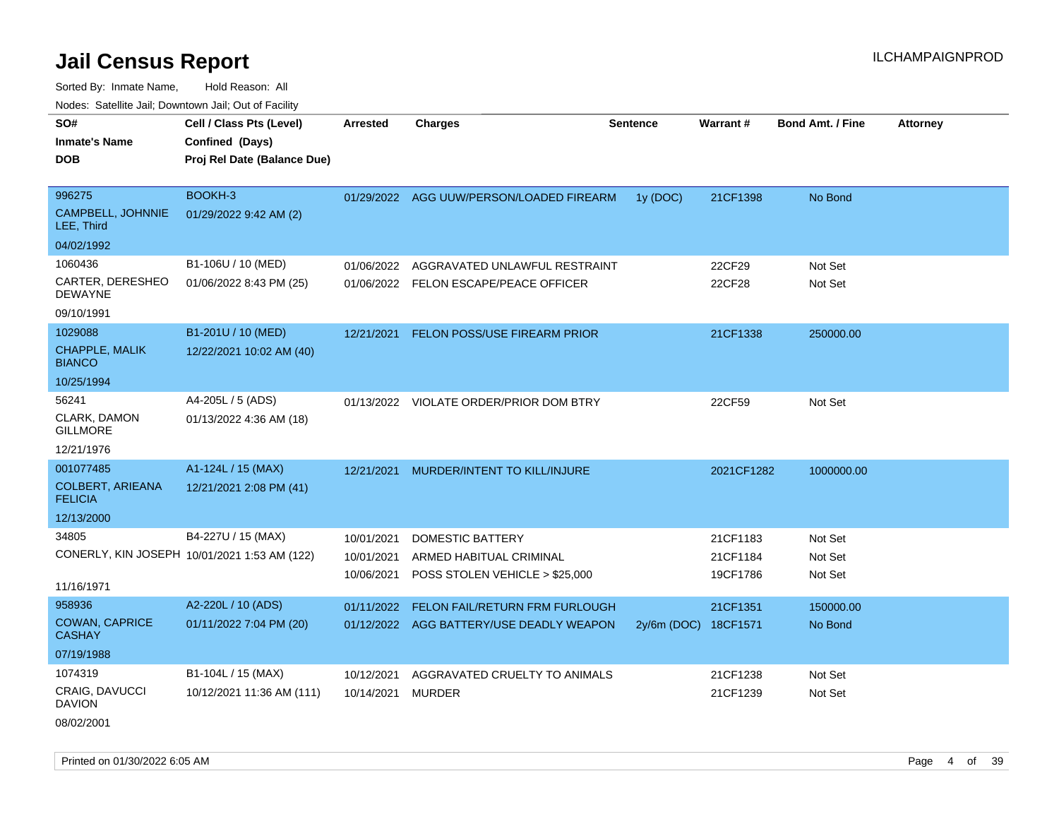# Jail Census Report

ILCHAMPAIGNPROD

Sorted By: Inmate Name, Hold Reason: All

Nodes: Satellite Jail; Downtown Jail; Out of Facility

| SO# / Inmate's Name / DOB | Cell / Class Pts (Level) / Confined (Days) / Proj Rel Date (Balance Due) | Arrested | Charges | Sentence | Warrant # | Bond Amt. / Fine | Attorney |
|---|---|---|---|---|---|---|---|
| 996275 CAMPBELL, JOHNNIE LEE, Third 04/02/1992 | BOOKH-3 01/29/2022 9:42 AM (2) | 01/29/2022 | AGG UUW/PERSON/LOADED FIREARM | 1y (DOC) | 21CF1398 | No Bond | |
| 1060436 CARTER, DERESHEO DEWAYNE 09/10/1991 | B1-106U / 10 (MED) 01/06/2022 8:43 PM (25) | 01/06/2022 | AGGRAVATED UNLAWFUL RESTRAINT | | 22CF29 | Not Set | |
| | | 01/06/2022 | FELON ESCAPE/PEACE OFFICER | | 22CF28 | Not Set | |
| 1029088 CHAPPLE, MALIK BIANCO 10/25/1994 | B1-201U / 10 (MED) 12/22/2021 10:02 AM (40) | 12/21/2021 | FELON POSS/USE FIREARM PRIOR | | 21CF1338 | 250000.00 | |
| 56241 CLARK, DAMON GILLMORE 12/21/1976 | A4-205L / 5 (ADS) 01/13/2022 4:36 AM (18) | 01/13/2022 | VIOLATE ORDER/PRIOR DOM BTRY | | 22CF59 | Not Set | |
| 001077485 COLBERT, ARIEANA FELICIA 12/13/2000 | A1-124L / 15 (MAX) 12/21/2021 2:08 PM (41) | 12/21/2021 | MURDER/INTENT TO KILL/INJURE | | 2021CF1282 | 1000000.00 | |
| 34805 CONERLY, KIN JOSEPH 11/16/1971 | B4-227U / 15 (MAX) 10/01/2021 1:53 AM (122) | 10/01/2021 | DOMESTIC BATTERY | | 21CF1183 | Not Set | |
| | | 10/01/2021 | ARMED HABITUAL CRIMINAL | | 21CF1184 | Not Set | |
| | | 10/06/2021 | POSS STOLEN VEHICLE > $25,000 | | 19CF1786 | Not Set | |
| 958936 COWAN, CAPRICE CASHAY 07/19/1988 | A2-220L / 10 (ADS) 01/11/2022 7:04 PM (20) | 01/11/2022 | FELON FAIL/RETURN FRM FURLOUGH | | 21CF1351 | 150000.00 | |
| | | 01/12/2022 | AGG BATTERY/USE DEADLY WEAPON | 2y/6m (DOC) | 18CF1571 | No Bond | |
| 1074319 CRAIG, DAVUCCI DAVION 08/02/2001 | B1-104L / 15 (MAX) 10/12/2021 11:36 AM (111) | 10/12/2021 | AGGRAVATED CRUELTY TO ANIMALS | | 21CF1238 | Not Set | |
| | | 10/14/2021 | MURDER | | 21CF1239 | Not Set | |

Printed on 01/30/2022 6:05 AM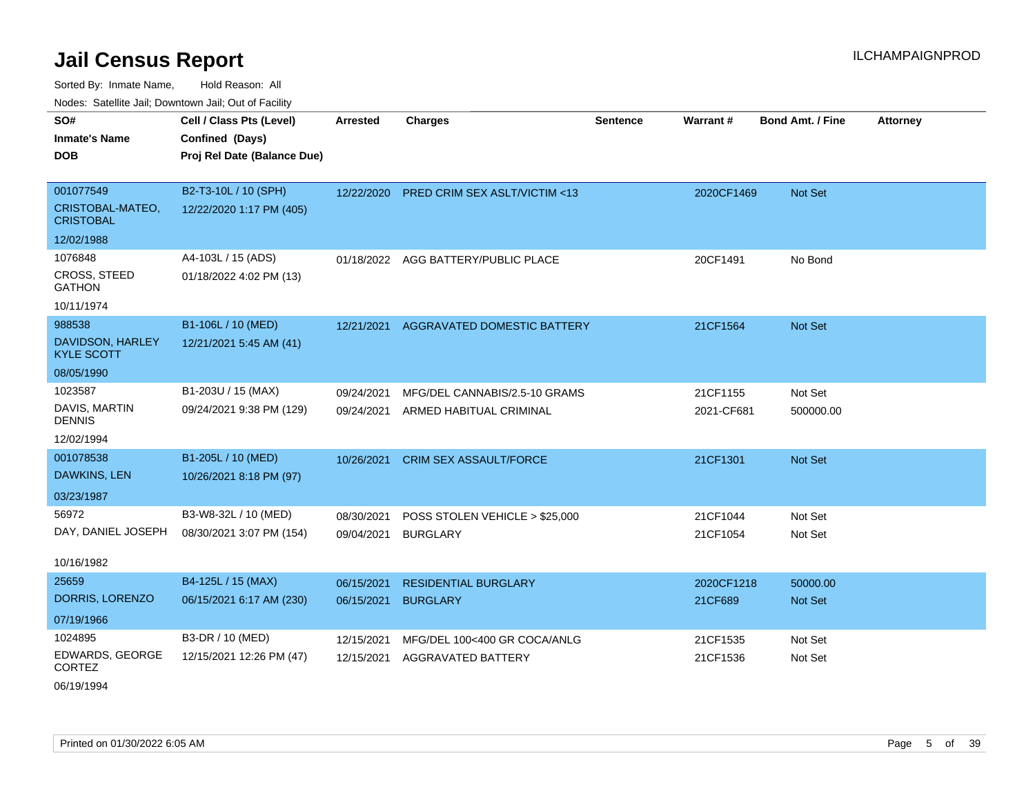# Jail Census Report

Sorted By: Inmate Name, Hold Reason: All

Nodes: Satellite Jail; Downtown Jail; Out of Facility

ILCHAMPAIGNPROD

| SO# / Inmate's Name / DOB | Cell / Class Pts (Level) / Confined (Days) / Proj Rel Date (Balance Due) | Arrested | Charges | Sentence | Warrant # | Bond Amt. / Fine | Attorney |
|---|---|---|---|---|---|---|---|
| 001077549<br>CRISTOBAL-MATEO, CRISTOBAL<br>12/02/1988 | B2-T3-10L / 10 (SPH)<br>12/22/2020 1:17 PM (405) | 12/22/2020 | PRED CRIM SEX ASLT/VICTIM <13 | | 2020CF1469 | Not Set | |
| 1076848<br>CROSS, STEED GATHON<br>10/11/1974 | A4-103L / 15 (ADS)<br>01/18/2022 4:02 PM (13) | 01/18/2022 | AGG BATTERY/PUBLIC PLACE | | 20CF1491 | No Bond | |
| 988538<br>DAVIDSON, HARLEY KYLE SCOTT<br>08/05/1990 | B1-106L / 10 (MED)<br>12/21/2021 5:45 AM (41) | 12/21/2021 | AGGRAVATED DOMESTIC BATTERY | | 21CF1564 | Not Set | |
| 1023587<br>DAVIS, MARTIN DENNIS<br>12/02/1994 | B1-203U / 15 (MAX)<br>09/24/2021 9:38 PM (129) | 09/24/2021<br>09/24/2021 | MFG/DEL CANNABIS/2.5-10 GRAMS<br>ARMED HABITUAL CRIMINAL | | 21CF1155<br>2021-CF681 | Not Set<br>500000.00 | |
| 001078538<br>DAWKINS, LEN<br>03/23/1987 | B1-205L / 10 (MED)<br>10/26/2021 8:18 PM (97) | 10/26/2021 | CRIM SEX ASSAULT/FORCE | | 21CF1301 | Not Set | |
| 56972<br>DAY, DANIEL JOSEPH<br>10/16/1982 | B3-W8-32L / 10 (MED)<br>08/30/2021 3:07 PM (154) | 08/30/2021<br>09/04/2021 | POSS STOLEN VEHICLE > $25,000<br>BURGLARY | | 21CF1044<br>21CF1054 | Not Set<br>Not Set | |
| 25659<br>DORRIS, LORENZO<br>07/19/1966 | B4-125L / 15 (MAX)<br>06/15/2021 6:17 AM (230) | 06/15/2021<br>06/15/2021 | RESIDENTIAL BURGLARY<br>BURGLARY | | 2020CF1218<br>21CF689 | 50000.00<br>Not Set | |
| 1024895<br>EDWARDS, GEORGE CORTEZ<br>06/19/1994 | B3-DR / 10 (MED)<br>12/15/2021 12:26 PM (47) | 12/15/2021<br>12/15/2021 | MFG/DEL 100<400 GR COCA/ANLG<br>AGGRAVATED BATTERY | | 21CF1535<br>21CF1536 | Not Set<br>Not Set | |

Printed on 01/30/2022 6:05 AM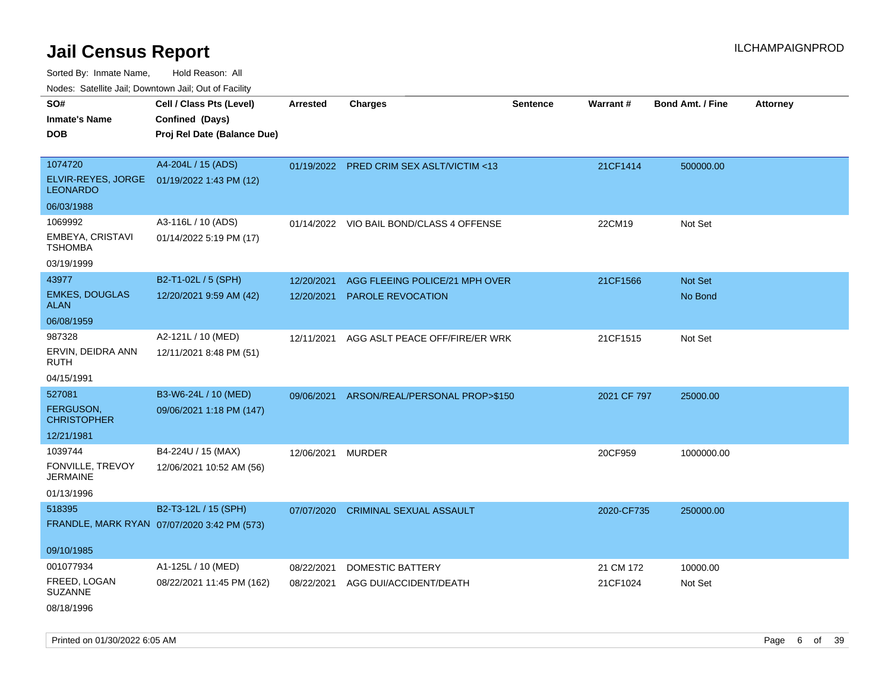# Jail Census Report

ILCHAMPAIGNPROD

Sorted By: Inmate Name, Hold Reason: All

Nodes: Satellite Jail; Downtown Jail; Out of Facility

| SO# / Inmate's Name / DOB | Cell / Class Pts (Level) / Confined (Days) / Proj Rel Date (Balance Due) | Arrested | Charges | Sentence | Warrant # | Bond Amt. / Fine | Attorney |
|---|---|---|---|---|---|---|---|
| 1074720<br>ELVIR-REYES, JORGE LEONARDO<br>06/03/1988 | A4-204L / 15 (ADS)<br>01/19/2022 1:43 PM (12) | 01/19/2022 | PRED CRIM SEX ASLT/VICTIM <13 | | 21CF1414 | 500000.00 | |
| 1069992<br>EMBEYA, CRISTAVI TSHOMBA<br>03/19/1999 | A3-116L / 10 (ADS)<br>01/14/2022 5:19 PM (17) | 01/14/2022 | VIO BAIL BOND/CLASS 4 OFFENSE | | 22CM19 | Not Set | |
| 43977<br>EMKES, DOUGLAS ALAN<br>06/08/1959 | B2-T1-02L / 5 (SPH)<br>12/20/2021 9:59 AM (42) | 12/20/2021<br>12/20/2021 | AGG FLEEING POLICE/21 MPH OVER<br>PAROLE REVOCATION | | 21CF1566 | Not Set<br>No Bond | |
| 987328<br>ERVIN, DEIDRA ANN RUTH<br>04/15/1991 | A2-121L / 10 (MED)<br>12/11/2021 8:48 PM (51) | 12/11/2021 | AGG ASLT PEACE OFF/FIRE/ER WRK | | 21CF1515 | Not Set | |
| 527081<br>FERGUSON, CHRISTOPHER<br>12/21/1981 | B3-W6-24L / 10 (MED)<br>09/06/2021 1:18 PM (147) | 09/06/2021 | ARSON/REAL/PERSONAL PROP>$150 | | 2021 CF 797 | 25000.00 | |
| 1039744<br>FONVILLE, TREVOY JERMAINE<br>01/13/1996 | B4-224U / 15 (MAX)<br>12/06/2021 10:52 AM (56) | 12/06/2021 | MURDER | | 20CF959 | 1000000.00 | |
| 518395<br>FRANDLE, MARK RYAN<br>09/10/1985 | B2-T3-12L / 15 (SPH)<br>07/07/2020 3:42 PM (573) | 07/07/2020 | CRIMINAL SEXUAL ASSAULT | | 2020-CF735 | 250000.00 | |
| 001077934<br>FREED, LOGAN SUZANNE<br>08/18/1996 | A1-125L / 10 (MED)<br>08/22/2021 11:45 PM (162) | 08/22/2021<br>08/22/2021 | DOMESTIC BATTERY<br>AGG DUI/ACCIDENT/DEATH | | 21 CM 172<br>21CF1024 | 10000.00<br>Not Set | |

Printed on 01/30/2022 6:05 AM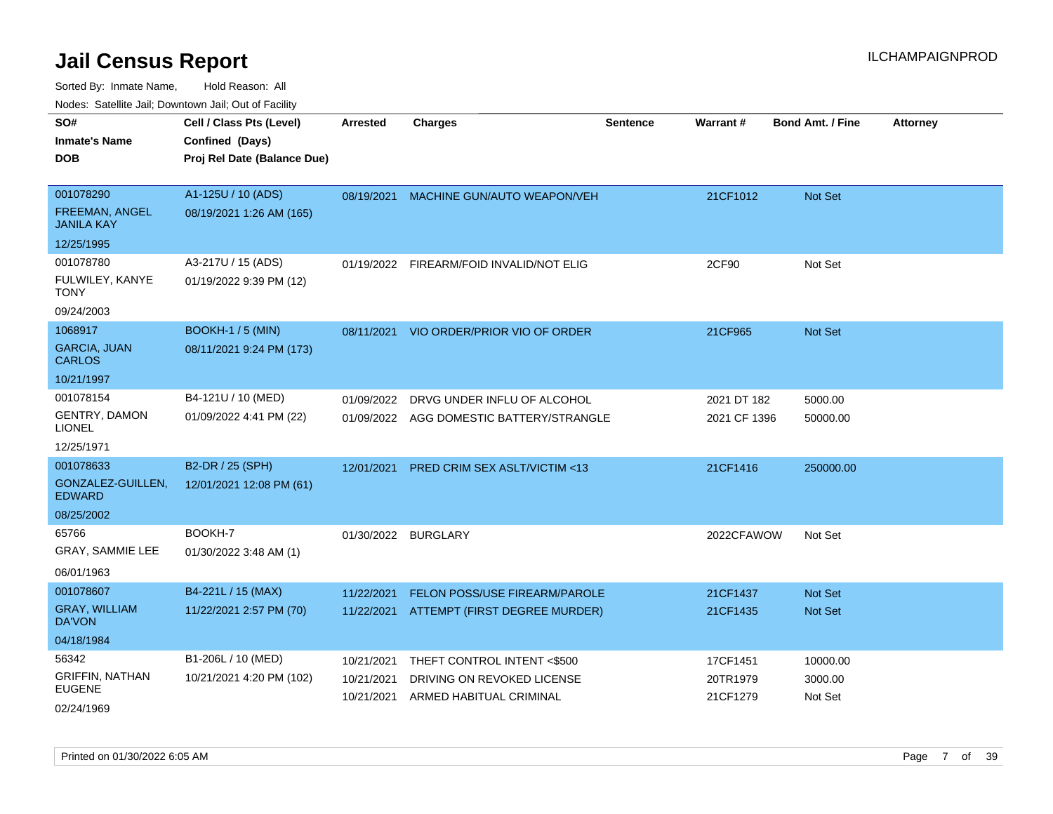# Jail Census Report

ILCHAMPAIGNPROD

Sorted By: Inmate Name, Hold Reason: All

Nodes: Satellite Jail; Downtown Jail; Out of Facility

| SO# / Inmate's Name / DOB | Cell / Class Pts (Level) / Confined (Days) / Proj Rel Date (Balance Due) | Arrested | Charges | Sentence | Warrant # | Bond Amt. / Fine | Attorney |
|---|---|---|---|---|---|---|---|
| 001078290<br>FREEMAN, ANGEL JANILA KAY<br>12/25/1995 | A1-125U / 10 (ADS)<br>08/19/2021 1:26 AM (165) | 08/19/2021 | MACHINE GUN/AUTO WEAPON/VEH | | 21CF1012 | Not Set | |
| 001078780<br>FULWILEY, KANYE TONY<br>09/24/2003 | A3-217U / 15 (ADS)<br>01/19/2022 9:39 PM (12) | 01/19/2022 | FIREARM/FOID INVALID/NOT ELIG | | 2CF90 | Not Set | |
| 1068917<br>GARCIA, JUAN CARLOS<br>10/21/1997 | BOOKH-1 / 5 (MIN)<br>08/11/2021 9:24 PM (173) | 08/11/2021 | VIO ORDER/PRIOR VIO OF ORDER | | 21CF965 | Not Set | |
| 001078154<br>GENTRY, DAMON LIONEL<br>12/25/1971 | B4-121U / 10 (MED)<br>01/09/2022 4:41 PM (22) | 01/09/2022<br>01/09/2022 | DRVG UNDER INFLU OF ALCOHOL<br>AGG DOMESTIC BATTERY/STRANGLE | | 2021 DT 182<br>2021 CF 1396 | 5000.00<br>50000.00 | |
| 001078633<br>GONZALEZ-GUILLEN, EDWARD<br>08/25/2002 | B2-DR / 25 (SPH)<br>12/01/2021 12:08 PM (61) | 12/01/2021 | PRED CRIM SEX ASLT/VICTIM <13 | | 21CF1416 | 250000.00 | |
| 65766<br>GRAY, SAMMIE LEE<br>06/01/1963 | BOOKH-7<br>01/30/2022 3:48 AM (1) | 01/30/2022 | BURGLARY | | 2022CFAWOW | Not Set | |
| 001078607<br>GRAY, WILLIAM DA'VON<br>04/18/1984 | B4-221L / 15 (MAX)<br>11/22/2021 2:57 PM (70) | 11/22/2021<br>11/22/2021 | FELON POSS/USE FIREARM/PAROLE<br>ATTEMPT (FIRST DEGREE MURDER) | | 21CF1437<br>21CF1435 | Not Set<br>Not Set | |
| 56342<br>GRIFFIN, NATHAN EUGENE<br>02/24/1969 | B1-206L / 10 (MED)<br>10/21/2021 4:20 PM (102) | 10/21/2021<br>10/21/2021<br>10/21/2021 | THEFT CONTROL INTENT <$500<br>DRIVING ON REVOKED LICENSE<br>ARMED HABITUAL CRIMINAL | | 17CF1451<br>20TR1979<br>21CF1279 | 10000.00<br>3000.00<br>Not Set | |

Printed on 01/30/2022 6:05 AM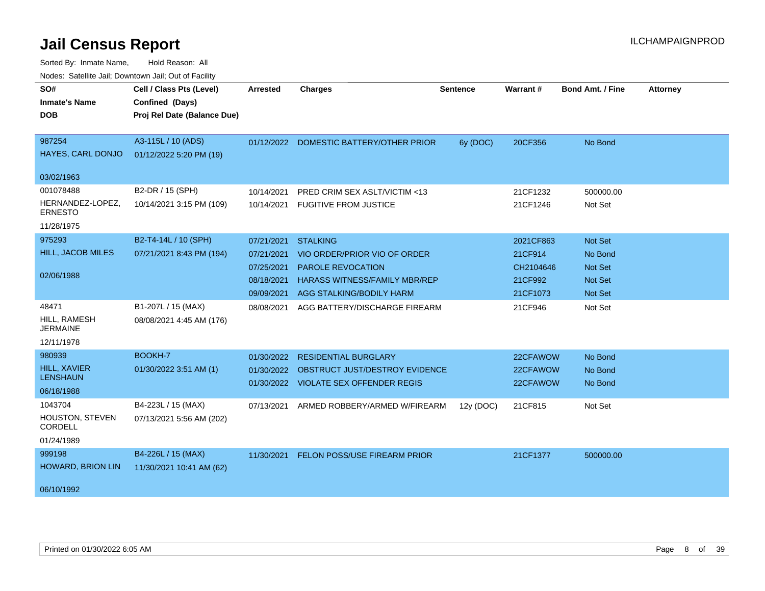# Jail Census Report

ILCHAMPAIGNPROD

Sorted By: Inmate Name, Hold Reason: All

Nodes: Satellite Jail; Downtown Jail; Out of Facility

| SO#<br>Inmate's Name<br>DOB | Cell / Class Pts (Level)<br>Confined (Days)<br>Proj Rel Date (Balance Due) | Arrested | Charges | Sentence | Warrant # | Bond Amt. / Fine | Attorney |
|---|---|---|---|---|---|---|---|
| 987254<br>HAYES, CARL DONJO<br>03/02/1963 | A3-115L / 10 (ADS)<br>01/12/2022 5:20 PM (19) | 01/12/2022 | DOMESTIC BATTERY/OTHER PRIOR | 6y (DOC) | 20CF356 | No Bond | |
| 001078488<br>HERNANDEZ-LOPEZ, ERNESTO<br>11/28/1975 | B2-DR / 15 (SPH)<br>10/14/2021 3:15 PM (109) | 10/14/2021 | PRED CRIM SEX ASLT/VICTIM <13 | | 21CF1232 | 500000.00 | |
| | | 10/14/2021 | FUGITIVE FROM JUSTICE | | 21CF1246 | Not Set | |
| 975293<br>HILL, JACOB MILES<br>02/06/1988 | B2-T4-14L / 10 (SPH)<br>07/21/2021 8:43 PM (194) | 07/21/2021 | STALKING | | 2021CF863 | Not Set | |
| | | 07/21/2021 | VIO ORDER/PRIOR VIO OF ORDER | | 21CF914 | No Bond | |
| | | 07/25/2021 | PAROLE REVOCATION | | CH2104646 | Not Set | |
| | | 08/18/2021 | HARASS WITNESS/FAMILY MBR/REP | | 21CF992 | Not Set | |
| | | 09/09/2021 | AGG STALKING/BODILY HARM | | 21CF1073 | Not Set | |
| 48471<br>HILL, RAMESH JERMAINE<br>12/11/1978 | B1-207L / 15 (MAX)<br>08/08/2021 4:45 AM (176) | 08/08/2021 | AGG BATTERY/DISCHARGE FIREARM | | 21CF946 | Not Set | |
| 980939<br>HILL, XAVIER LENSHAUN<br>06/18/1988 | BOOKH-7<br>01/30/2022 3:51 AM (1) | 01/30/2022 | RESIDENTIAL BURGLARY | | 22CFAWOW | No Bond | |
| | | 01/30/2022 | OBSTRUCT JUST/DESTROY EVIDENCE | | 22CFAWOW | No Bond | |
| | | 01/30/2022 | VIOLATE SEX OFFENDER REGIS | | 22CFAWOW | No Bond | |
| 1043704<br>HOUSTON, STEVEN CORDELL<br>01/24/1989 | B4-223L / 15 (MAX)<br>07/13/2021 5:56 AM (202) | 07/13/2021 | ARMED ROBBERY/ARMED W/FIREARM | 12y (DOC) | 21CF815 | Not Set | |
| 999198<br>HOWARD, BRION LIN<br>06/10/1992 | B4-226L / 15 (MAX)<br>11/30/2021 10:41 AM (62) | 11/30/2021 | FELON POSS/USE FIREARM PRIOR | | 21CF1377 | 500000.00 | |

Printed on 01/30/2022 6:05 AM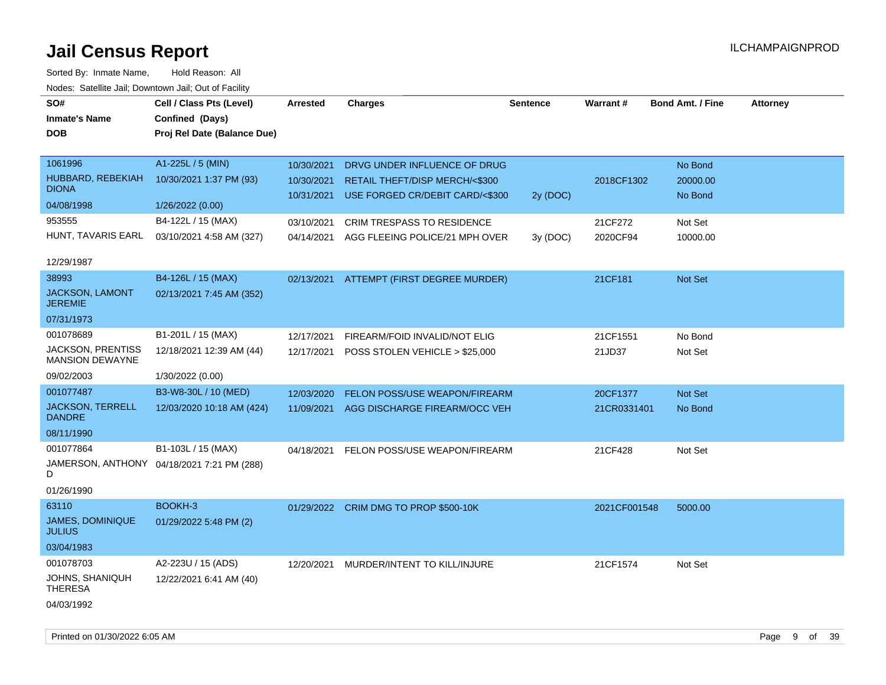# Jail Census Report

ILCHAMPAIGNPROD

Sorted By: Inmate Name, Hold Reason: All

Nodes: Satellite Jail; Downtown Jail; Out of Facility

| SO# / Inmate's Name / DOB | Cell / Class Pts (Level) / Confined (Days) / Proj Rel Date (Balance Due) | Arrested | Charges | Sentence | Warrant # | Bond Amt. / Fine | Attorney |
|---|---|---|---|---|---|---|---|
| 1061996 | A1-225L / 5 (MIN) | 10/30/2021 | DRVG UNDER INFLUENCE OF DRUG | | | No Bond | |
| HUBBARD, REBEKIAH DIONA | 10/30/2021 1:37 PM (93) | 10/30/2021 | RETAIL THEFT/DISP MERCH/<$300 | | 2018CF1302 | 20000.00 | |
| 04/08/1998 | 1/26/2022 (0.00) | 10/31/2021 | USE FORGED CR/DEBIT CARD/<$300 | 2y (DOC) | | No Bond | |
| 953555 | B4-122L / 15 (MAX) | 03/10/2021 | CRIM TRESPASS TO RESIDENCE | | 21CF272 | Not Set | |
| HUNT, TAVARIS EARL | 03/10/2021 4:58 AM (327) | 04/14/2021 | AGG FLEEING POLICE/21 MPH OVER | 3y (DOC) | 2020CF94 | 10000.00 | |
| 12/29/1987 | | | | | | | |
| 38993 | B4-126L / 15 (MAX) | 02/13/2021 | ATTEMPT (FIRST DEGREE MURDER) | | 21CF181 | Not Set | |
| JACKSON, LAMONT JEREMIE | 02/13/2021 7:45 AM (352) | | | | | | |
| 07/31/1973 | | | | | | | |
| 001078689 | B1-201L / 15 (MAX) | 12/17/2021 | FIREARM/FOID INVALID/NOT ELIG | | 21CF1551 | No Bond | |
| JACKSON, PRENTISS MANSION DEWAYNE | 12/18/2021 12:39 AM (44) | 12/17/2021 | POSS STOLEN VEHICLE > $25,000 | | 21JD37 | Not Set | |
| 09/02/2003 | 1/30/2022 (0.00) | | | | | | |
| 001077487 | B3-W8-30L / 10 (MED) | 12/03/2020 | FELON POSS/USE WEAPON/FIREARM | | 20CF1377 | Not Set | |
| JACKSON, TERRELL DANDRE | 12/03/2020 10:18 AM (424) | 11/09/2021 | AGG DISCHARGE FIREARM/OCC VEH | | 21CR0331401 | No Bond | |
| 08/11/1990 | | | | | | | |
| 001077864 | B1-103L / 15 (MAX) | 04/18/2021 | FELON POSS/USE WEAPON/FIREARM | | 21CF428 | Not Set | |
| JAMERSON, ANTHONY D | 04/18/2021 7:21 PM (288) | | | | | | |
| 01/26/1990 | | | | | | | |
| 63110 | BOOKH-3 | 01/29/2022 | CRIM DMG TO PROP $500-10K | | 2021CF001548 | 5000.00 | |
| JAMES, DOMINIQUE JULIUS | 01/29/2022 5:48 PM (2) | | | | | | |
| 03/04/1983 | | | | | | | |
| 001078703 | A2-223U / 15 (ADS) | 12/20/2021 | MURDER/INTENT TO KILL/INJURE | | 21CF1574 | Not Set | |
| JOHNS, SHANIQUH THERESA | 12/22/2021 6:41 AM (40) | | | | | | |
| 04/03/1992 | | | | | | | |

Printed on 01/30/2022 6:05 AM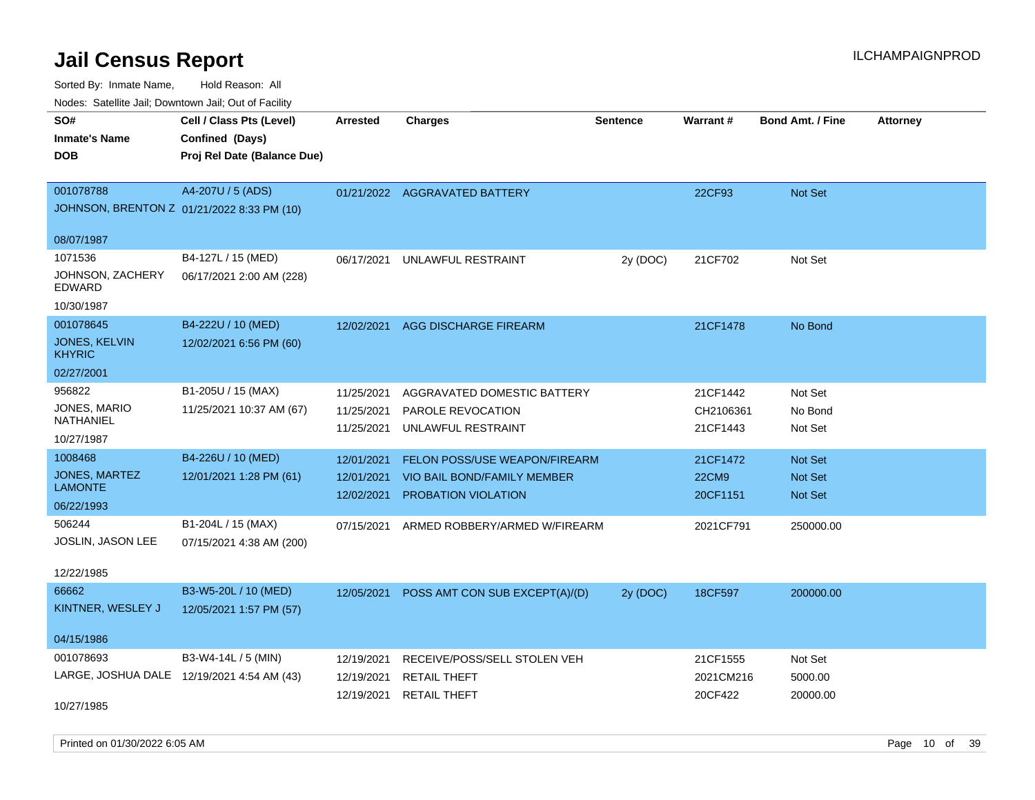# Jail Census Report

ILCHAMPAIGNPROD

Sorted By: Inmate Name, Hold Reason: All

Nodes: Satellite Jail; Downtown Jail; Out of Facility

| SO# / Inmate's Name / DOB | Cell / Class Pts (Level) / Confined (Days) / Proj Rel Date (Balance Due) | Arrested | Charges | Sentence | Warrant # | Bond Amt. / Fine | Attorney |
|---|---|---|---|---|---|---|---|
| 001078788<br>JOHNSON, BRENTON Z<br>08/07/1987 | A4-207U / 5 (ADS)<br>01/21/2022 8:33 PM (10) | 01/21/2022 | AGGRAVATED BATTERY | | 22CF93 | Not Set | |
| 1071536<br>JOHNSON, ZACHERY EDWARD<br>10/30/1987 | B4-127L / 15 (MED)<br>06/17/2021 2:00 AM (228) | 06/17/2021 | UNLAWFUL RESTRAINT | 2y (DOC) | 21CF702 | Not Set | |
| 001078645<br>JONES, KELVIN KHYRIC<br>02/27/2001 | B4-222U / 10 (MED)<br>12/02/2021 6:56 PM (60) | 12/02/2021 | AGG DISCHARGE FIREARM | | 21CF1478 | No Bond | |
| 956822<br>JONES, MARIO NATHANIEL<br>10/27/1987 | B1-205U / 15 (MAX)<br>11/25/2021 10:37 AM (67) | 11/25/2021<br>11/25/2021<br>11/25/2021 | AGGRAVATED DOMESTIC BATTERY<br>PAROLE REVOCATION<br>UNLAWFUL RESTRAINT | | 21CF1442<br>CH2106361<br>21CF1443 | Not Set<br>No Bond<br>Not Set | |
| 1008468<br>JONES, MARTEZ LAMONTE<br>06/22/1993 | B4-226U / 10 (MED)<br>12/01/2021 1:28 PM (61) | 12/01/2021<br>12/01/2021<br>12/02/2021 | FELON POSS/USE WEAPON/FIREARM<br>VIO BAIL BOND/FAMILY MEMBER<br>PROBATION VIOLATION | | 21CF1472<br>22CM9<br>20CF1151 | Not Set<br>Not Set<br>Not Set | |
| 506244<br>JOSLIN, JASON LEE<br>12/22/1985 | B1-204L / 15 (MAX)<br>07/15/2021 4:38 AM (200) | 07/15/2021 | ARMED ROBBERY/ARMED W/FIREARM | | 2021CF791 | 250000.00 | |
| 66662<br>KINTNER, WESLEY J<br>04/15/1986 | B3-W5-20L / 10 (MED)<br>12/05/2021 1:57 PM (57) | 12/05/2021 | POSS AMT CON SUB EXCEPT(A)/(D) | 2y (DOC) | 18CF597 | 200000.00 | |
| 001078693<br>LARGE, JOSHUA DALE<br>10/27/1985 | B3-W4-14L / 5 (MIN)<br>12/19/2021 4:54 AM (43) | 12/19/2021<br>12/19/2021<br>12/19/2021 | RECEIVE/POSS/SELL STOLEN VEH<br>RETAIL THEFT<br>RETAIL THEFT | | 21CF1555<br>2021CM216<br>20CF422 | Not Set<br>5000.00<br>20000.00 | |

Printed on 01/30/2022 6:05 AM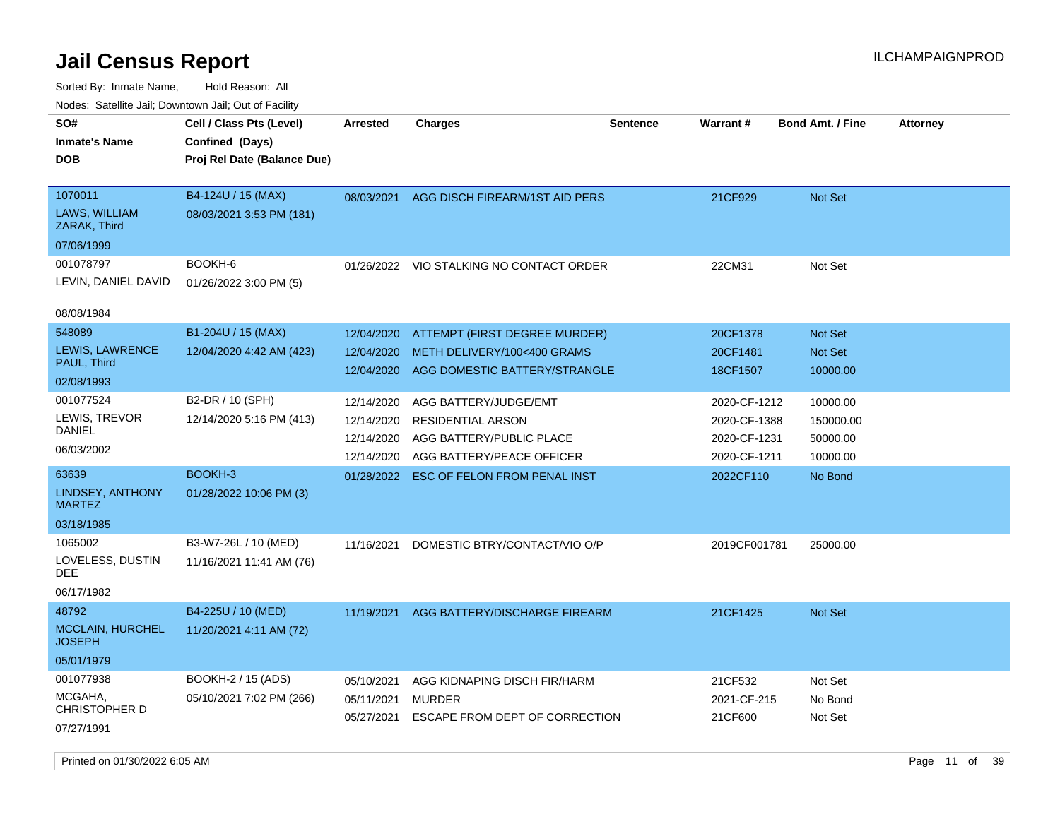# Jail Census Report

Sorted By: Inmate Name, Hold Reason: All

Nodes: Satellite Jail; Downtown Jail; Out of Facility

| SO# / Inmate's Name / DOB | Cell / Class Pts (Level) / Confined (Days) / Proj Rel Date (Balance Due) | Arrested | Charges | Sentence | Warrant # | Bond Amt. / Fine | Attorney |
|---|---|---|---|---|---|---|---|
| 1070011<br>LAWS, WILLIAM ZARAK, Third<br>07/06/1999 | B4-124U / 15 (MAX)<br>08/03/2021 3:53 PM (181) | 08/03/2021 | AGG DISCH FIREARM/1ST AID PERS | | 21CF929 | Not Set | |
| 001078797<br>LEVIN, DANIEL DAVID<br>08/08/1984 | BOOKH-6<br>01/26/2022 3:00 PM (5) | 01/26/2022 | VIO STALKING NO CONTACT ORDER | | 22CM31 | Not Set | |
| 548089<br>LEWIS, LAWRENCE PAUL, Third<br>02/08/1993 | B1-204U / 15 (MAX)<br>12/04/2020 4:42 AM (423) | 12/04/2020 | ATTEMPT (FIRST DEGREE MURDER) | | 20CF1378 | Not Set | |
| | | 12/04/2020 | METH DELIVERY/100<400 GRAMS | | 20CF1481 | Not Set | |
| | | 12/04/2020 | AGG DOMESTIC BATTERY/STRANGLE | | 18CF1507 | 10000.00 | |
| 001077524<br>LEWIS, TREVOR DANIEL<br>06/03/2002 | B2-DR / 10 (SPH)<br>12/14/2020 5:16 PM (413) | 12/14/2020 | AGG BATTERY/JUDGE/EMT | | 2020-CF-1212 | 10000.00 | |
| | | 12/14/2020 | RESIDENTIAL ARSON | | 2020-CF-1388 | 150000.00 | |
| | | 12/14/2020 | AGG BATTERY/PUBLIC PLACE | | 2020-CF-1231 | 50000.00 | |
| | | 12/14/2020 | AGG BATTERY/PEACE OFFICER | | 2020-CF-1211 | 10000.00 | |
| 63639<br>LINDSEY, ANTHONY MARTEZ<br>03/18/1985 | BOOKH-3<br>01/28/2022 10:06 PM (3) | 01/28/2022 | ESC OF FELON FROM PENAL INST | | 2022CF110 | No Bond | |
| 1065002<br>LOVELESS, DUSTIN DEE<br>06/17/1982 | B3-W7-26L / 10 (MED)<br>11/16/2021 11:41 AM (76) | 11/16/2021 | DOMESTIC BTRY/CONTACT/VIO O/P | | 2019CF001781 | 25000.00 | |
| 48792<br>MCCLAIN, HURCHEL JOSEPH<br>05/01/1979 | B4-225U / 10 (MED)<br>11/20/2021 4:11 AM (72) | 11/19/2021 | AGG BATTERY/DISCHARGE FIREARM | | 21CF1425 | Not Set | |
| 001077938<br>MCGAHA, CHRISTOPHER D<br>07/27/1991 | BOOKH-2 / 15 (ADS)<br>05/10/2021 7:02 PM (266) | 05/10/2021 | AGG KIDNAPING DISCH FIR/HARM | | 21CF532 | Not Set | |
| | | 05/11/2021 | MURDER | | 2021-CF-215 | No Bond | |
| | | 05/27/2021 | ESCAPE FROM DEPT OF CORRECTION | | 21CF600 | Not Set | |

Printed on 01/30/2022 6:05 AM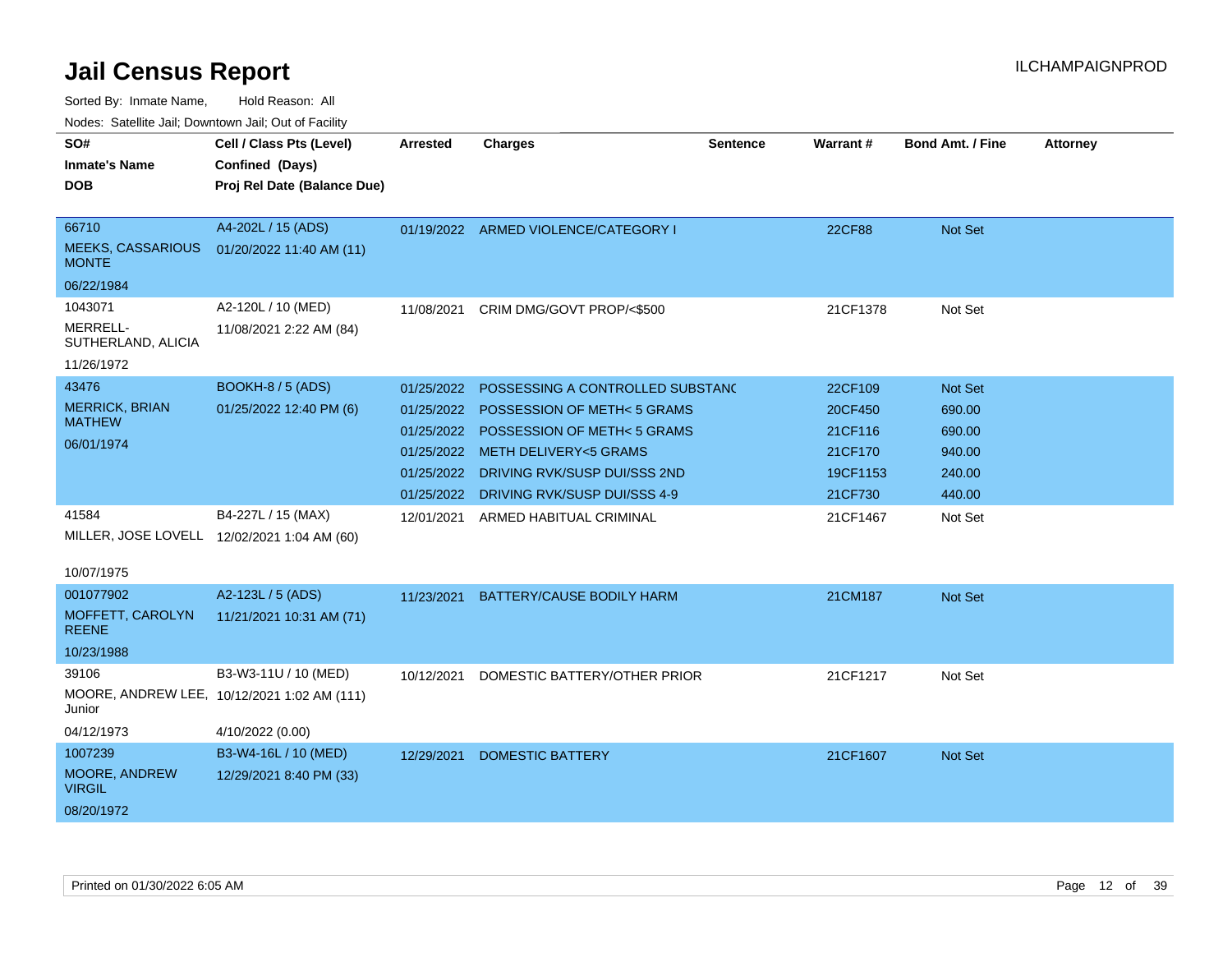# Jail Census Report

ILCHAMPAIGNPROD

Sorted By: Inmate Name, Hold Reason: All

Nodes: Satellite Jail; Downtown Jail; Out of Facility

| SO# / Inmate's Name / DOB | Cell / Class Pts (Level) / Confined (Days) / Proj Rel Date (Balance Due) | Arrested | Charges | Sentence | Warrant # | Bond Amt. / Fine | Attorney |
|---|---|---|---|---|---|---|---|
| 66710<br>MEEKS, CASSARIOUS MONTE<br>06/22/1984 | A4-202L / 15 (ADS)<br>01/20/2022 11:40 AM (11) | 01/19/2022 | ARMED VIOLENCE/CATEGORY I | | 22CF88 | Not Set | |
| 1043071<br>MERRELL-SUTHERLAND, ALICIA<br>11/26/1972 | A2-120L / 10 (MED)<br>11/08/2021 2:22 AM (84) | 11/08/2021 | CRIM DMG/GOVT PROP/<$500 | | 21CF1378 | Not Set | |
| 43476<br>MERRICK, BRIAN MATHEW<br>06/01/1974 | BOOKH-8 / 5 (ADS)<br>01/25/2022 12:40 PM (6) | 01/25/2022 | POSSESSING A CONTROLLED SUBSTANC | | 22CF109 | Not Set | |
| | | 01/25/2022 | POSSESSION OF METH< 5 GRAMS | | 20CF450 | 690.00 | |
| | | 01/25/2022 | POSSESSION OF METH< 5 GRAMS | | 21CF116 | 690.00 | |
| | | 01/25/2022 | METH DELIVERY<5 GRAMS | | 21CF170 | 940.00 | |
| | | 01/25/2022 | DRIVING RVK/SUSP DUI/SSS 2ND | | 19CF1153 | 240.00 | |
| | | 01/25/2022 | DRIVING RVK/SUSP DUI/SSS 4-9 | | 21CF730 | 440.00 | |
| 41584<br>MILLER, JOSE LOVELL<br>10/07/1975 | B4-227L / 15 (MAX)<br>12/02/2021 1:04 AM (60) | 12/01/2021 | ARMED HABITUAL CRIMINAL | | 21CF1467 | Not Set | |
| 001077902<br>MOFFETT, CAROLYN REENE<br>10/23/1988 | A2-123L / 5 (ADS)<br>11/21/2021 10:31 AM (71) | 11/23/2021 | BATTERY/CAUSE BODILY HARM | | 21CM187 | Not Set | |
| 39106<br>MOORE, ANDREW LEE, Junior<br>04/12/1973 | B3-W3-11U / 10 (MED)<br>10/12/2021 1:02 AM (111)<br>4/10/2022 (0.00) | 10/12/2021 | DOMESTIC BATTERY/OTHER PRIOR | | 21CF1217 | Not Set | |
| 1007239<br>MOORE, ANDREW VIRGIL<br>08/20/1972 | B3-W4-16L / 10 (MED)<br>12/29/2021 8:40 PM (33) | 12/29/2021 | DOMESTIC BATTERY | | 21CF1607 | Not Set | |

Printed on 01/30/2022 6:05 AM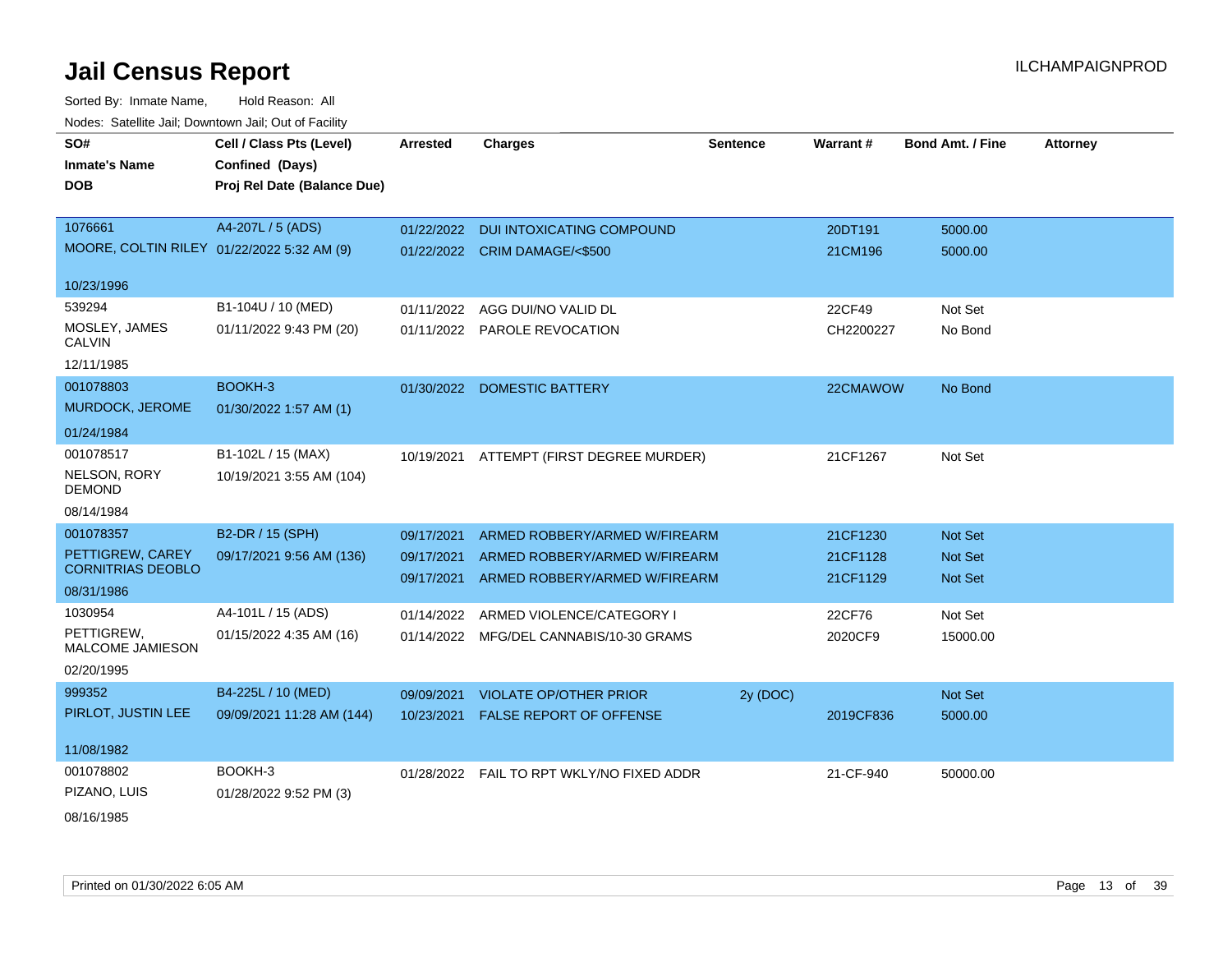# Jail Census Report

ILCHAMPAIGNPROD

Sorted By: Inmate Name, Hold Reason: All

Nodes: Satellite Jail; Downtown Jail; Out of Facility

| SO# / Inmate's Name / DOB | Cell / Class Pts (Level) / Confined (Days) / Proj Rel Date (Balance Due) | Arrested | Charges | Sentence | Warrant # | Bond Amt. / Fine | Attorney |
|---|---|---|---|---|---|---|---|
| 1076661 MOORE, COLTIN RILEY 10/23/1996 | A4-207L / 5 (ADS) 01/22/2022 5:32 AM (9) | 01/22/2022 | DUI INTOXICATING COMPOUND | | 20DT191 | 5000.00 | |
| | | 01/22/2022 | CRIM DAMAGE/<$500 | | 21CM196 | 5000.00 | |
| 539294 MOSLEY, JAMES CALVIN 12/11/1985 | B1-104U / 10 (MED) 01/11/2022 9:43 PM (20) | 01/11/2022 | AGG DUI/NO VALID DL | | 22CF49 | Not Set | |
| | | 01/11/2022 | PAROLE REVOCATION | | CH2200227 | No Bond | |
| 001078803 MURDOCK, JEROME 01/24/1984 | BOOKH-3 01/30/2022 1:57 AM (1) | 01/30/2022 | DOMESTIC BATTERY | | 22CMAWOW | No Bond | |
| 001078517 NELSON, RORY DEMOND 08/14/1984 | B1-102L / 15 (MAX) 10/19/2021 3:55 AM (104) | 10/19/2021 | ATTEMPT (FIRST DEGREE MURDER) | | 21CF1267 | Not Set | |
| 001078357 PETTIGREW, CAREY CORNITRIAS DEOBLO 08/31/1986 | B2-DR / 15 (SPH) 09/17/2021 9:56 AM (136) | 09/17/2021 | ARMED ROBBERY/ARMED W/FIREARM | | 21CF1230 | Not Set | |
| | | 09/17/2021 | ARMED ROBBERY/ARMED W/FIREARM | | 21CF1128 | Not Set | |
| | | 09/17/2021 | ARMED ROBBERY/ARMED W/FIREARM | | 21CF1129 | Not Set | |
| 1030954 PETTIGREW, MALCOME JAMIESON 02/20/1995 | A4-101L / 15 (ADS) 01/15/2022 4:35 AM (16) | 01/14/2022 | ARMED VIOLENCE/CATEGORY I | | 22CF76 | Not Set | |
| | | 01/14/2022 | MFG/DEL CANNABIS/10-30 GRAMS | | 2020CF9 | 15000.00 | |
| 999352 PIRLOT, JUSTIN LEE 11/08/1982 | B4-225L / 10 (MED) 09/09/2021 11:28 AM (144) | 09/09/2021 | VIOLATE OP/OTHER PRIOR | 2y (DOC) | | Not Set | |
| | | 10/23/2021 | FALSE REPORT OF OFFENSE | | 2019CF836 | 5000.00 | |
| 001078802 PIZANO, LUIS 08/16/1985 | BOOKH-3 01/28/2022 9:52 PM (3) | 01/28/2022 | FAIL TO RPT WKLY/NO FIXED ADDR | | 21-CF-940 | 50000.00 | |

Printed on 01/30/2022 6:05 AM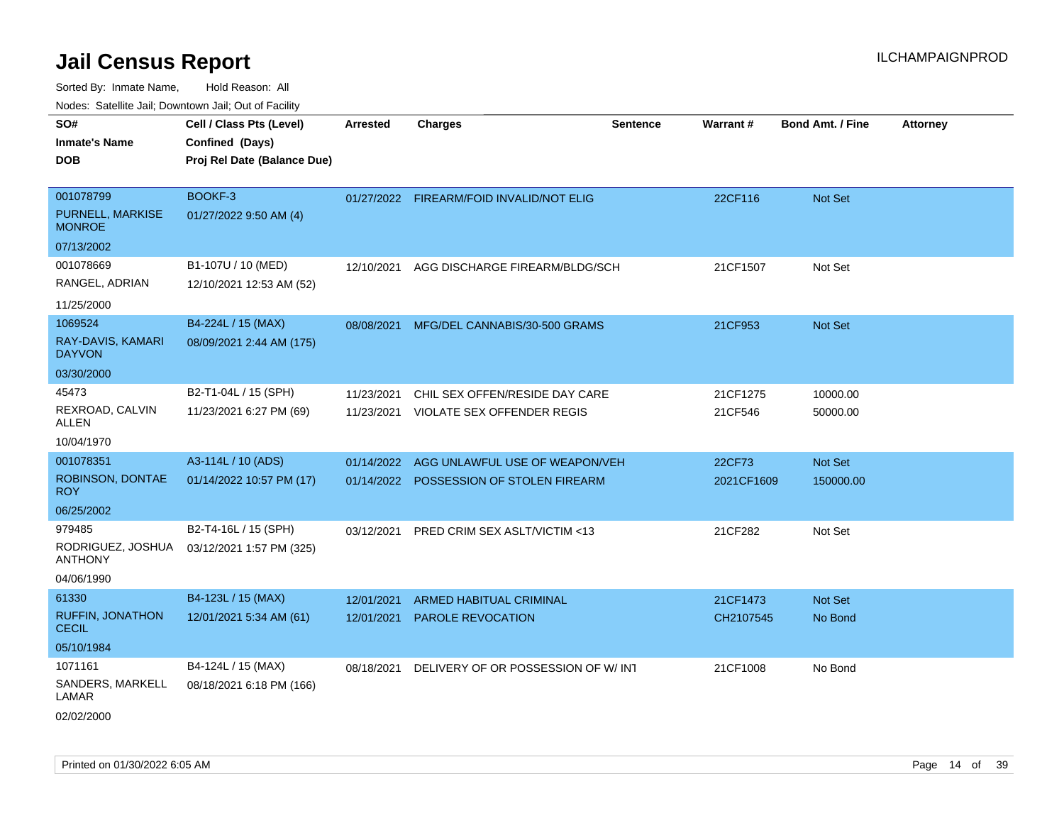# Jail Census Report

Sorted By: Inmate Name, Hold Reason: All

Nodes: Satellite Jail; Downtown Jail; Out of Facility

| SO# / Inmate's Name / DOB | Cell / Class Pts (Level) / Confined (Days) / Proj Rel Date (Balance Due) | Arrested | Charges | Sentence | Warrant # | Bond Amt. / Fine | Attorney |
|---|---|---|---|---|---|---|---|
| 001078799<br>PURNELL, MARKISE MONROE<br>07/13/2002 | BOOKF-3<br>01/27/2022 9:50 AM (4) | 01/27/2022 | FIREARM/FOID INVALID/NOT ELIG | | 22CF116 | Not Set | |
| 001078669<br>RANGEL, ADRIAN<br>11/25/2000 | B1-107U / 10 (MED)<br>12/10/2021 12:53 AM (52) | 12/10/2021 | AGG DISCHARGE FIREARM/BLDG/SCH | | 21CF1507 | Not Set | |
| 1069524<br>RAY-DAVIS, KAMARI DAYVON<br>03/30/2000 | B4-224L / 15 (MAX)<br>08/09/2021 2:44 AM (175) | 08/08/2021 | MFG/DEL CANNABIS/30-500 GRAMS | | 21CF953 | Not Set | |
| 45473<br>REXROAD, CALVIN ALLEN<br>10/04/1970 | B2-T1-04L / 15 (SPH)<br>11/23/2021 6:27 PM (69) | 11/23/2021<br>11/23/2021 | CHIL SEX OFFEN/RESIDE DAY CARE<br>VIOLATE SEX OFFENDER REGIS | | 21CF1275<br>21CF546 | 10000.00<br>50000.00 | |
| 001078351<br>ROBINSON, DONTAE ROY<br>06/25/2002 | A3-114L / 10 (ADS)<br>01/14/2022 10:57 PM (17) | 01/14/2022<br>01/14/2022 | AGG UNLAWFUL USE OF WEAPON/VEH<br>POSSESSION OF STOLEN FIREARM | | 22CF73<br>2021CF1609 | Not Set<br>150000.00 | |
| 979485<br>RODRIGUEZ, JOSHUA ANTHONY<br>04/06/1990 | B2-T4-16L / 15 (SPH)<br>03/12/2021 1:57 PM (325) | 03/12/2021 | PRED CRIM SEX ASLT/VICTIM <13 | | 21CF282 | Not Set | |
| 61330<br>RUFFIN, JONATHON CECIL<br>05/10/1984 | B4-123L / 15 (MAX)<br>12/01/2021 5:34 AM (61) | 12/01/2021<br>12/01/2021 | ARMED HABITUAL CRIMINAL<br>PAROLE REVOCATION | | 21CF1473<br>CH2107545 | Not Set<br>No Bond | |
| 1071161<br>SANDERS, MARKELL LAMAR<br>02/02/2000 | B4-124L / 15 (MAX)<br>08/18/2021 6:18 PM (166) | 08/18/2021 | DELIVERY OF OR POSSESSION OF W/ INT | | 21CF1008 | No Bond | |

Printed on 01/30/2022 6:05 AM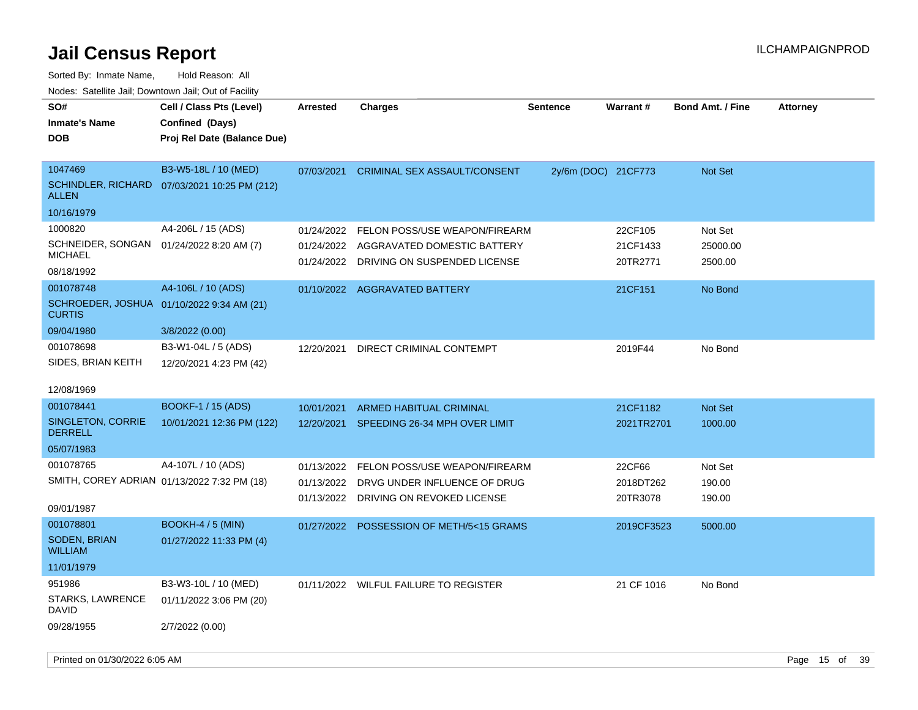# Jail Census Report

ILCHAMPAIGNPROD

Sorted By: Inmate Name, Hold Reason: All

Nodes: Satellite Jail; Downtown Jail; Out of Facility

| SO# / Inmate's Name / DOB | Cell / Class Pts (Level) / Confined (Days) / Proj Rel Date (Balance Due) | Arrested | Charges | Sentence | Warrant # | Bond Amt. / Fine | Attorney |
|---|---|---|---|---|---|---|---|
| 1047469 SCHINDLER, RICHARD ALLEN 10/16/1979 | B3-W5-18L / 10 (MED) 07/03/2021 10:25 PM (212) | 07/03/2021 | CRIMINAL SEX ASSAULT/CONSENT | 2y/6m (DOC) | 21CF773 | Not Set | |
| 1000820 SCHNEIDER, SONGAN MICHAEL 08/18/1992 | A4-206L / 15 (ADS) 01/24/2022 8:20 AM (7) | 01/24/2022 | FELON POSS/USE WEAPON/FIREARM | | 22CF105 | Not Set | |
| | | 01/24/2022 | AGGRAVATED DOMESTIC BATTERY | | 21CF1433 | 25000.00 | |
| | | 01/24/2022 | DRIVING ON SUSPENDED LICENSE | | 20TR2771 | 2500.00 | |
| 001078748 SCHROEDER, JOSHUA CURTIS 09/04/1980 | A4-106L / 10 (ADS) 01/10/2022 9:34 AM (21) 3/8/2022 (0.00) | 01/10/2022 | AGGRAVATED BATTERY | | 21CF151 | No Bond | |
| 001078698 SIDES, BRIAN KEITH 12/08/1969 | B3-W1-04L / 5 (ADS) 12/20/2021 4:23 PM (42) | 12/20/2021 | DIRECT CRIMINAL CONTEMPT | | 2019F44 | No Bond | |
| 001078441 SINGLETON, CORRIE DERRELL 05/07/1983 | BOOKF-1 / 15 (ADS) 10/01/2021 12:36 PM (122) | 10/01/2021 | ARMED HABITUAL CRIMINAL | | 21CF1182 | Not Set | |
| | | 12/20/2021 | SPEEDING 26-34 MPH OVER LIMIT | | 2021TR2701 | 1000.00 | |
| 001078765 SMITH, COREY ADRIAN 09/01/1987 | A4-107L / 10 (ADS) 01/13/2022 7:32 PM (18) | 01/13/2022 | FELON POSS/USE WEAPON/FIREARM | | 22CF66 | Not Set | |
| | | 01/13/2022 | DRVG UNDER INFLUENCE OF DRUG | | 2018DT262 | 190.00 | |
| | | 01/13/2022 | DRIVING ON REVOKED LICENSE | | 20TR3078 | 190.00 | |
| 001078801 SODEN, BRIAN WILLIAM 11/01/1979 | BOOKH-4 / 5 (MIN) 01/27/2022 11:33 PM (4) | 01/27/2022 | POSSESSION OF METH/5<15 GRAMS | | 2019CF3523 | 5000.00 | |
| 951986 STARKS, LAWRENCE DAVID 09/28/1955 | B3-W3-10L / 10 (MED) 01/11/2022 3:06 PM (20) 2/7/2022 (0.00) | 01/11/2022 | WILFUL FAILURE TO REGISTER | | 21 CF 1016 | No Bond | |

Printed on 01/30/2022 6:05 AM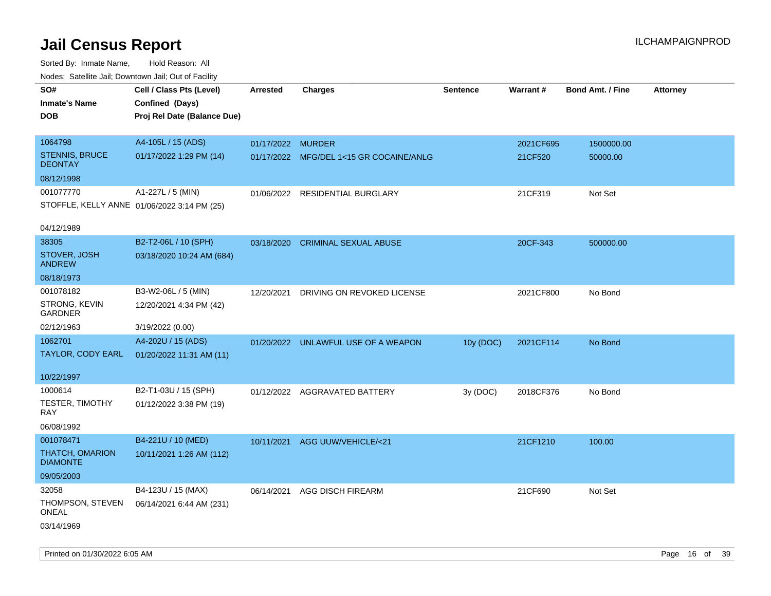# Jail Census Report

ILCHAMPAIGNPROD

Sorted By: Inmate Name, Hold Reason: All

Nodes: Satellite Jail; Downtown Jail; Out of Facility

| SO# / Inmate's Name / DOB | Cell / Class Pts (Level) / Confined (Days) / Proj Rel Date (Balance Due) | Arrested | Charges | Sentence | Warrant # | Bond Amt. / Fine | Attorney |
|---|---|---|---|---|---|---|---|
| 1064798<br>STENNIS, BRUCE DEONTAY<br>08/12/1998 | A4-105L / 15 (ADS)<br>01/17/2022 1:29 PM (14) | 01/17/2022<br>01/17/2022 | MURDER<br>MFG/DEL 1<15 GR COCAINE/ANLG | | 2021CF695<br>21CF520 | 1500000.00<br>50000.00 | |
| 001077770<br>STOFFLE, KELLY ANNE<br>04/12/1989 | A1-227L / 5 (MIN)<br>01/06/2022 3:14 PM (25) | 01/06/2022 | RESIDENTIAL BURGLARY | | 21CF319 | Not Set | |
| 38305<br>STOVER, JOSH ANDREW<br>08/18/1973 | B2-T2-06L / 10 (SPH)<br>03/18/2020 10:24 AM (684) | 03/18/2020 | CRIMINAL SEXUAL ABUSE | | 20CF-343 | 500000.00 | |
| 001078182<br>STRONG, KEVIN GARDNER<br>02/12/1963 | B3-W2-06L / 5 (MIN)<br>12/20/2021 4:34 PM (42)<br>3/19/2022 (0.00) | 12/20/2021 | DRIVING ON REVOKED LICENSE | | 2021CF800 | No Bond | |
| 1062701<br>TAYLOR, CODY EARL<br>10/22/1997 | A4-202U / 15 (ADS)<br>01/20/2022 11:31 AM (11) | 01/20/2022 | UNLAWFUL USE OF A WEAPON | 10y (DOC) | 2021CF114 | No Bond | |
| 1000614<br>TESTER, TIMOTHY RAY<br>06/08/1992 | B2-T1-03U / 15 (SPH)<br>01/12/2022 3:38 PM (19) | 01/12/2022 | AGGRAVATED BATTERY | 3y (DOC) | 2018CF376 | No Bond | |
| 001078471<br>THATCH, OMARION DIAMONTE<br>09/05/2003 | B4-221U / 10 (MED)<br>10/11/2021 1:26 AM (112) | 10/11/2021 | AGG UUW/VEHICLE/<21 | | 21CF1210 | 100.00 | |
| 32058<br>THOMPSON, STEVEN ONEAL<br>03/14/1969 | B4-123U / 15 (MAX)<br>06/14/2021 6:44 AM (231) | 06/14/2021 | AGG DISCH FIREARM | | 21CF690 | Not Set | |

Printed on 01/30/2022 6:05 AM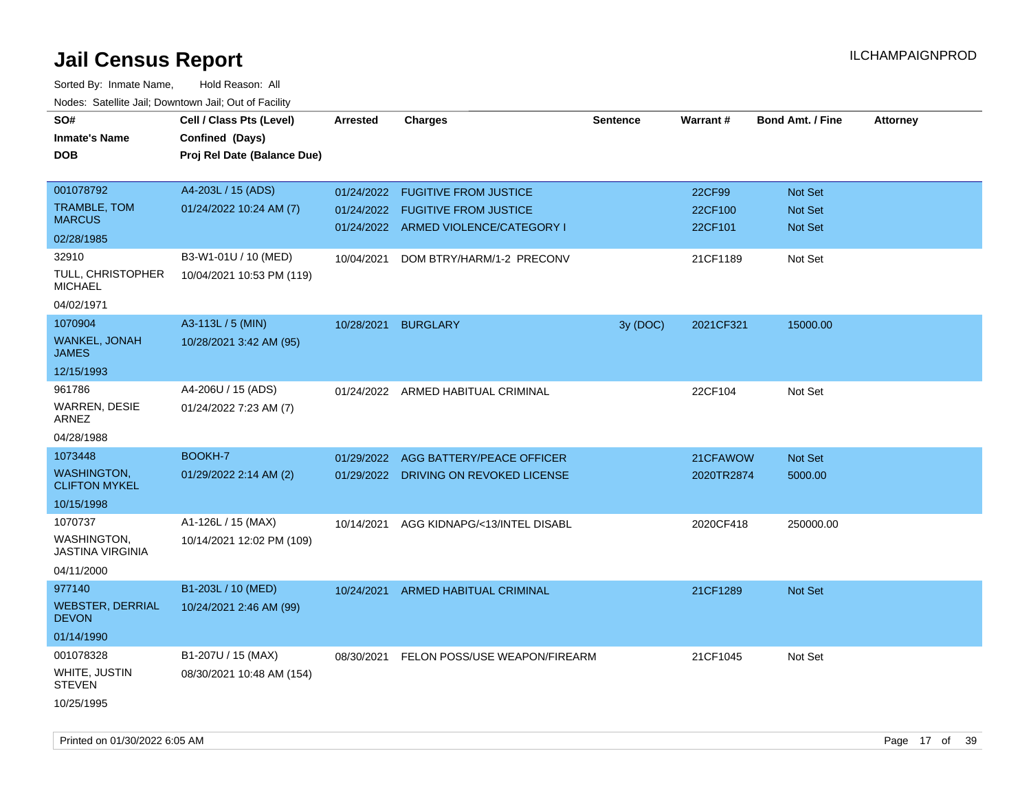# Jail Census Report

ILCHAMPAIGNPROD

Sorted By: Inmate Name, Hold Reason: All

Nodes: Satellite Jail; Downtown Jail; Out of Facility

| SO# / Inmate's Name / DOB | Cell / Class Pts (Level) / Confined (Days) / Proj Rel Date (Balance Due) | Arrested | Charges | Sentence | Warrant # | Bond Amt. / Fine | Attorney |
|---|---|---|---|---|---|---|---|
| 001078792 TRAMBLE, TOM MARCUS 02/28/1985 | A4-203L / 15 (ADS) 01/24/2022 10:24 AM (7) | 01/24/2022 | FUGITIVE FROM JUSTICE | | 22CF99 | Not Set | |
| | | 01/24/2022 | FUGITIVE FROM JUSTICE | | 22CF100 | Not Set | |
| | | 01/24/2022 | ARMED VIOLENCE/CATEGORY I | | 22CF101 | Not Set | |
| 32910 TULL, CHRISTOPHER MICHAEL 04/02/1971 | B3-W1-01U / 10 (MED) 10/04/2021 10:53 PM (119) | 10/04/2021 | DOM BTRY/HARM/1-2 PRECONV | | 21CF1189 | Not Set | |
| 1070904 WANKEL, JONAH JAMES 12/15/1993 | A3-113L / 5 (MIN) 10/28/2021 3:42 AM (95) | 10/28/2021 | BURGLARY | 3y (DOC) | 2021CF321 | 15000.00 | |
| 961786 WARREN, DESIE ARNEZ 04/28/1988 | A4-206U / 15 (ADS) 01/24/2022 7:23 AM (7) | 01/24/2022 | ARMED HABITUAL CRIMINAL | | 22CF104 | Not Set | |
| 1073448 WASHINGTON, CLIFTON MYKEL 10/15/1998 | BOOKH-7 01/29/2022 2:14 AM (2) | 01/29/2022 | AGG BATTERY/PEACE OFFICER | | 21CFAWOW | Not Set | |
| | | 01/29/2022 | DRIVING ON REVOKED LICENSE | | 2020TR2874 | 5000.00 | |
| 1070737 WASHINGTON, JASTINA VIRGINIA 04/11/2000 | A1-126L / 15 (MAX) 10/14/2021 12:02 PM (109) | 10/14/2021 | AGG KIDNAPG/<13/INTEL DISABL | | 2020CF418 | 250000.00 | |
| 977140 WEBSTER, DERRIAL DEVON 01/14/1990 | B1-203L / 10 (MED) 10/24/2021 2:46 AM (99) | 10/24/2021 | ARMED HABITUAL CRIMINAL | | 21CF1289 | Not Set | |
| 001078328 WHITE, JUSTIN STEVEN 10/25/1995 | B1-207U / 15 (MAX) 08/30/2021 10:48 AM (154) | 08/30/2021 | FELON POSS/USE WEAPON/FIREARM | | 21CF1045 | Not Set | |

Printed on 01/30/2022 6:05 AM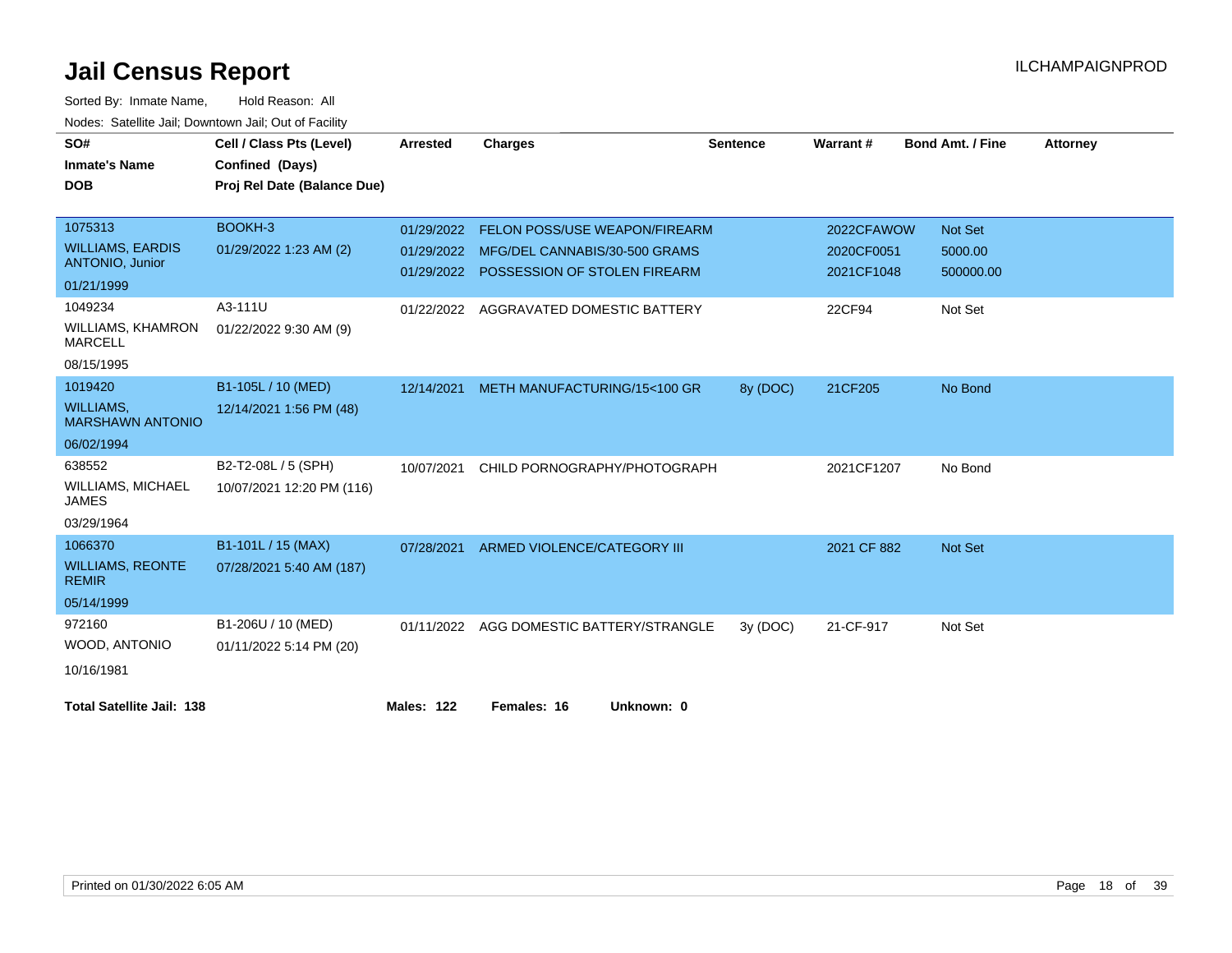# Jail Census Report

ILCHAMPAIGNPROD

Sorted By: Inmate Name, Hold Reason: All

Nodes: Satellite Jail; Downtown Jail; Out of Facility

| SO# / Inmate's Name / DOB | Cell / Class Pts (Level) / Confined (Days) / Proj Rel Date (Balance Due) | Arrested | Charges | Sentence | Warrant # | Bond Amt. / Fine | Attorney |
|---|---|---|---|---|---|---|---|
| 1075313<br>WILLIAMS, EARDIS ANTONIO, Junior<br>01/21/1999 | BOOKH-3<br>01/29/2022 1:23 AM (2) | 01/29/2022<br>01/29/2022<br>01/29/2022 | FELON POSS/USE WEAPON/FIREARM<br>MFG/DEL CANNABIS/30-500 GRAMS<br>POSSESSION OF STOLEN FIREARM | | 2022CFAWOW<br>2020CF0051<br>2021CF1048 | Not Set<br>5000.00<br>500000.00 | |
| 1049234<br>WILLIAMS, KHAMRON MARCELL<br>08/15/1995 | A3-111U<br>01/22/2022 9:30 AM (9) | 01/22/2022 | AGGRAVATED DOMESTIC BATTERY | | 22CF94 | Not Set | |
| 1019420<br>WILLIAMS, MARSHAWN ANTONIO<br>06/02/1994 | B1-105L / 10 (MED)<br>12/14/2021 1:56 PM (48) | 12/14/2021 | METH MANUFACTURING/15<100 GR | 8y (DOC) | 21CF205 | No Bond | |
| 638552<br>WILLIAMS, MICHAEL JAMES<br>03/29/1964 | B2-T2-08L / 5 (SPH)<br>10/07/2021 12:20 PM (116) | 10/07/2021 | CHILD PORNOGRAPHY/PHOTOGRAPH | | 2021CF1207 | No Bond | |
| 1066370<br>WILLIAMS, REONTE REMIR<br>05/14/1999 | B1-101L / 15 (MAX)<br>07/28/2021 5:40 AM (187) | 07/28/2021 | ARMED VIOLENCE/CATEGORY III | | 2021 CF 882 | Not Set | |
| 972160<br>WOOD, ANTONIO<br>10/16/1981 | B1-206U / 10 (MED)<br>01/11/2022 5:14 PM (20) | 01/11/2022 | AGG DOMESTIC BATTERY/STRANGLE | 3y (DOC) | 21-CF-917 | Not Set | |

**Total Satellite Jail: 138** **Males: 122** **Females: 16** **Unknown: 0**

Printed on 01/30/2022 6:05 AM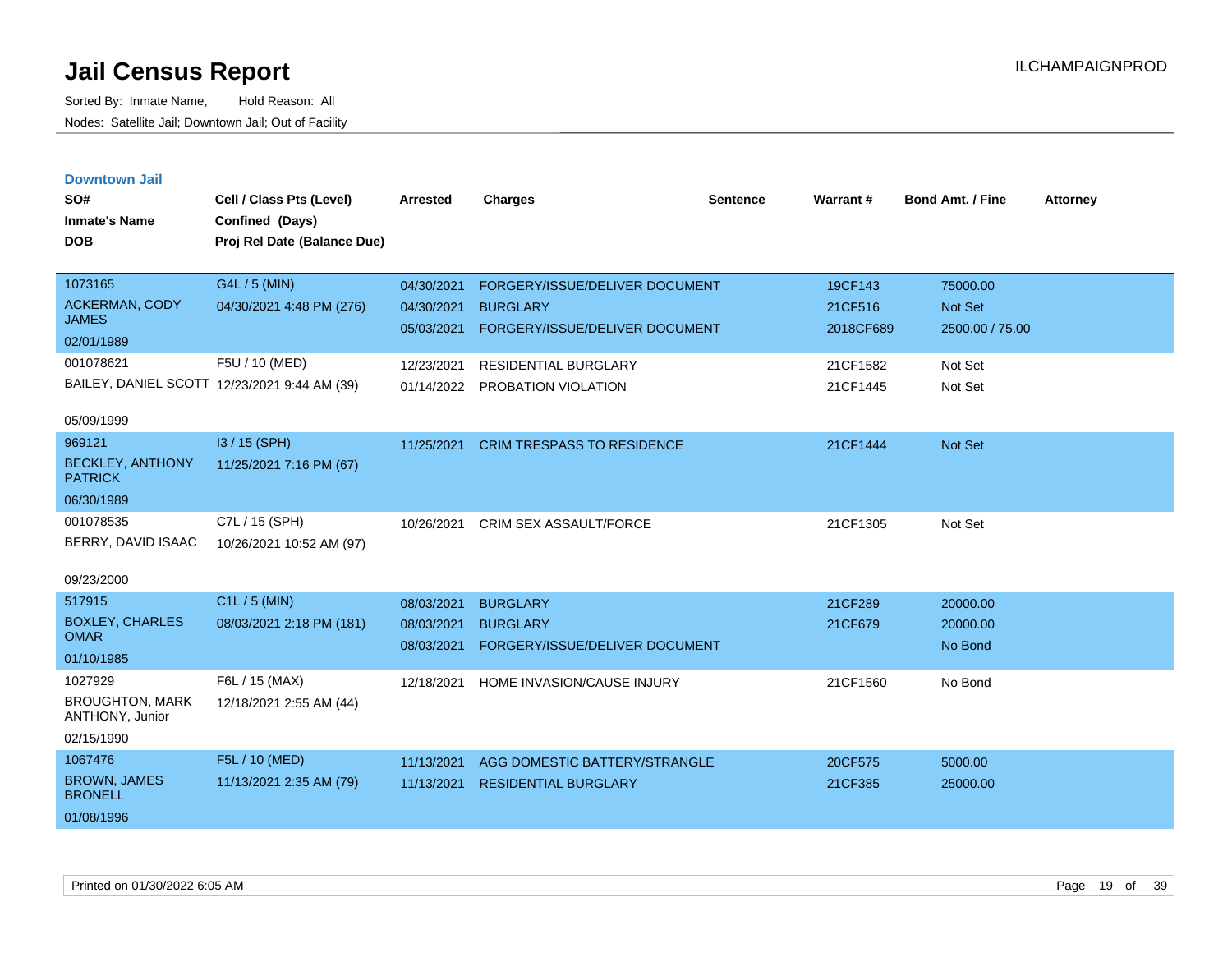# Jail Census Report

Sorted By: Inmate Name, Hold Reason: All

Nodes: Satellite Jail; Downtown Jail; Out of Facility

## Downtown Jail

| SO# / Inmate's Name / DOB | Cell / Class Pts (Level) / Confined (Days) / Proj Rel Date (Balance Due) | Arrested | Charges | Sentence | Warrant # | Bond Amt. / Fine | Attorney |
|---|---|---|---|---|---|---|---|
| 1073165<br>ACKERMAN, CODY JAMES<br>02/01/1989 | G4L / 5 (MIN)<br>04/30/2021 4:48 PM (276) | 04/30/2021 | FORGERY/ISSUE/DELIVER DOCUMENT | | 19CF143 | 75000.00 | |
| | | 04/30/2021 | BURGLARY | | 21CF516 | Not Set | |
| | | 05/03/2021 | FORGERY/ISSUE/DELIVER DOCUMENT | | 2018CF689 | 2500.00 / 75.00 | |
| 001078621<br>BAILEY, DANIEL SCOTT<br>05/09/1999 | F5U / 10 (MED)<br>12/23/2021 9:44 AM (39) | 12/23/2021 | RESIDENTIAL BURGLARY | | 21CF1582 | Not Set | |
| | | 01/14/2022 | PROBATION VIOLATION | | 21CF1445 | Not Set | |
| 969121<br>BECKLEY, ANTHONY PATRICK<br>06/30/1989 | I3 / 15 (SPH)<br>11/25/2021 7:16 PM (67) | 11/25/2021 | CRIM TRESPASS TO RESIDENCE | | 21CF1444 | Not Set | |
| 001078535<br>BERRY, DAVID ISAAC<br>09/23/2000 | C7L / 15 (SPH)<br>10/26/2021 10:52 AM (97) | 10/26/2021 | CRIM SEX ASSAULT/FORCE | | 21CF1305 | Not Set | |
| 517915<br>BOXLEY, CHARLES OMAR<br>01/10/1985 | C1L / 5 (MIN)<br>08/03/2021 2:18 PM (181) | 08/03/2021 | BURGLARY | | 21CF289 | 20000.00 | |
| | | 08/03/2021 | BURGLARY | | 21CF679 | 20000.00 | |
| | | 08/03/2021 | FORGERY/ISSUE/DELIVER DOCUMENT | | | No Bond | |
| 1027929<br>BROUGHTON, MARK ANTHONY, Junior<br>02/15/1990 | F6L / 15 (MAX)<br>12/18/2021 2:55 AM (44) | 12/18/2021 | HOME INVASION/CAUSE INJURY | | 21CF1560 | No Bond | |
| 1067476<br>BROWN, JAMES BRONELL<br>01/08/1996 | F5L / 10 (MED)<br>11/13/2021 2:35 AM (79) | 11/13/2021 | AGG DOMESTIC BATTERY/STRANGLE | | 20CF575 | 5000.00 | |
| | | 11/13/2021 | RESIDENTIAL BURGLARY | | 21CF385 | 25000.00 | |

Printed on 01/30/2022 6:05 AM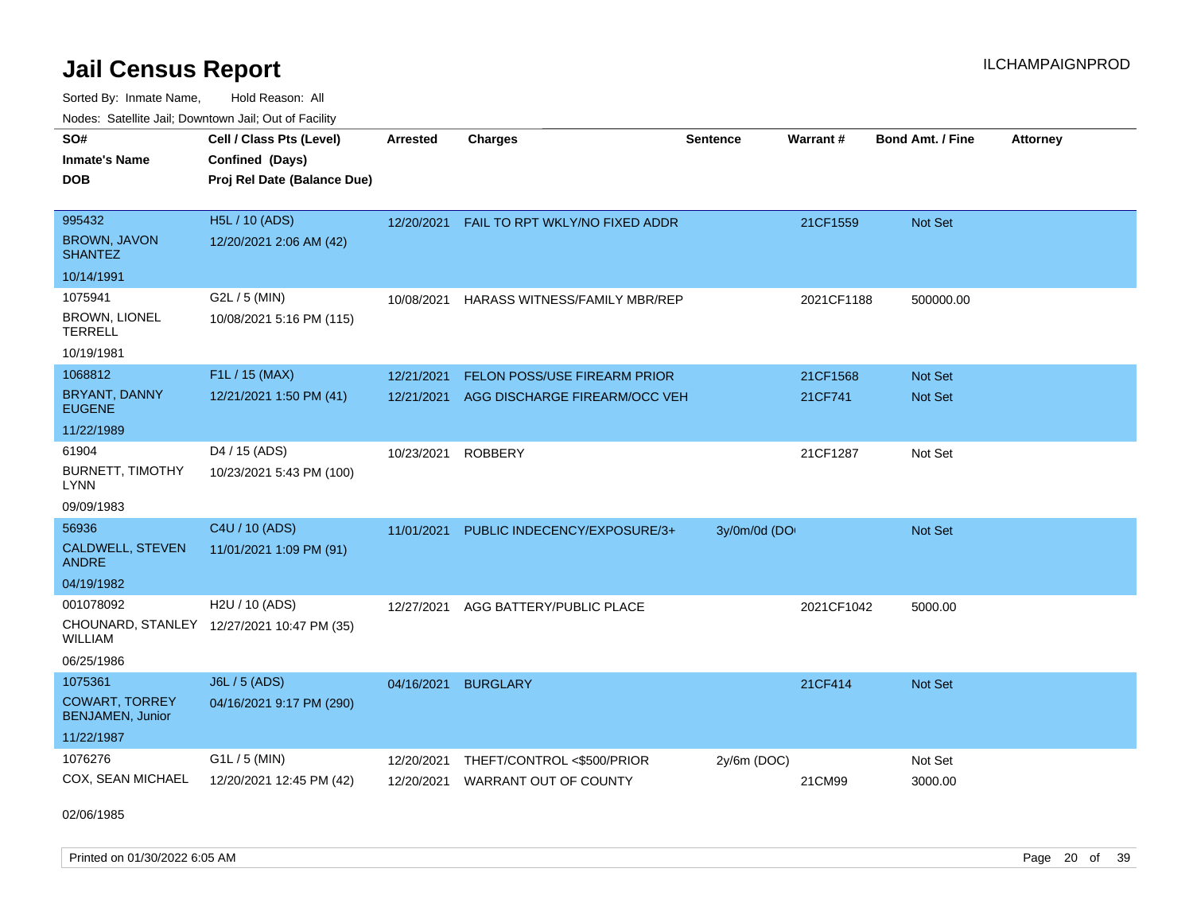# Jail Census Report

Sorted By: Inmate Name, Hold Reason: All

Nodes: Satellite Jail; Downtown Jail; Out of Facility

| SO#<br>Inmate's Name<br>DOB | Cell / Class Pts (Level)<br>Confined (Days)<br>Proj Rel Date (Balance Due) | Arrested | Charges | Sentence | Warrant # | Bond Amt. / Fine | Attorney |
|---|---|---|---|---|---|---|---|
| 995432<br>BROWN, JAVON SHANTEZ<br>10/14/1991 | H5L / 10 (ADS)<br>12/20/2021 2:06 AM (42) | 12/20/2021 | FAIL TO RPT WKLY/NO FIXED ADDR | | 21CF1559 | Not Set | |
| 1075941<br>BROWN, LIONEL TERRELL<br>10/19/1981 | G2L / 5 (MIN)<br>10/08/2021 5:16 PM (115) | 10/08/2021 | HARASS WITNESS/FAMILY MBR/REP | | 2021CF1188 | 500000.00 | |
| 1068812<br>BRYANT, DANNY EUGENE<br>11/22/1989 | F1L / 15 (MAX)<br>12/21/2021 1:50 PM (41) | 12/21/2021<br>12/21/2021 | FELON POSS/USE FIREARM PRIOR<br>AGG DISCHARGE FIREARM/OCC VEH | | 21CF1568<br>21CF741 | Not Set<br>Not Set | |
| 61904<br>BURNETT, TIMOTHY LYNN<br>09/09/1983 | D4 / 15 (ADS)<br>10/23/2021 5:43 PM (100) | 10/23/2021 | ROBBERY | | 21CF1287 | Not Set | |
| 56936<br>CALDWELL, STEVEN ANDRE<br>04/19/1982 | C4U / 10 (ADS)<br>11/01/2021 1:09 PM (91) | 11/01/2021 | PUBLIC INDECENCY/EXPOSURE/3+ | 3y/0m/0d (DO | | Not Set | |
| 001078092<br>CHOUNARD, STANLEY WILLIAM<br>06/25/1986 | H2U / 10 (ADS)<br>12/27/2021 10:47 PM (35) | 12/27/2021 | AGG BATTERY/PUBLIC PLACE | | 2021CF1042 | 5000.00 | |
| 1075361<br>COWART, TORREY BENJAMEN, Junior<br>11/22/1987 | J6L / 5 (ADS)<br>04/16/2021 9:17 PM (290) | 04/16/2021 | BURGLARY | | 21CF414 | Not Set | |
| 1076276<br>COX, SEAN MICHAEL<br>02/06/1985 | G1L / 5 (MIN)<br>12/20/2021 12:45 PM (42) | 12/20/2021<br>12/20/2021 | THEFT/CONTROL <$500/PRIOR<br>WARRANT OUT OF COUNTY | 2y/6m (DOC) | <br>21CM99 | Not Set<br>3000.00 | |

Printed on 01/30/2022 6:05 AM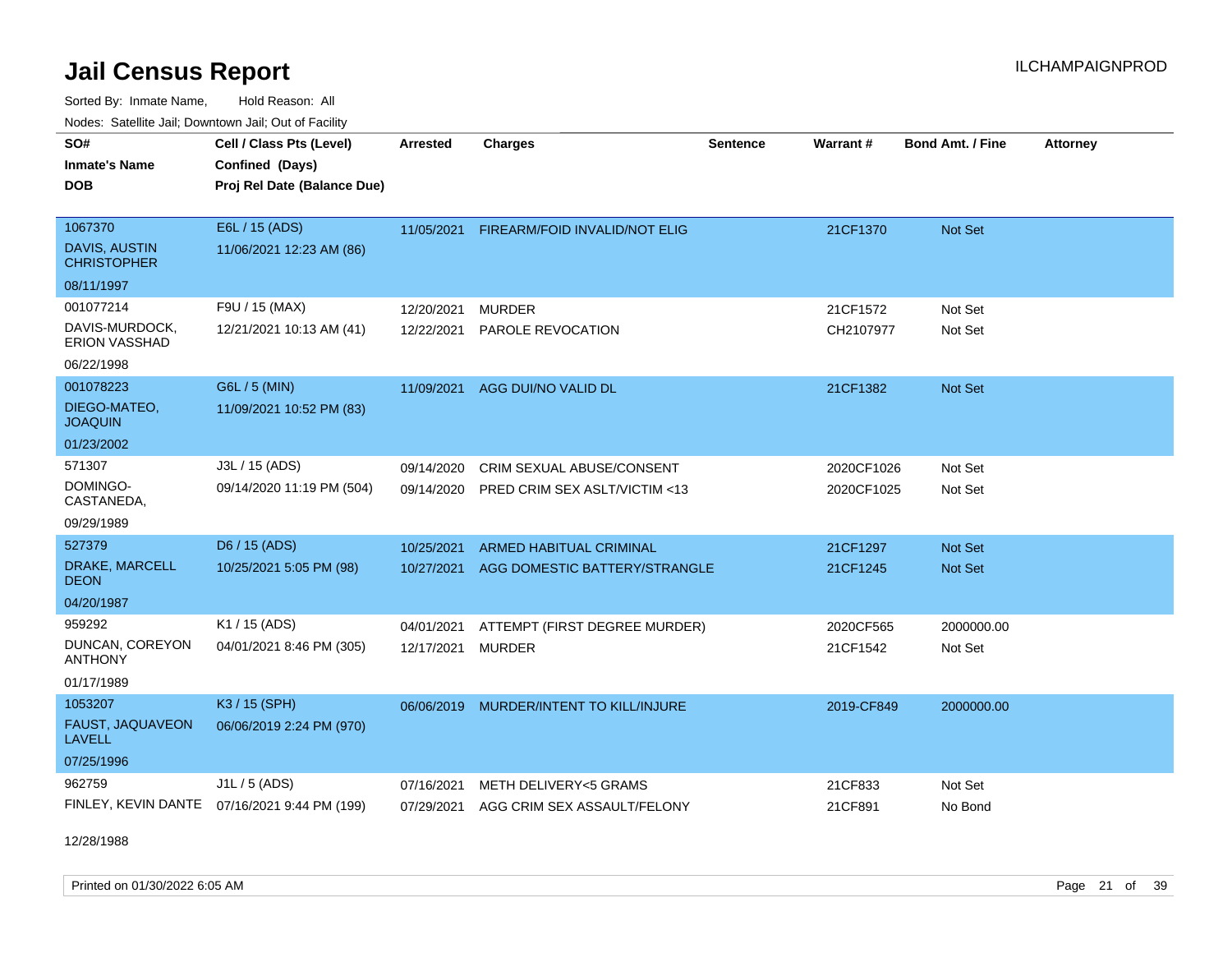# Jail Census Report

Sorted By: Inmate Name, Hold Reason: All

Nodes: Satellite Jail; Downtown Jail; Out of Facility

| SO# / Inmate's Name / DOB | Cell / Class Pts (Level) / Confined (Days) / Proj Rel Date (Balance Due) | Arrested | Charges | Sentence | Warrant # | Bond Amt. / Fine | Attorney |
|---|---|---|---|---|---|---|---|
| 1067370<br>DAVIS, AUSTIN CHRISTOPHER<br>08/11/1997 | E6L / 15 (ADS)<br>11/06/2021 12:23 AM (86) | 11/05/2021 | FIREARM/FOID INVALID/NOT ELIG | | 21CF1370 | Not Set | |
| 001077214<br>DAVIS-MURDOCK, ERION VASSHAD<br>06/22/1998 | F9U / 15 (MAX)<br>12/21/2021 10:13 AM (41) | 12/20/2021 | MURDER | | 21CF1572 | Not Set | |
| | | 12/22/2021 | PAROLE REVOCATION | | CH2107977 | Not Set | |
| 001078223<br>DIEGO-MATEO, JOAQUIN<br>01/23/2002 | G6L / 5 (MIN)<br>11/09/2021 10:52 PM (83) | 11/09/2021 | AGG DUI/NO VALID DL | | 21CF1382 | Not Set | |
| 571307<br>DOMINGO-CASTANEDA,<br>09/29/1989 | J3L / 15 (ADS)<br>09/14/2020 11:19 PM (504) | 09/14/2020 | CRIM SEXUAL ABUSE/CONSENT | | 2020CF1026 | Not Set | |
| | | 09/14/2020 | PRED CRIM SEX ASLT/VICTIM <13 | | 2020CF1025 | Not Set | |
| 527379<br>DRAKE, MARCELL DEON<br>04/20/1987 | D6 / 15 (ADS)<br>10/25/2021 5:05 PM (98) | 10/25/2021 | ARMED HABITUAL CRIMINAL | | 21CF1297 | Not Set | |
| | | 10/27/2021 | AGG DOMESTIC BATTERY/STRANGLE | | 21CF1245 | Not Set | |
| 959292<br>DUNCAN, COREYON ANTHONY<br>01/17/1989 | K1 / 15 (ADS)<br>04/01/2021 8:46 PM (305) | 04/01/2021 | ATTEMPT (FIRST DEGREE MURDER) | | 2020CF565 | 2000000.00 | |
| | | 12/17/2021 | MURDER | | 21CF1542 | Not Set | |
| 1053207<br>FAUST, JAQUAVEON LAVELL<br>07/25/1996 | K3 / 15 (SPH)<br>06/06/2019 2:24 PM (970) | 06/06/2019 | MURDER/INTENT TO KILL/INJURE | | 2019-CF849 | 2000000.00 | |
| 962759<br>FINLEY, KEVIN DANTE<br>12/28/1988 | J1L / 5 (ADS)<br>07/16/2021 9:44 PM (199) | 07/16/2021 | METH DELIVERY<5 GRAMS | | 21CF833 | Not Set | |
| | | 07/29/2021 | AGG CRIM SEX ASSAULT/FELONY | | 21CF891 | No Bond | |

Printed on 01/30/2022 6:05 AM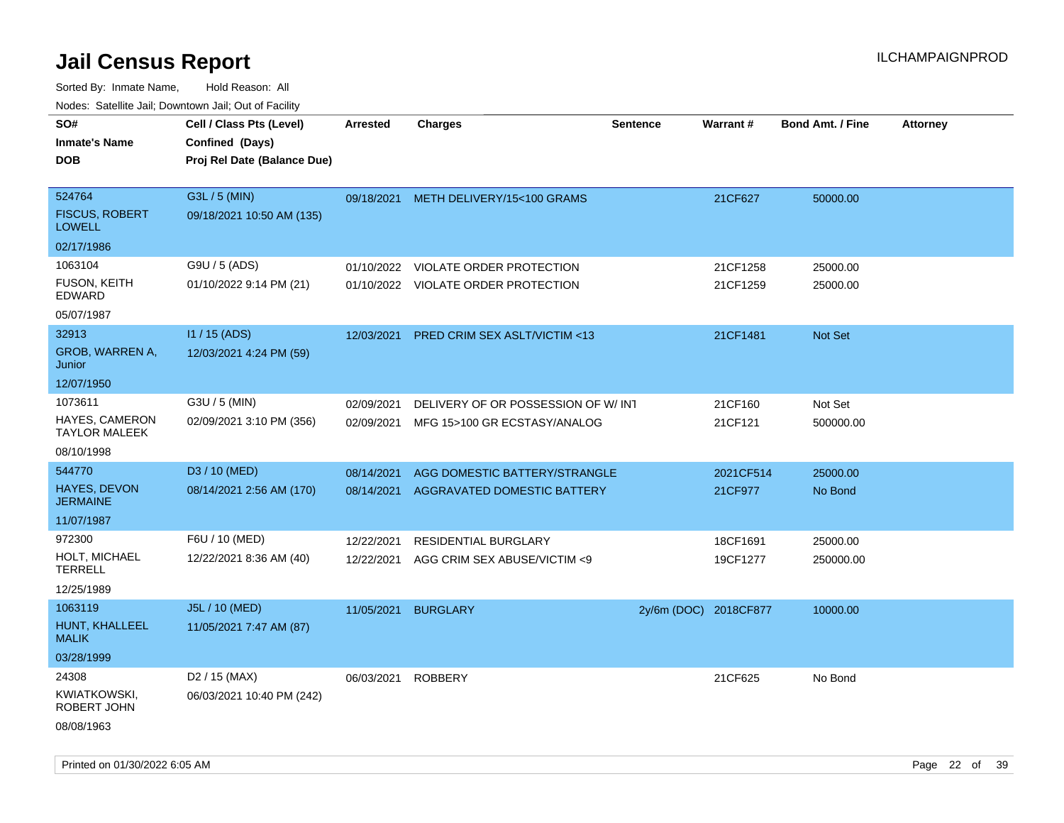# Jail Census Report

Sorted By: Inmate Name, Hold Reason: All

Nodes: Satellite Jail; Downtown Jail; Out of Facility

| SO# / Inmate's Name / DOB | Cell / Class Pts (Level) / Confined (Days) / Proj Rel Date (Balance Due) | Arrested | Charges | Sentence | Warrant # | Bond Amt. / Fine | Attorney |
|---|---|---|---|---|---|---|---|
| 524764<br>FISCUS, ROBERT LOWELL<br>02/17/1986 | G3L / 5 (MIN)<br>09/18/2021 10:50 AM (135) | 09/18/2021 | METH DELIVERY/15<100 GRAMS | | 21CF627 | 50000.00 | |
| 1063104<br>FUSON, KEITH EDWARD<br>05/07/1987 | G9U / 5 (ADS)<br>01/10/2022 9:14 PM (21) | 01/10/2022 | VIOLATE ORDER PROTECTION | | 21CF1258 | 25000.00 | |
| | | 01/10/2022 | VIOLATE ORDER PROTECTION | | 21CF1259 | 25000.00 | |
| 32913<br>GROB, WARREN A, Junior<br>12/07/1950 | I1 / 15 (ADS)<br>12/03/2021 4:24 PM (59) | 12/03/2021 | PRED CRIM SEX ASLT/VICTIM <13 | | 21CF1481 | Not Set | |
| 1073611<br>HAYES, CAMERON TAYLOR MALEEK<br>08/10/1998 | G3U / 5 (MIN)<br>02/09/2021 3:10 PM (356) | 02/09/2021 | DELIVERY OF OR POSSESSION OF W/ INT | | 21CF160 | Not Set | |
| | | 02/09/2021 | MFG 15>100 GR ECSTASY/ANALOG | | 21CF121 | 500000.00 | |
| 544770<br>HAYES, DEVON JERMAINE<br>11/07/1987 | D3 / 10 (MED)<br>08/14/2021 2:56 AM (170) | 08/14/2021 | AGG DOMESTIC BATTERY/STRANGLE | | 2021CF514 | 25000.00 | |
| | | 08/14/2021 | AGGRAVATED DOMESTIC BATTERY | | 21CF977 | No Bond | |
| 972300<br>HOLT, MICHAEL TERRELL<br>12/25/1989 | F6U / 10 (MED)<br>12/22/2021 8:36 AM (40) | 12/22/2021 | RESIDENTIAL BURGLARY | | 18CF1691 | 25000.00 | |
| | | 12/22/2021 | AGG CRIM SEX ABUSE/VICTIM <9 | | 19CF1277 | 250000.00 | |
| 1063119<br>HUNT, KHALLEEL MALIK<br>03/28/1999 | J5L / 10 (MED)<br>11/05/2021 7:47 AM (87) | 11/05/2021 | BURGLARY | 2y/6m (DOC) | 2018CF877 | 10000.00 | |
| 24308<br>KWIATKOWSKI, ROBERT JOHN<br>08/08/1963 | D2 / 15 (MAX)<br>06/03/2021 10:40 PM (242) | 06/03/2021 | ROBBERY | | 21CF625 | No Bond | |

Printed on 01/30/2022 6:05 AM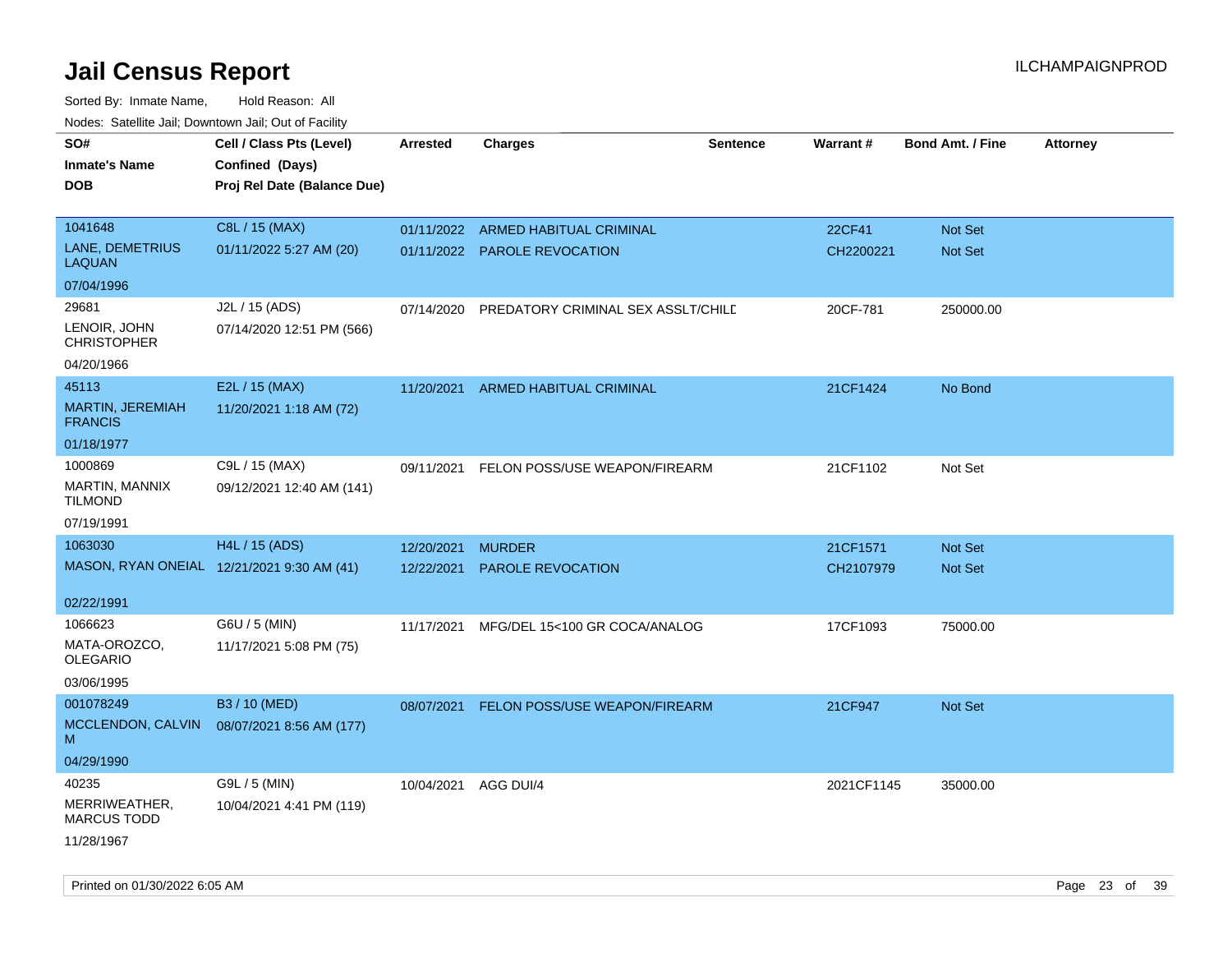# Jail Census Report

ILCHAMPAIGNPROD

Sorted By: Inmate Name, Hold Reason: All

Nodes: Satellite Jail; Downtown Jail; Out of Facility

| SO# / Inmate's Name / DOB | Cell / Class Pts (Level) / Confined (Days) / Proj Rel Date (Balance Due) | Arrested | Charges | Sentence | Warrant # | Bond Amt. / Fine | Attorney |
|---|---|---|---|---|---|---|---|
| 1041648<br>LANE, DEMETRIUS LAQUAN<br>07/04/1996 | C8L / 15 (MAX)<br>01/11/2022 5:27 AM (20) | 01/11/2022<br>01/11/2022 | ARMED HABITUAL CRIMINAL<br>PAROLE REVOCATION | | 22CF41<br>CH2200221 | Not Set<br>Not Set | |
| 29681<br>LENOIR, JOHN CHRISTOPHER<br>04/20/1966 | J2L / 15 (ADS)<br>07/14/2020 12:51 PM (566) | 07/14/2020 | PREDATORY CRIMINAL SEX ASSLT/CHILD | | 20CF-781 | 250000.00 | |
| 45113<br>MARTIN, JEREMIAH FRANCIS<br>01/18/1977 | E2L / 15 (MAX)<br>11/20/2021 1:18 AM (72) | 11/20/2021 | ARMED HABITUAL CRIMINAL | | 21CF1424 | No Bond | |
| 1000869<br>MARTIN, MANNIX TILMOND<br>07/19/1991 | C9L / 15 (MAX)<br>09/12/2021 12:40 AM (141) | 09/11/2021 | FELON POSS/USE WEAPON/FIREARM | | 21CF1102 | Not Set | |
| 1063030<br>MASON, RYAN ONEIAL<br>02/22/1991 | H4L / 15 (ADS)<br>12/21/2021 9:30 AM (41) | 12/20/2021<br>12/22/2021 | MURDER<br>PAROLE REVOCATION | | 21CF1571<br>CH2107979 | Not Set<br>Not Set | |
| 1066623<br>MATA-OROZCO, OLEGARIO<br>03/06/1995 | G6U / 5 (MIN)<br>11/17/2021 5:08 PM (75) | 11/17/2021 | MFG/DEL 15<100 GR COCA/ANALOG | | 17CF1093 | 75000.00 | |
| 001078249<br>MCCLENDON, CALVIN M<br>04/29/1990 | B3 / 10 (MED)<br>08/07/2021 8:56 AM (177) | 08/07/2021 | FELON POSS/USE WEAPON/FIREARM | | 21CF947 | Not Set | |
| 40235<br>MERRIWEATHER, MARCUS TODD<br>11/28/1967 | G9L / 5 (MIN)<br>10/04/2021 4:41 PM (119) | 10/04/2021 | AGG DUI/4 | | 2021CF1145 | 35000.00 | |

Printed on 01/30/2022 6:05 AM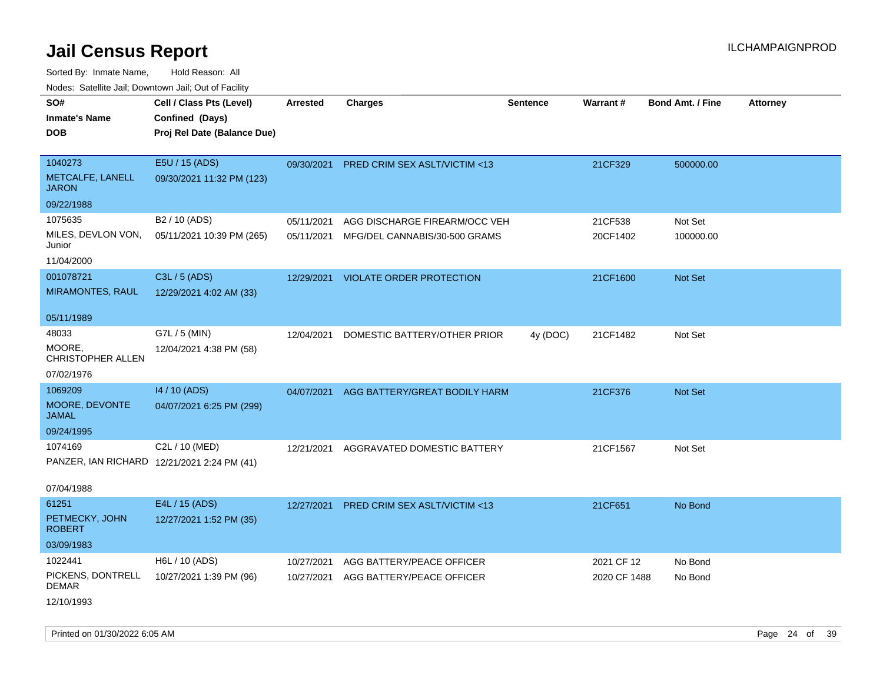# Jail Census Report

Sorted By: Inmate Name, Hold Reason: All

Nodes: Satellite Jail; Downtown Jail; Out of Facility

| SO# / Inmate's Name / DOB | Cell / Class Pts (Level) / Confined (Days) / Proj Rel Date (Balance Due) | Arrested | Charges | Sentence | Warrant # | Bond Amt. / Fine | Attorney |
|---|---|---|---|---|---|---|---|
| 1040273<br>METCALFE, LANELL JARON<br>09/22/1988 | E5U / 15 (ADS)<br>09/30/2021 11:32 PM (123) | 09/30/2021 | PRED CRIM SEX ASLT/VICTIM <13 | | 21CF329 | 500000.00 | |
| 1075635<br>MILES, DEVLON VON, Junior<br>11/04/2000 | B2 / 10 (ADS)<br>05/11/2021 10:39 PM (265) | 05/11/2021<br>05/11/2021 | AGG DISCHARGE FIREARM/OCC VEH<br>MFG/DEL CANNABIS/30-500 GRAMS | | 21CF538<br>20CF1402 | Not Set<br>100000.00 | |
| 001078721<br>MIRAMONTES, RAUL<br>05/11/1989 | C3L / 5 (ADS)<br>12/29/2021 4:02 AM (33) | 12/29/2021 | VIOLATE ORDER PROTECTION | | 21CF1600 | Not Set | |
| 48033<br>MOORE, CHRISTOPHER ALLEN<br>07/02/1976 | G7L / 5 (MIN)<br>12/04/2021 4:38 PM (58) | 12/04/2021 | DOMESTIC BATTERY/OTHER PRIOR | 4y (DOC) | 21CF1482 | Not Set | |
| 1069209<br>MOORE, DEVONTE JAMAL<br>09/24/1995 | I4 / 10 (ADS)<br>04/07/2021 6:25 PM (299) | 04/07/2021 | AGG BATTERY/GREAT BODILY HARM | | 21CF376 | Not Set | |
| 1074169<br>PANZER, IAN RICHARD<br>07/04/1988 | C2L / 10 (MED)<br>12/21/2021 2:24 PM (41) | 12/21/2021 | AGGRAVATED DOMESTIC BATTERY | | 21CF1567 | Not Set | |
| 61251<br>PETMECKY, JOHN ROBERT<br>03/09/1983 | E4L / 15 (ADS)<br>12/27/2021 1:52 PM (35) | 12/27/2021 | PRED CRIM SEX ASLT/VICTIM <13 | | 21CF651 | No Bond | |
| 1022441<br>PICKENS, DONTRELL DEMAR<br>12/10/1993 | H6L / 10 (ADS)<br>10/27/2021 1:39 PM (96) | 10/27/2021<br>10/27/2021 | AGG BATTERY/PEACE OFFICER<br>AGG BATTERY/PEACE OFFICER | | 2021 CF 12<br>2020 CF 1488 | No Bond<br>No Bond | |

Printed on 01/30/2022 6:05 AM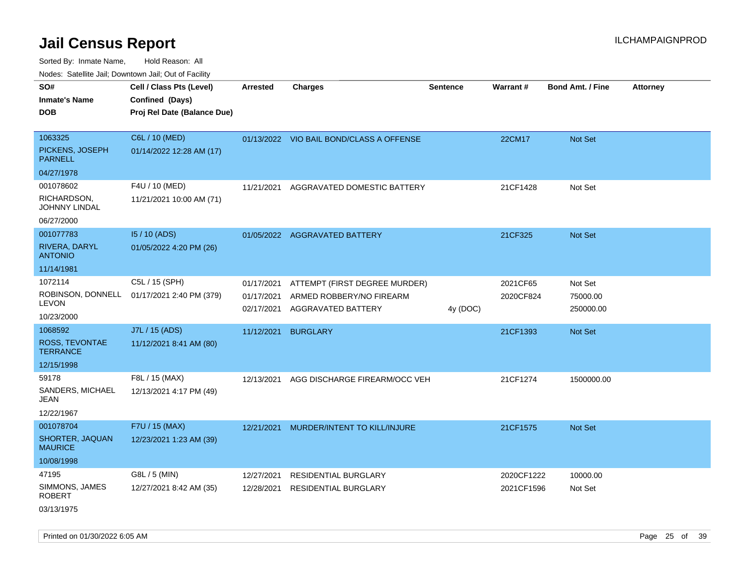# Jail Census Report

ILCHAMPAIGNPROD

Sorted By: Inmate Name, Hold Reason: All

Nodes: Satellite Jail; Downtown Jail; Out of Facility

| SO# / Inmate's Name / DOB | Cell / Class Pts (Level) / Confined (Days) / Proj Rel Date (Balance Due) | Arrested | Charges | Sentence | Warrant # | Bond Amt. / Fine | Attorney |
|---|---|---|---|---|---|---|---|
| 1063325<br>PICKENS, JOSEPH PARNELL<br>04/27/1978 | C6L / 10 (MED)<br>01/14/2022 12:28 AM (17) | 01/13/2022 | VIO BAIL BOND/CLASS A OFFENSE | | 22CM17 | Not Set | |
| 001078602<br>RICHARDSON, JOHNNY LINDAL<br>06/27/2000 | F4U / 10 (MED)<br>11/21/2021 10:00 AM (71) | 11/21/2021 | AGGRAVATED DOMESTIC BATTERY | | 21CF1428 | Not Set | |
| 001077783<br>RIVERA, DARYL ANTONIO<br>11/14/1981 | I5 / 10 (ADS)<br>01/05/2022 4:20 PM (26) | 01/05/2022 | AGGRAVATED BATTERY | | 21CF325 | Not Set | |
| 1072114<br>ROBINSON, DONNELL LEVON<br>10/23/2000 | C5L / 15 (SPH)<br>01/17/2021 2:40 PM (379) | 01/17/2021 | ATTEMPT (FIRST DEGREE MURDER) | | 2021CF65 | Not Set | |
| | | 01/17/2021 | ARMED ROBBERY/NO FIREARM | | 2020CF824 | 75000.00 | |
| | | 02/17/2021 | AGGRAVATED BATTERY | 4y (DOC) | | 250000.00 | |
| 1068592<br>ROSS, TEVONTAE TERRANCE<br>12/15/1998 | J7L / 15 (ADS)<br>11/12/2021 8:41 AM (80) | 11/12/2021 | BURGLARY | | 21CF1393 | Not Set | |
| 59178<br>SANDERS, MICHAEL JEAN<br>12/22/1967 | F8L / 15 (MAX)<br>12/13/2021 4:17 PM (49) | 12/13/2021 | AGG DISCHARGE FIREARM/OCC VEH | | 21CF1274 | 1500000.00 | |
| 001078704<br>SHORTER, JAQUAN MAURICE<br>10/08/1998 | F7U / 15 (MAX)<br>12/23/2021 1:23 AM (39) | 12/21/2021 | MURDER/INTENT TO KILL/INJURE | | 21CF1575 | Not Set | |
| 47195<br>SIMMONS, JAMES ROBERT<br>03/13/1975 | G8L / 5 (MIN)<br>12/27/2021 8:42 AM (35) | 12/27/2021 | RESIDENTIAL BURGLARY | | 2020CF1222 | 10000.00 | |
| | | 12/28/2021 | RESIDENTIAL BURGLARY | | 2021CF1596 | Not Set | |

Printed on 01/30/2022 6:05 AM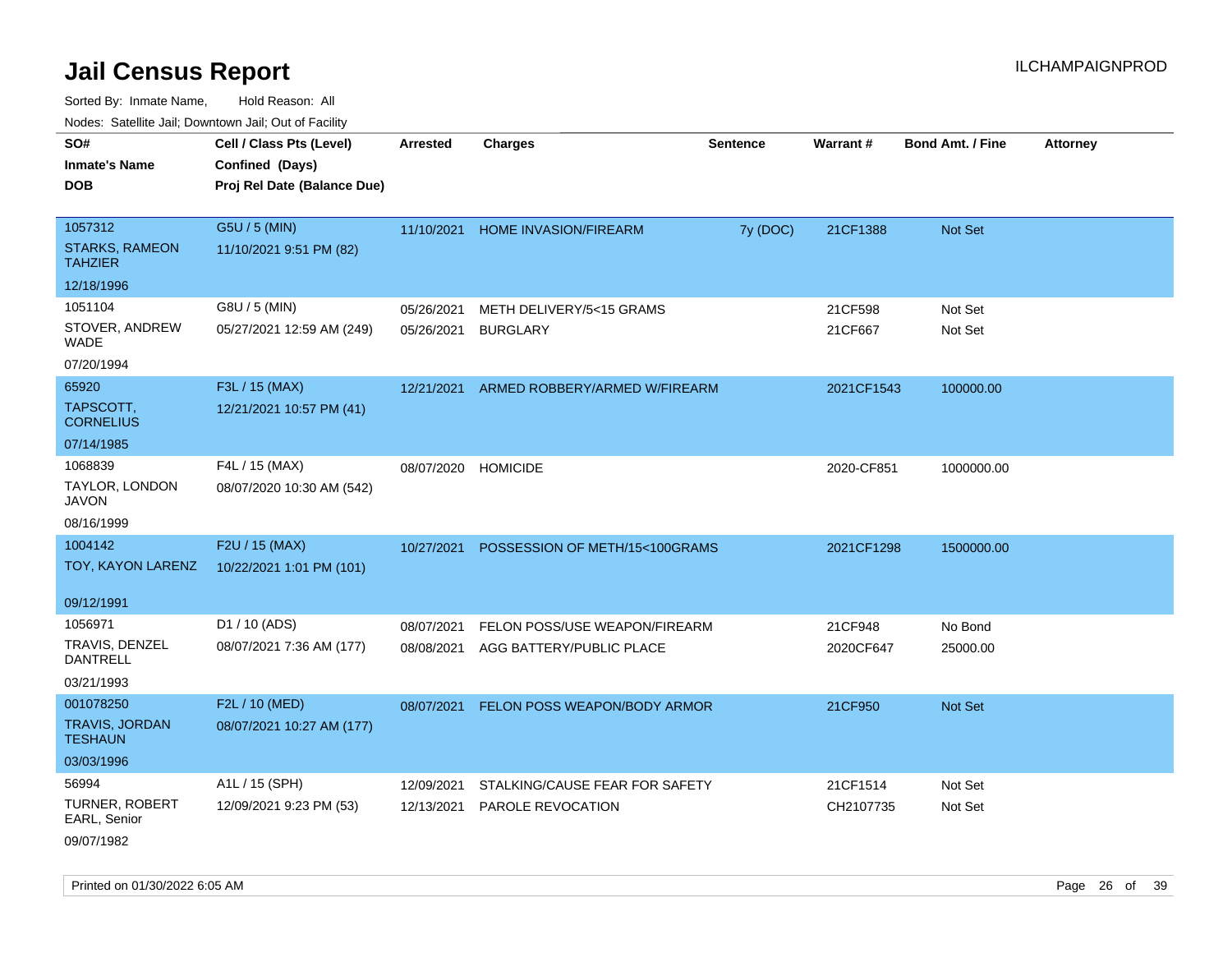# Jail Census Report

ILCHAMPAIGNPROD

Sorted By: Inmate Name, Hold Reason: All

Nodes: Satellite Jail; Downtown Jail; Out of Facility

| SO# / Inmate's Name / DOB | Cell / Class Pts (Level) / Confined (Days) / Proj Rel Date (Balance Due) | Arrested | Charges | Sentence | Warrant # | Bond Amt. / Fine | Attorney |
|---|---|---|---|---|---|---|---|
| 1057312<br>STARKS, RAMEON TAHZIER<br>12/18/1996 | G5U / 5 (MIN)<br>11/10/2021 9:51 PM (82) | 11/10/2021 | HOME INVASION/FIREARM | 7y (DOC) | 21CF1388 | Not Set | |
| 1051104<br>STOVER, ANDREW WADE<br>07/20/1994 | G8U / 5 (MIN)<br>05/27/2021 12:59 AM (249) | 05/26/2021 | METH DELIVERY/5<15 GRAMS | | 21CF598 | Not Set | |
| | | 05/26/2021 | BURGLARY | | 21CF667 | Not Set | |
| 65920<br>TAPSCOTT, CORNELIUS<br>07/14/1985 | F3L / 15 (MAX)<br>12/21/2021 10:57 PM (41) | 12/21/2021 | ARMED ROBBERY/ARMED W/FIREARM | | 2021CF1543 | 100000.00 | |
| 1068839<br>TAYLOR, LONDON JAVON<br>08/16/1999 | F4L / 15 (MAX)<br>08/07/2020 10:30 AM (542) | 08/07/2020 | HOMICIDE | | 2020-CF851 | 1000000.00 | |
| 1004142<br>TOY, KAYON LARENZ<br>09/12/1991 | F2U / 15 (MAX)<br>10/22/2021 1:01 PM (101) | 10/27/2021 | POSSESSION OF METH/15<100GRAMS | | 2021CF1298 | 1500000.00 | |
| 1056971<br>TRAVIS, DENZEL DANTRELL<br>03/21/1993 | D1 / 10 (ADS)<br>08/07/2021 7:36 AM (177) | 08/07/2021 | FELON POSS/USE WEAPON/FIREARM | | 21CF948 | No Bond | |
| | | 08/08/2021 | AGG BATTERY/PUBLIC PLACE | | 2020CF647 | 25000.00 | |
| 001078250<br>TRAVIS, JORDAN TESHAUN<br>03/03/1996 | F2L / 10 (MED)<br>08/07/2021 10:27 AM (177) | 08/07/2021 | FELON POSS WEAPON/BODY ARMOR | | 21CF950 | Not Set | |
| 56994<br>TURNER, ROBERT EARL, Senior<br>09/07/1982 | A1L / 15 (SPH)<br>12/09/2021 9:23 PM (53) | 12/09/2021 | STALKING/CAUSE FEAR FOR SAFETY | | 21CF1514 | Not Set | |
| | | 12/13/2021 | PAROLE REVOCATION | | CH2107735 | Not Set | |

Printed on 01/30/2022 6:05 AM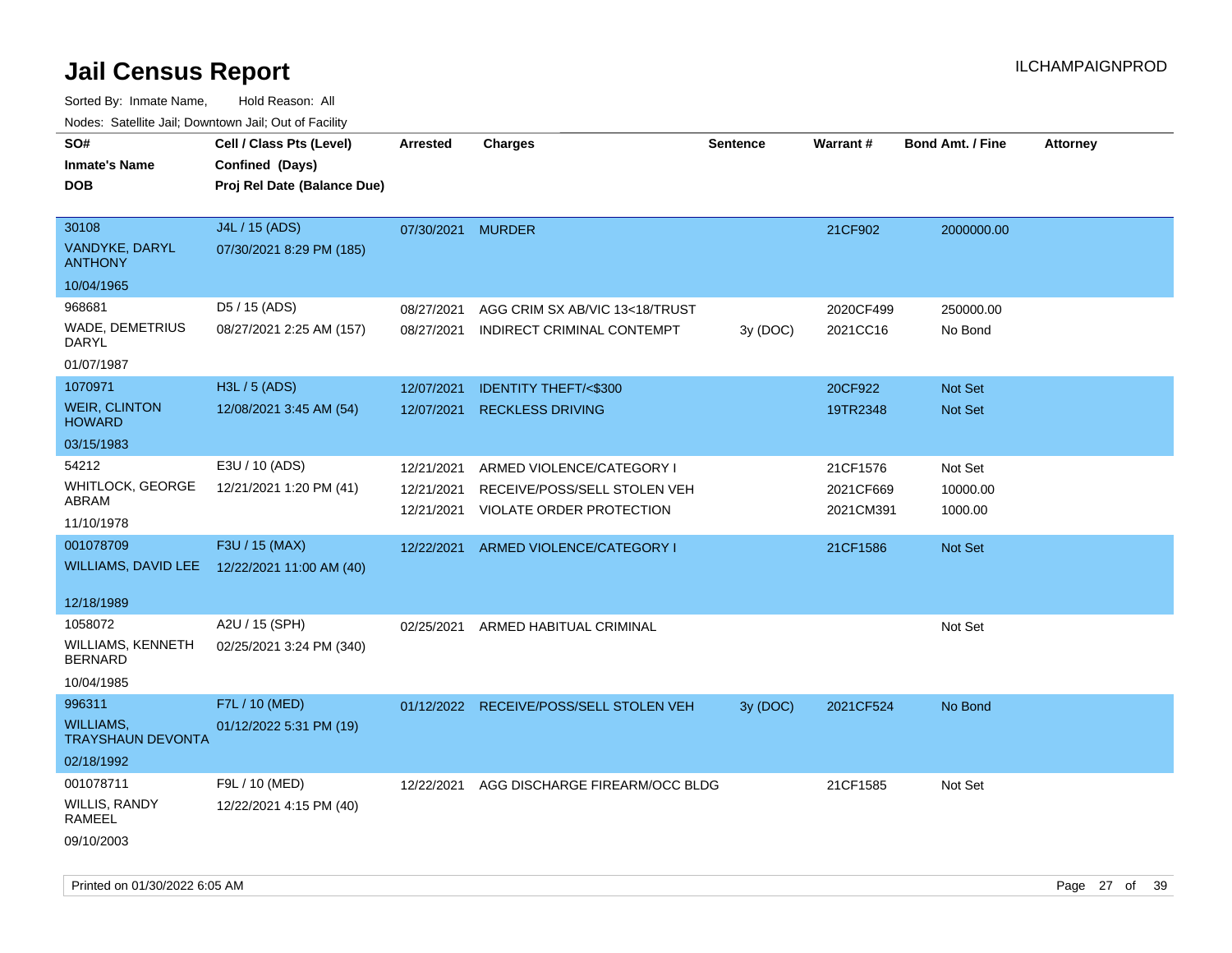# Jail Census Report

ILCHAMPAIGNPROD

Sorted By: Inmate Name, Hold Reason: All

Nodes: Satellite Jail; Downtown Jail; Out of Facility

| SO# / Inmate's Name / DOB | Cell / Class Pts (Level) / Confined (Days) / Proj Rel Date (Balance Due) | Arrested | Charges | Sentence | Warrant # | Bond Amt. / Fine | Attorney |
|---|---|---|---|---|---|---|---|
| 30108<br>VANDYKE, DARYL ANTHONY<br>10/04/1965 | J4L / 15 (ADS)<br>07/30/2021 8:29 PM (185) | 07/30/2021 | MURDER | | 21CF902 | 2000000.00 | |
| 968681<br>WADE, DEMETRIUS DARYL<br>01/07/1987 | D5 / 15 (ADS)<br>08/27/2021 2:25 AM (157) | 08/27/2021 | AGG CRIM SX AB/VIC 13<18/TRUST | | 2020CF499 | 250000.00 | |
| | | 08/27/2021 | INDIRECT CRIMINAL CONTEMPT | 3y (DOC) | 2021CC16 | No Bond | |
| 1070971<br>WEIR, CLINTON HOWARD<br>03/15/1983 | H3L / 5 (ADS)<br>12/08/2021 3:45 AM (54) | 12/07/2021 | IDENTITY THEFT/<$300 | | 20CF922 | Not Set | |
| | | 12/07/2021 | RECKLESS DRIVING | | 19TR2348 | Not Set | |
| 54212<br>WHITLOCK, GEORGE ABRAM<br>11/10/1978 | E3U / 10 (ADS)<br>12/21/2021 1:20 PM (41) | 12/21/2021 | ARMED VIOLENCE/CATEGORY I | | 21CF1576 | Not Set | |
| | | 12/21/2021 | RECEIVE/POSS/SELL STOLEN VEH | | 2021CF669 | 10000.00 | |
| | | 12/21/2021 | VIOLATE ORDER PROTECTION | | 2021CM391 | 1000.00 | |
| 001078709<br>WILLIAMS, DAVID LEE<br>12/18/1989 | F3U / 15 (MAX)<br>12/22/2021 11:00 AM (40) | 12/22/2021 | ARMED VIOLENCE/CATEGORY I | | 21CF1586 | Not Set | |
| 1058072<br>WILLIAMS, KENNETH BERNARD<br>10/04/1985 | A2U / 15 (SPH)<br>02/25/2021 3:24 PM (340) | 02/25/2021 | ARMED HABITUAL CRIMINAL | | | Not Set | |
| 996311<br>WILLIAMS, TRAYSHAUN DEVONTA<br>02/18/1992 | F7L / 10 (MED)<br>01/12/2022 5:31 PM (19) | 01/12/2022 | RECEIVE/POSS/SELL STOLEN VEH | 3y (DOC) | 2021CF524 | No Bond | |
| 001078711<br>WILLIS, RANDY RAMEEL<br>09/10/2003 | F9L / 10 (MED)<br>12/22/2021 4:15 PM (40) | 12/22/2021 | AGG DISCHARGE FIREARM/OCC BLDG | | 21CF1585 | Not Set | |

Printed on 01/30/2022 6:05 AM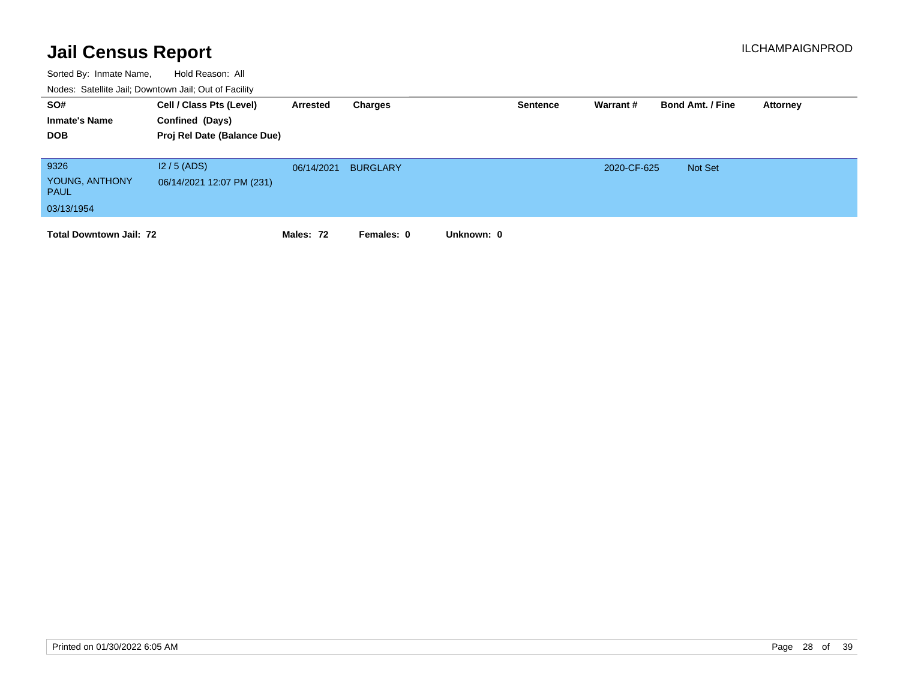# Jail Census Report

ILCHAMPAIGNPROD

Sorted By: Inmate Name, Hold Reason: All

Nodes: Satellite Jail; Downtown Jail; Out of Facility

| SO# / Inmate's Name / DOB | Cell / Class Pts (Level) / Confined (Days) / Proj Rel Date (Balance Due) | Arrested | Charges | Sentence | Warrant # | Bond Amt. / Fine | Attorney |
|---|---|---|---|---|---|---|---|
| 9326<br>YOUNG, ANTHONY PAUL<br>03/13/1954 | I2 / 5 (ADS)<br>06/14/2021 12:07 PM (231) | 06/14/2021 | BURGLARY | | 2020-CF-625 | Not Set | |

**Total Downtown Jail: 72** **Males: 72** **Females: 0** **Unknown: 0**

Printed on 01/30/2022 6:05 AM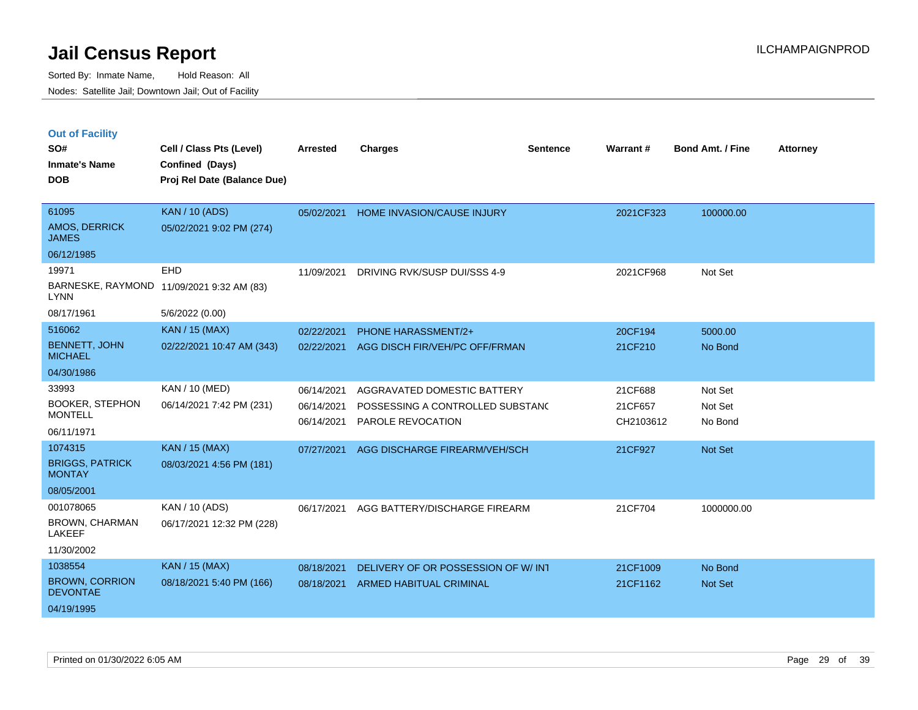# Jail Census Report

Sorted By: Inmate Name, Hold Reason: All

Nodes: Satellite Jail; Downtown Jail; Out of Facility

## Out of Facility

| SO# / Inmate's Name / DOB | Cell / Class Pts (Level) / Confined (Days) / Proj Rel Date (Balance Due) | Arrested | Charges | Sentence | Warrant # | Bond Amt. / Fine | Attorney |
|---|---|---|---|---|---|---|---|
| 61095<br>AMOS, DERRICK JAMES<br>06/12/1985 | KAN / 10 (ADS)<br>05/02/2021 9:02 PM (274) | 05/02/2021 | HOME INVASION/CAUSE INJURY | | 2021CF323 | 100000.00 | |
| 19971<br>BARNESKE, RAYMOND LYNN<br>08/17/1961 | EHD<br>11/09/2021 9:32 AM (83)<br>5/6/2022 (0.00) | 11/09/2021 | DRIVING RVK/SUSP DUI/SSS 4-9 | | 2021CF968 | Not Set | |
| 516062<br>BENNETT, JOHN MICHAEL<br>04/30/1986 | KAN / 15 (MAX)<br>02/22/2021 10:47 AM (343) | 02/22/2021<br>02/22/2021 | PHONE HARASSMENT/2+<br>AGG DISCH FIR/VEH/PC OFF/FRMAN | | 20CF194<br>21CF210 | 5000.00<br>No Bond | |
| 33993<br>BOOKER, STEPHON MONTELL<br>06/11/1971 | KAN / 10 (MED)<br>06/14/2021 7:42 PM (231) | 06/14/2021<br>06/14/2021<br>06/14/2021 | AGGRAVATED DOMESTIC BATTERY<br>POSSESSING A CONTROLLED SUBSTANC<br>PAROLE REVOCATION | | 21CF688<br>21CF657<br>CH2103612 | Not Set<br>Not Set<br>No Bond | |
| 1074315<br>BRIGGS, PATRICK MONTAY<br>08/05/2001 | KAN / 15 (MAX)<br>08/03/2021 4:56 PM (181) | 07/27/2021 | AGG DISCHARGE FIREARM/VEH/SCH | | 21CF927 | Not Set | |
| 001078065<br>BROWN, CHARMAN LAKEEF<br>11/30/2002 | KAN / 10 (ADS)<br>06/17/2021 12:32 PM (228) | 06/17/2021 | AGG BATTERY/DISCHARGE FIREARM | | 21CF704 | 1000000.00 | |
| 1038554<br>BROWN, CORRION DEVONTAE<br>04/19/1995 | KAN / 15 (MAX)<br>08/18/2021 5:40 PM (166) | 08/18/2021<br>08/18/2021 | DELIVERY OF OR POSSESSION OF W/ INT<br>ARMED HABITUAL CRIMINAL | | 21CF1009<br>21CF1162 | No Bond<br>Not Set | |

Printed on 01/30/2022 6:05 AM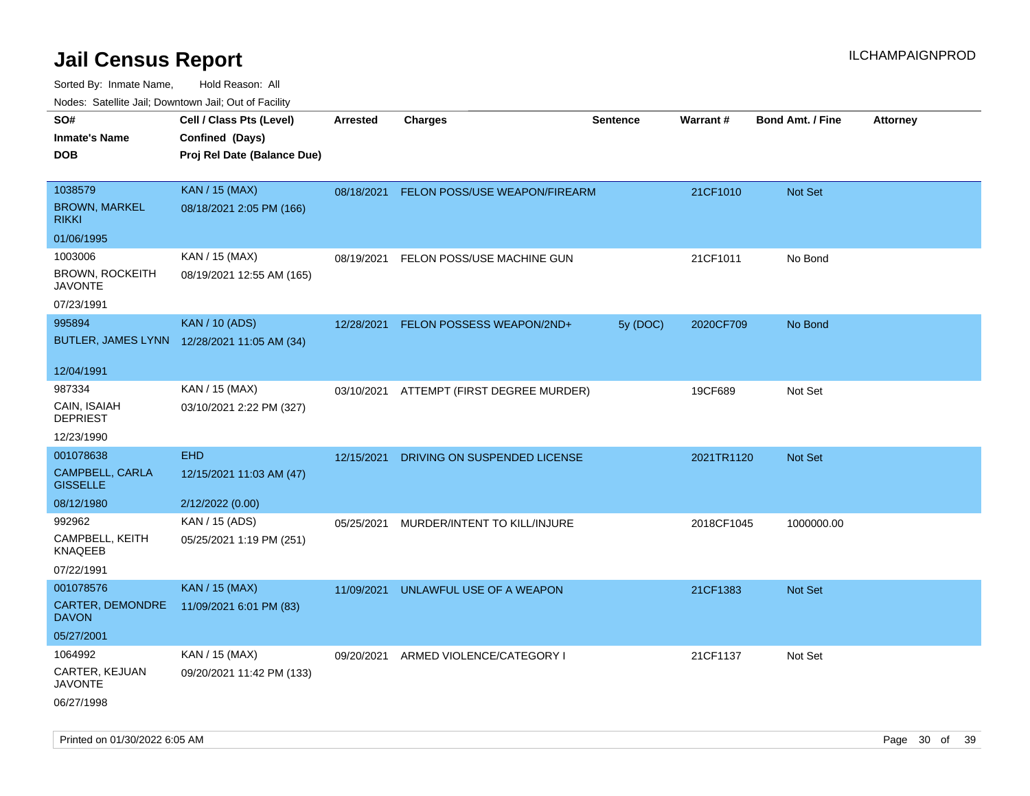# Jail Census Report

ILCHAMPAIGNPROD

Sorted By: Inmate Name, Hold Reason: All

Nodes: Satellite Jail; Downtown Jail; Out of Facility

| SO#<br>Inmate's Name<br>DOB | Cell / Class Pts (Level)<br>Confined (Days)<br>Proj Rel Date (Balance Due) | Arrested | Charges | Sentence | Warrant # | Bond Amt. / Fine | Attorney |
|---|---|---|---|---|---|---|---|
| 1038579<br>BROWN, MARKEL RIKKI<br>01/06/1995 | KAN / 15 (MAX)<br>08/18/2021 2:05 PM (166) | 08/18/2021 | FELON POSS/USE WEAPON/FIREARM | | 21CF1010 | Not Set | |
| 1003006<br>BROWN, ROCKEITH JAVONTE<br>07/23/1991 | KAN / 15 (MAX)<br>08/19/2021 12:55 AM (165) | 08/19/2021 | FELON POSS/USE MACHINE GUN | | 21CF1011 | No Bond | |
| 995894<br>BUTLER, JAMES LYNN<br>12/04/1991 | KAN / 10 (ADS)<br>12/28/2021 11:05 AM (34) | 12/28/2021 | FELON POSSESS WEAPON/2ND+ | 5y (DOC) | 2020CF709 | No Bond | |
| 987334<br>CAIN, ISAIAH DEPRIEST<br>12/23/1990 | KAN / 15 (MAX)<br>03/10/2021 2:22 PM (327) | 03/10/2021 | ATTEMPT (FIRST DEGREE MURDER) | | 19CF689 | Not Set | |
| 001078638<br>CAMPBELL, CARLA GISSELLE<br>08/12/1980 | EHD<br>12/15/2021 11:03 AM (47)<br>2/12/2022 (0.00) | 12/15/2021 | DRIVING ON SUSPENDED LICENSE | | 2021TR1120 | Not Set | |
| 992962<br>CAMPBELL, KEITH KNAQEEB<br>07/22/1991 | KAN / 15 (ADS)<br>05/25/2021 1:19 PM (251) | 05/25/2021 | MURDER/INTENT TO KILL/INJURE | | 2018CF1045 | 1000000.00 | |
| 001078576<br>CARTER, DEMONDRE DAVON<br>05/27/2001 | KAN / 15 (MAX)<br>11/09/2021 6:01 PM (83) | 11/09/2021 | UNLAWFUL USE OF A WEAPON | | 21CF1383 | Not Set | |
| 1064992<br>CARTER, KEJUAN JAVONTE<br>06/27/1998 | KAN / 15 (MAX)<br>09/20/2021 11:42 PM (133) | 09/20/2021 | ARMED VIOLENCE/CATEGORY I | | 21CF1137 | Not Set | |

Printed on 01/30/2022 6:05 AM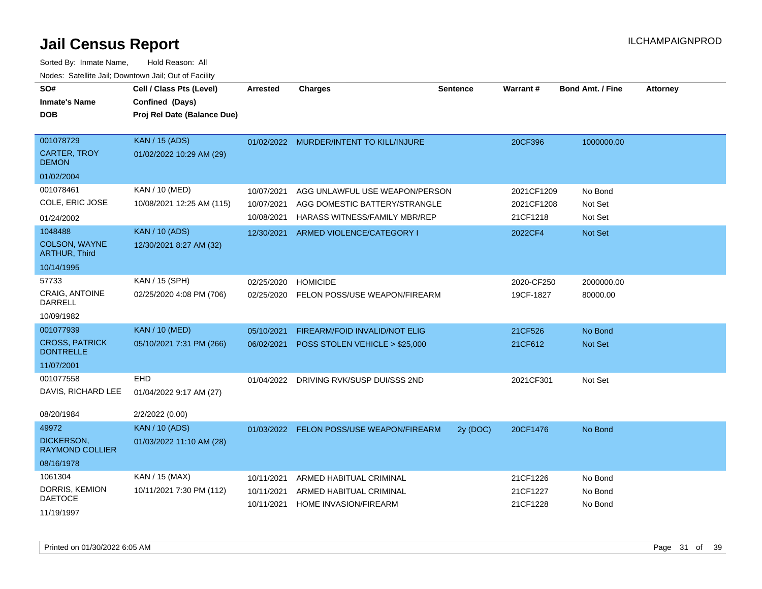# Jail Census Report

ILCHAMPAIGNPROD

Sorted By: Inmate Name, Hold Reason: All

Nodes: Satellite Jail; Downtown Jail; Out of Facility

| SO# / Inmate's Name / DOB | Cell / Class Pts (Level) / Confined (Days) / Proj Rel Date (Balance Due) | Arrested | Charges | Sentence | Warrant # | Bond Amt. / Fine | Attorney |
|---|---|---|---|---|---|---|---|
| 001078729 CARTER, TROY DEMON 01/02/2004 | KAN / 15 (ADS) 01/02/2022 10:29 AM (29) | 01/02/2022 | MURDER/INTENT TO KILL/INJURE | | 20CF396 | 1000000.00 | |
| 001078461 COLE, ERIC JOSE 01/24/2002 | KAN / 10 (MED) 10/08/2021 12:25 AM (115) | 10/07/2021 | AGG UNLAWFUL USE WEAPON/PERSON | | 2021CF1209 | No Bond | |
| | | 10/07/2021 | AGG DOMESTIC BATTERY/STRANGLE | | 2021CF1208 | Not Set | |
| | | 10/08/2021 | HARASS WITNESS/FAMILY MBR/REP | | 21CF1218 | Not Set | |
| 1048488 COLSON, WAYNE ARTHUR, Third 10/14/1995 | KAN / 10 (ADS) 12/30/2021 8:27 AM (32) | 12/30/2021 | ARMED VIOLENCE/CATEGORY I | | 2022CF4 | Not Set | |
| 57733 CRAIG, ANTOINE DARRELL 10/09/1982 | KAN / 15 (SPH) 02/25/2020 4:08 PM (706) | 02/25/2020 | HOMICIDE | | 2020-CF250 | 2000000.00 | |
| | | 02/25/2020 | FELON POSS/USE WEAPON/FIREARM | | 19CF-1827 | 80000.00 | |
| 001077939 CROSS, PATRICK DONTRELLE 11/07/2001 | KAN / 10 (MED) 05/10/2021 7:31 PM (266) | 05/10/2021 | FIREARM/FOID INVALID/NOT ELIG | | 21CF526 | No Bond | |
| | | 06/02/2021 | POSS STOLEN VEHICLE > $25,000 | | 21CF612 | Not Set | |
| 001077558 DAVIS, RICHARD LEE 08/20/1984 | EHD 01/04/2022 9:17 AM (27) 2/2/2022 (0.00) | 01/04/2022 | DRIVING RVK/SUSP DUI/SSS 2ND | | 2021CF301 | Not Set | |
| 49972 DICKERSON, RAYMOND COLLIER 08/16/1978 | KAN / 10 (ADS) 01/03/2022 11:10 AM (28) | 01/03/2022 | FELON POSS/USE WEAPON/FIREARM | 2y (DOC) | 20CF1476 | No Bond | |
| 1061304 DORRIS, KEMION DAETOCE 11/19/1997 | KAN / 15 (MAX) 10/11/2021 7:30 PM (112) | 10/11/2021 | ARMED HABITUAL CRIMINAL | | 21CF1226 | No Bond | |
| | | 10/11/2021 | ARMED HABITUAL CRIMINAL | | 21CF1227 | No Bond | |
| | | 10/11/2021 | HOME INVASION/FIREARM | | 21CF1228 | No Bond | |

Printed on 01/30/2022 6:05 AM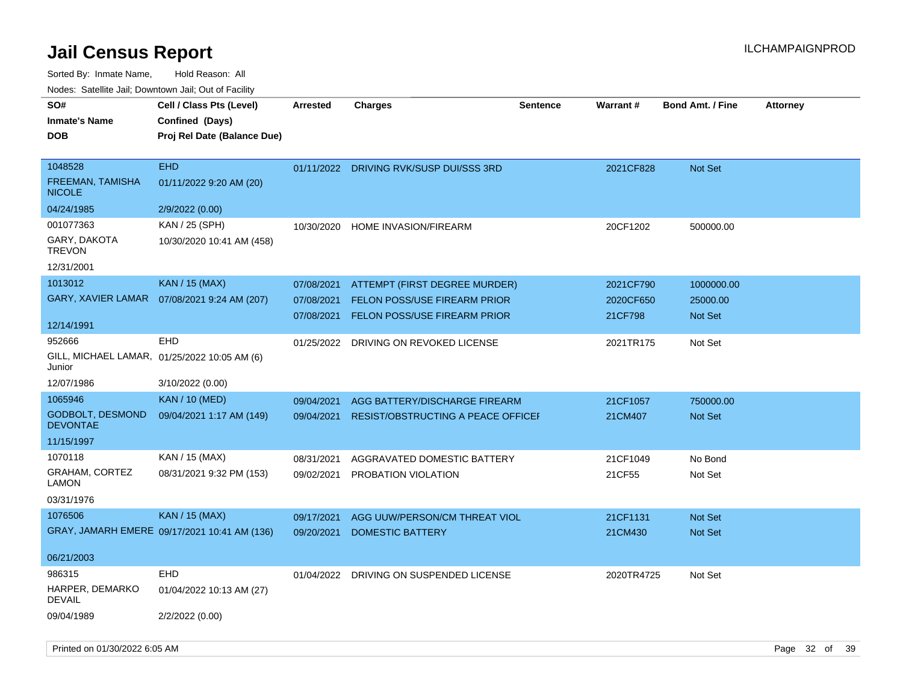# Jail Census Report

Sorted By: Inmate Name, Hold Reason: All

Nodes: Satellite Jail; Downtown Jail; Out of Facility

| SO# / Inmate's Name / DOB | Cell / Class Pts (Level) / Confined (Days) / Proj Rel Date (Balance Due) | Arrested | Charges | Sentence | Warrant # | Bond Amt. / Fine | Attorney |
|---|---|---|---|---|---|---|---|
| 1048528<br>FREEMAN, TAMISHA NICOLE<br>04/24/1985 | EHD<br>01/11/2022 9:20 AM (20)<br>2/9/2022 (0.00) | 01/11/2022 | DRIVING RVK/SUSP DUI/SSS 3RD | | 2021CF828 | Not Set | |
| 001077363<br>GARY, DAKOTA TREVON<br>12/31/2001 | KAN / 25 (SPH)<br>10/30/2020 10:41 AM (458) | 10/30/2020 | HOME INVASION/FIREARM | | 20CF1202 | 500000.00 | |
| 1013012<br>GARY, XAVIER LAMAR<br>12/14/1991 | KAN / 15 (MAX)<br>07/08/2021 9:24 AM (207) | 07/08/2021<br>07/08/2021<br>07/08/2021 | ATTEMPT (FIRST DEGREE MURDER)<br>FELON POSS/USE FIREARM PRIOR<br>FELON POSS/USE FIREARM PRIOR | | 2021CF790<br>2020CF650<br>21CF798 | 1000000.00<br>25000.00<br>Not Set | |
| 952666<br>GILL, MICHAEL LAMAR, Junior<br>12/07/1986 | EHD<br>01/25/2022 10:05 AM (6)<br>3/10/2022 (0.00) | 01/25/2022 | DRIVING ON REVOKED LICENSE | | 2021TR175 | Not Set | |
| 1065946<br>GODBOLT, DESMOND DEVONTAE<br>11/15/1997 | KAN / 10 (MED)<br>09/04/2021 1:17 AM (149) | 09/04/2021<br>09/04/2021 | AGG BATTERY/DISCHARGE FIREARM<br>RESIST/OBSTRUCTING A PEACE OFFICEI | | 21CF1057<br>21CM407 | 750000.00<br>Not Set | |
| 1070118<br>GRAHAM, CORTEZ LAMON<br>03/31/1976 | KAN / 15 (MAX)<br>08/31/2021 9:32 PM (153) | 08/31/2021<br>09/02/2021 | AGGRAVATED DOMESTIC BATTERY<br>PROBATION VIOLATION | | 21CF1049<br>21CF55 | No Bond<br>Not Set | |
| 1076506<br>GRAY, JAMARH EMERE<br>06/21/2003 | KAN / 15 (MAX)<br>09/17/2021 10:41 AM (136) | 09/17/2021<br>09/20/2021 | AGG UUW/PERSON/CM THREAT VIOL<br>DOMESTIC BATTERY | | 21CF1131<br>21CM430 | Not Set<br>Not Set | |
| 986315<br>HARPER, DEMARKO DEVAIL<br>09/04/1989 | EHD<br>01/04/2022 10:13 AM (27)<br>2/2/2022 (0.00) | 01/04/2022 | DRIVING ON SUSPENDED LICENSE | | 2020TR4725 | Not Set | |

Printed on 01/30/2022 6:05 AM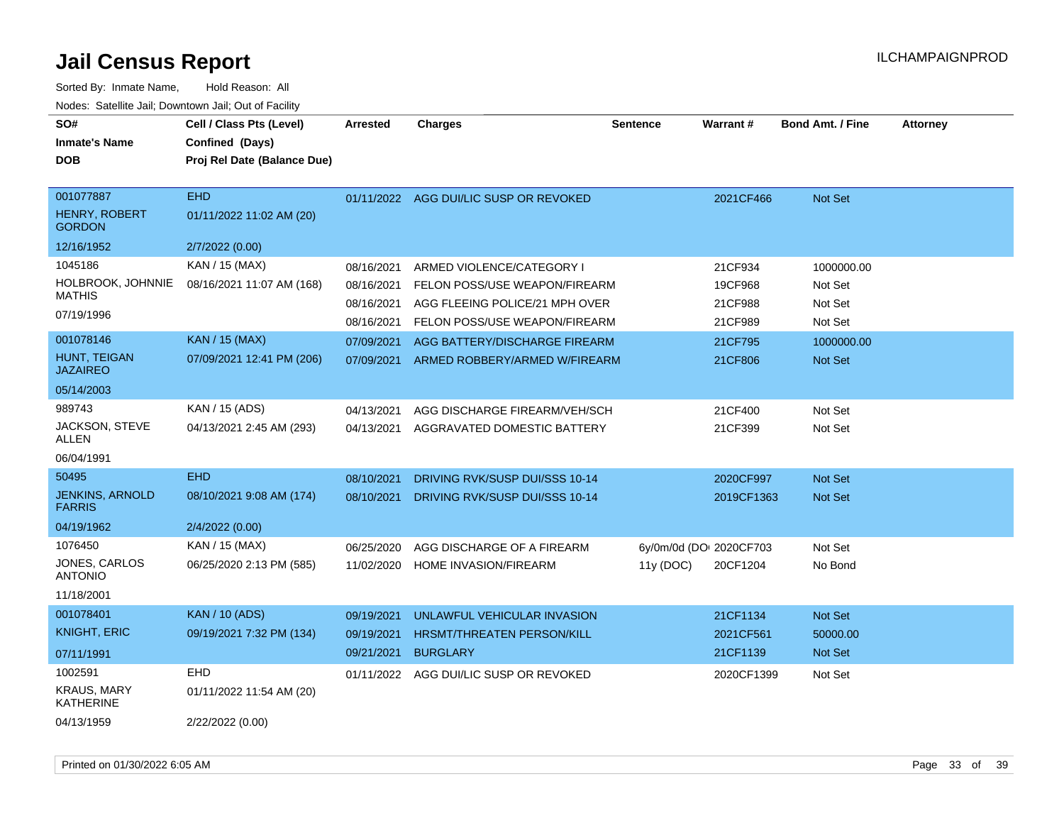# Jail Census Report

ILCHAMPAIGNPROD

Sorted By: Inmate Name, Hold Reason: All

Nodes: Satellite Jail; Downtown Jail; Out of Facility

| SO# / Inmate's Name / DOB | Cell / Class Pts (Level) / Confined (Days) / Proj Rel Date (Balance Due) | Arrested | Charges | Sentence | Warrant # | Bond Amt. / Fine | Attorney |
|---|---|---|---|---|---|---|---|
| 001077887 | EHD | 01/11/2022 | AGG DUI/LIC SUSP OR REVOKED | | 2021CF466 | Not Set | |
| HENRY, ROBERT GORDON | 01/11/2022 11:02 AM (20) | | | | | | |
| 12/16/1952 | 2/7/2022 (0.00) | | | | | | |
| 1045186 | KAN / 15 (MAX) | 08/16/2021 | ARMED VIOLENCE/CATEGORY I | | 21CF934 | 1000000.00 | |
| HOLBROOK, JOHNNIE MATHIS | 08/16/2021 11:07 AM (168) | 08/16/2021 | FELON POSS/USE WEAPON/FIREARM | | 19CF968 | Not Set | |
| 07/19/1996 | | 08/16/2021 | AGG FLEEING POLICE/21 MPH OVER | | 21CF988 | Not Set | |
| | | 08/16/2021 | FELON POSS/USE WEAPON/FIREARM | | 21CF989 | Not Set | |
| 001078146 | KAN / 15 (MAX) | 07/09/2021 | AGG BATTERY/DISCHARGE FIREARM | | 21CF795 | 1000000.00 | |
| HUNT, TEIGAN JAZAIREO | 07/09/2021 12:41 PM (206) | 07/09/2021 | ARMED ROBBERY/ARMED W/FIREARM | | 21CF806 | Not Set | |
| 05/14/2003 | | | | | | | |
| 989743 | KAN / 15 (ADS) | 04/13/2021 | AGG DISCHARGE FIREARM/VEH/SCH | | 21CF400 | Not Set | |
| JACKSON, STEVE ALLEN | 04/13/2021 2:45 AM (293) | 04/13/2021 | AGGRAVATED DOMESTIC BATTERY | | 21CF399 | Not Set | |
| 06/04/1991 | | | | | | | |
| 50495 | EHD | 08/10/2021 | DRIVING RVK/SUSP DUI/SSS 10-14 | | 2020CF997 | Not Set | |
| JENKINS, ARNOLD FARRIS | 08/10/2021 9:08 AM (174) | 08/10/2021 | DRIVING RVK/SUSP DUI/SSS 10-14 | | 2019CF1363 | Not Set | |
| 04/19/1962 | 2/4/2022 (0.00) | | | | | | |
| 1076450 | KAN / 15 (MAX) | 06/25/2020 | AGG DISCHARGE OF A FIREARM | 6y/0m/0d (DOC) | 2020CF703 | Not Set | |
| JONES, CARLOS ANTONIO | 06/25/2020 2:13 PM (585) | 11/02/2020 | HOME INVASION/FIREARM | 11y (DOC) | 20CF1204 | No Bond | |
| 11/18/2001 | | | | | | | |
| 001078401 | KAN / 10 (ADS) | 09/19/2021 | UNLAWFUL VEHICULAR INVASION | | 21CF1134 | Not Set | |
| KNIGHT, ERIC | 09/19/2021 7:32 PM (134) | 09/19/2021 | HRSMT/THREATEN PERSON/KILL | | 2021CF561 | 50000.00 | |
| 07/11/1991 | | 09/21/2021 | BURGLARY | | 21CF1139 | Not Set | |
| 1002591 | EHD | 01/11/2022 | AGG DUI/LIC SUSP OR REVOKED | | 2020CF1399 | Not Set | |
| KRAUS, MARY KATHERINE | 01/11/2022 11:54 AM (20) | | | | | | |
| 04/13/1959 | 2/22/2022 (0.00) | | | | | | |

Printed on 01/30/2022 6:05 AM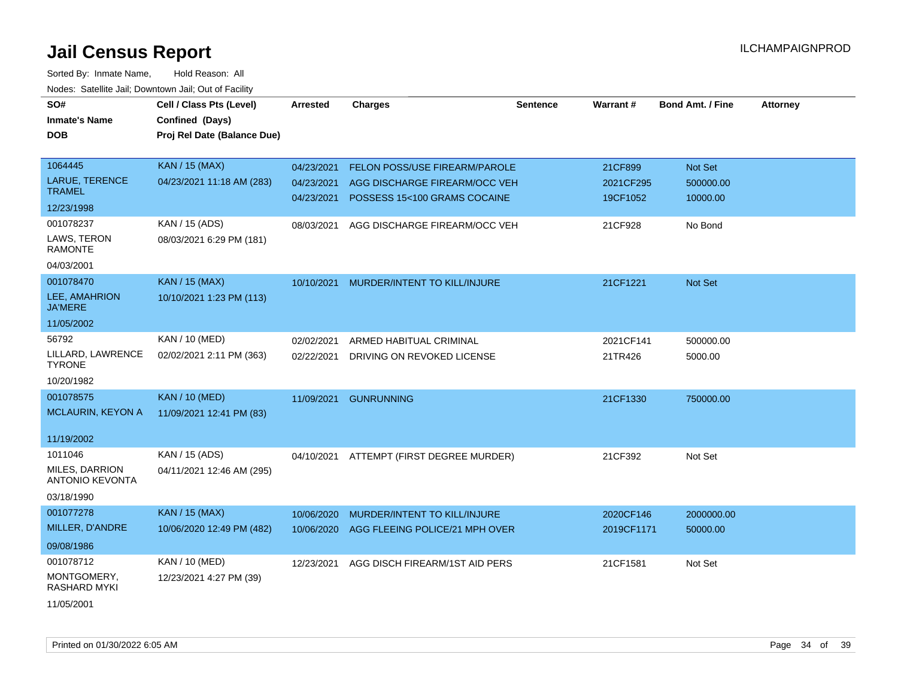# Jail Census Report

ILCHAMPAIGNPROD

Sorted By: Inmate Name, Hold Reason: All

Nodes: Satellite Jail; Downtown Jail; Out of Facility

| SO# / Inmate's Name / DOB | Cell / Class Pts (Level) / Confined (Days) / Proj Rel Date (Balance Due) | Arrested | Charges | Sentence | Warrant # | Bond Amt. / Fine | Attorney |
|---|---|---|---|---|---|---|---|
| 1064445<br>LARUE, TERENCE TRAMEL<br>12/23/1998 | KAN / 15 (MAX)<br>04/23/2021 11:18 AM (283) | 04/23/2021<br>04/23/2021<br>04/23/2021 | FELON POSS/USE FIREARM/PAROLE<br>AGG DISCHARGE FIREARM/OCC VEH<br>POSSESS 15<100 GRAMS COCAINE | | 21CF899<br>2021CF295<br>19CF1052 | Not Set<br>500000.00<br>10000.00 | |
| 001078237<br>LAWS, TERON RAMONTE<br>04/03/2001 | KAN / 15 (ADS)<br>08/03/2021 6:29 PM (181) | 08/03/2021 | AGG DISCHARGE FIREARM/OCC VEH | | 21CF928 | No Bond | |
| 001078470<br>LEE, AMAHRION JA'MERE<br>11/05/2002 | KAN / 15 (MAX)<br>10/10/2021 1:23 PM (113) | 10/10/2021 | MURDER/INTENT TO KILL/INJURE | | 21CF1221 | Not Set | |
| 56792<br>LILLARD, LAWRENCE TYRONE<br>10/20/1982 | KAN / 10 (MED)<br>02/02/2021 2:11 PM (363) | 02/02/2021<br>02/22/2021 | ARMED HABITUAL CRIMINAL<br>DRIVING ON REVOKED LICENSE | | 2021CF141<br>21TR426 | 500000.00<br>5000.00 | |
| 001078575<br>MCLAURIN, KEYON A<br>11/19/2002 | KAN / 10 (MED)<br>11/09/2021 12:41 PM (83) | 11/09/2021 | GUNRUNNING | | 21CF1330 | 750000.00 | |
| 1011046<br>MILES, DARRION ANTONIO KEVONTA<br>03/18/1990 | KAN / 15 (ADS)<br>04/11/2021 12:46 AM (295) | 04/10/2021 | ATTEMPT (FIRST DEGREE MURDER) | | 21CF392 | Not Set | |
| 001077278<br>MILLER, D'ANDRE<br>09/08/1986 | KAN / 15 (MAX)<br>10/06/2020 12:49 PM (482) | 10/06/2020<br>10/06/2020 | MURDER/INTENT TO KILL/INJURE<br>AGG FLEEING POLICE/21 MPH OVER | | 2020CF146<br>2019CF1171 | 2000000.00<br>50000.00 | |
| 001078712<br>MONTGOMERY, RASHARD MYKI<br>11/05/2001 | KAN / 10 (MED)<br>12/23/2021 4:27 PM (39) | 12/23/2021 | AGG DISCH FIREARM/1ST AID PERS | | 21CF1581 | Not Set | |

Printed on 01/30/2022 6:05 AM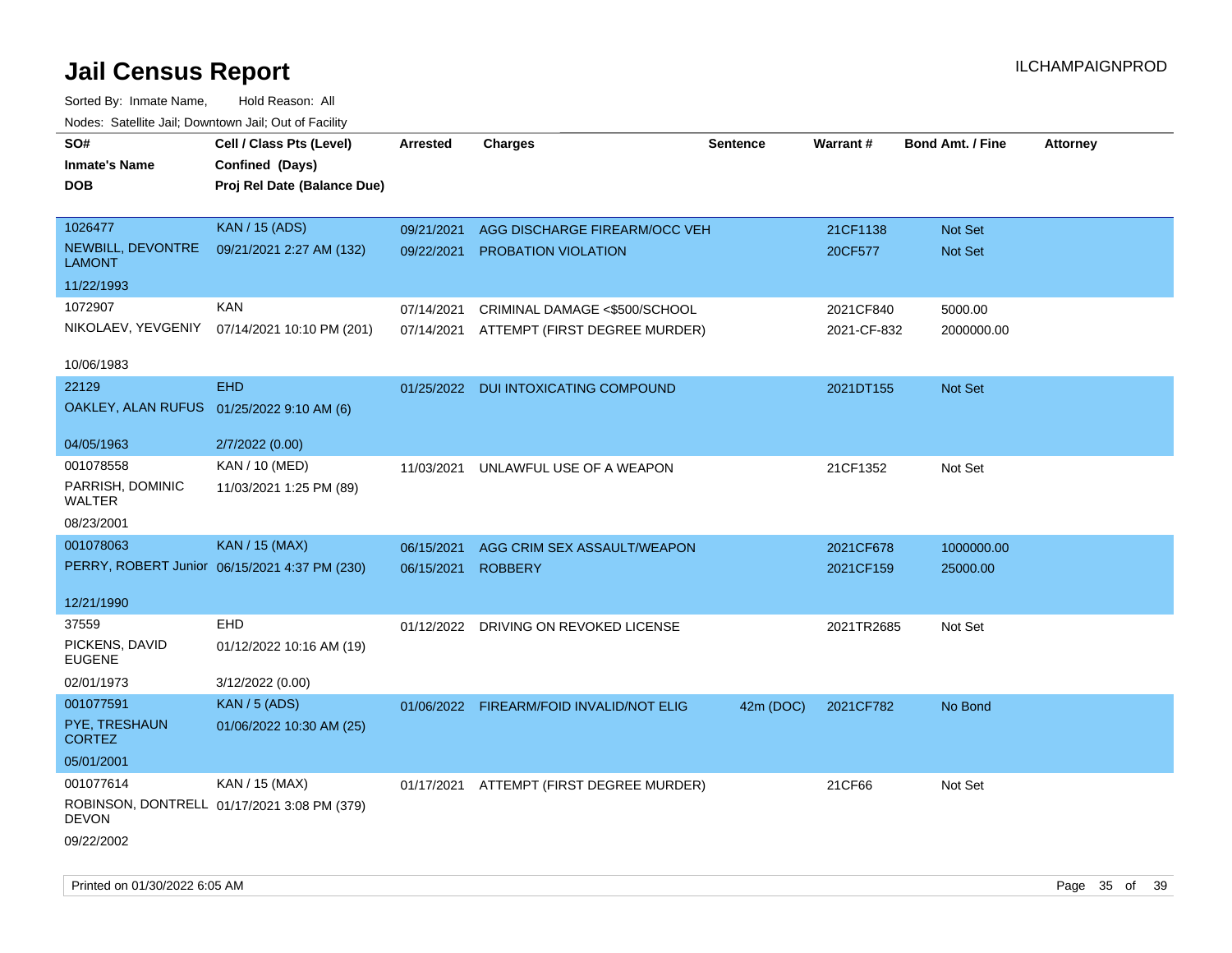# Jail Census Report

ILCHAMPAIGNPROD

Sorted By: Inmate Name, Hold Reason: All

Nodes: Satellite Jail; Downtown Jail; Out of Facility

| SO# / Inmate's Name / DOB | Cell / Class Pts (Level) / Confined (Days) / Proj Rel Date (Balance Due) | Arrested | Charges | Sentence | Warrant # | Bond Amt. / Fine | Attorney |
|---|---|---|---|---|---|---|---|
| 1026477 NEWBILL, DEVONTRE LAMONT 11/22/1993 | KAN / 15 (ADS) 09/21/2021 2:27 AM (132) | 09/21/2021 | AGG DISCHARGE FIREARM/OCC VEH | | 21CF1138 | Not Set | |
| | | 09/22/2021 | PROBATION VIOLATION | | 20CF577 | Not Set | |
| 1072907 NIKOLAEV, YEVGENIY 10/06/1983 | KAN 07/14/2021 10:10 PM (201) | 07/14/2021 | CRIMINAL DAMAGE <$500/SCHOOL | | 2021CF840 | 5000.00 | |
| | | 07/14/2021 | ATTEMPT (FIRST DEGREE MURDER) | | 2021-CF-832 | 2000000.00 | |
| 22129 OAKLEY, ALAN RUFUS 04/05/1963 | EHD 01/25/2022 9:10 AM (6) 2/7/2022 (0.00) | 01/25/2022 | DUI INTOXICATING COMPOUND | | 2021DT155 | Not Set | |
| 001078558 PARRISH, DOMINIC WALTER 08/23/2001 | KAN / 10 (MED) 11/03/2021 1:25 PM (89) | 11/03/2021 | UNLAWFUL USE OF A WEAPON | | 21CF1352 | Not Set | |
| 001078063 PERRY, ROBERT Junior 12/21/1990 | KAN / 15 (MAX) 06/15/2021 4:37 PM (230) | 06/15/2021 | AGG CRIM SEX ASSAULT/WEAPON | | 2021CF678 | 1000000.00 | |
| | | 06/15/2021 | ROBBERY | | 2021CF159 | 25000.00 | |
| 37559 PICKENS, DAVID EUGENE 02/01/1973 | EHD 01/12/2022 10:16 AM (19) 3/12/2022 (0.00) | 01/12/2022 | DRIVING ON REVOKED LICENSE | | 2021TR2685 | Not Set | |
| 001077591 PYE, TRESHAUN CORTEZ 05/01/2001 | KAN / 5 (ADS) 01/06/2022 10:30 AM (25) | 01/06/2022 | FIREARM/FOID INVALID/NOT ELIG | 42m (DOC) | 2021CF782 | No Bond | |
| 001077614 ROBINSON, DONTRELL DEVON 09/22/2002 | KAN / 15 (MAX) 01/17/2021 3:08 PM (379) | 01/17/2021 | ATTEMPT (FIRST DEGREE MURDER) | | 21CF66 | Not Set | |

Printed on 01/30/2022 6:05 AM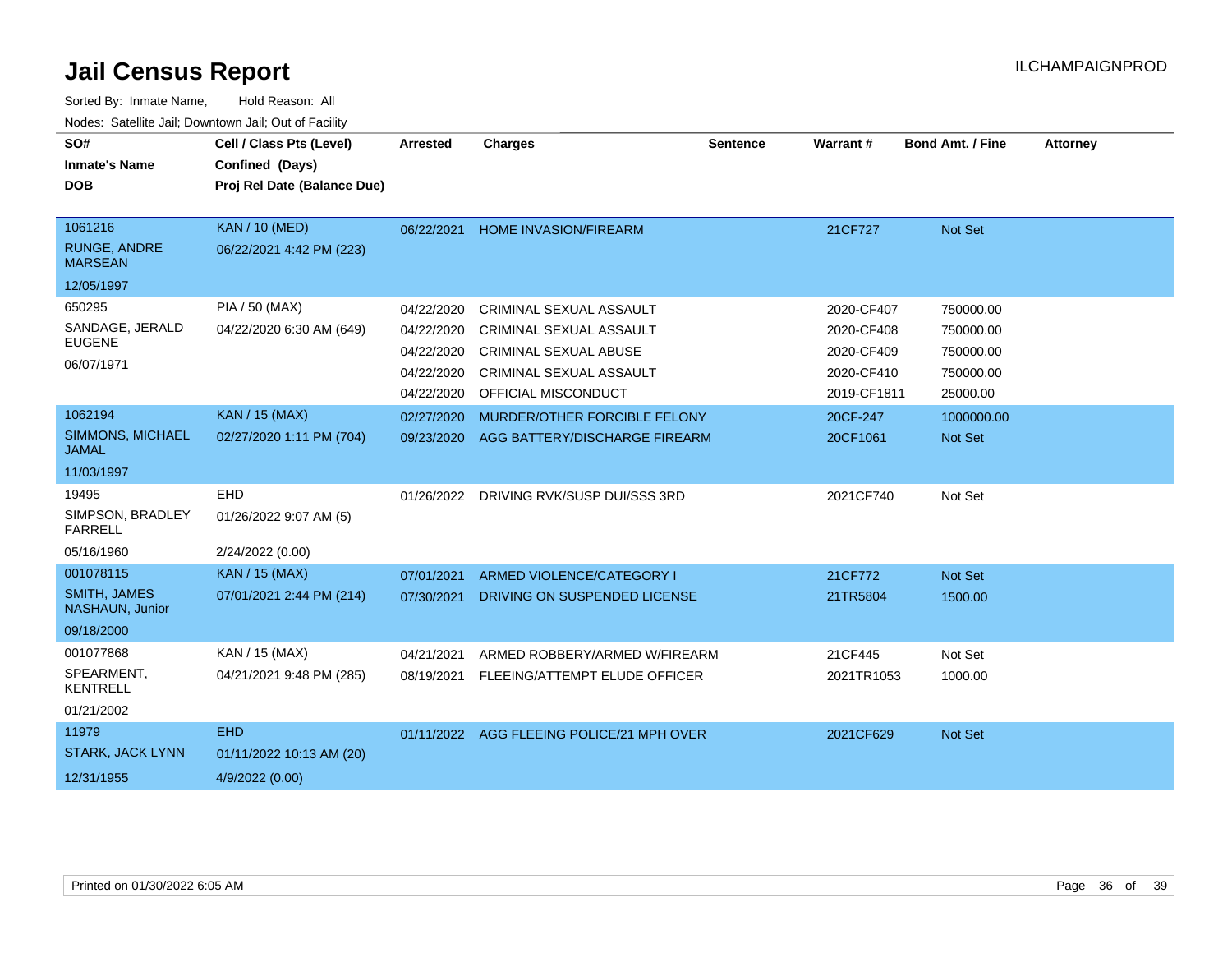# Jail Census Report

ILCHAMPAIGNPROD

Sorted By: Inmate Name, Hold Reason: All

Nodes: Satellite Jail; Downtown Jail; Out of Facility

| SO# / Inmate's Name / DOB | Cell / Class Pts (Level) / Confined (Days) / Proj Rel Date (Balance Due) | Arrested | Charges | Sentence | Warrant # | Bond Amt. / Fine | Attorney |
|---|---|---|---|---|---|---|---|
| 1061216<br>RUNGE, ANDRE MARSEAN<br>12/05/1997 | KAN / 10 (MED)<br>06/22/2021 4:42 PM (223) | 06/22/2021 | HOME INVASION/FIREARM | | 21CF727 | Not Set | |
| 650295<br>SANDAGE, JERALD EUGENE<br>06/07/1971 | PIA / 50 (MAX)<br>04/22/2020 6:30 AM (649) | 04/22/2020 | CRIMINAL SEXUAL ASSAULT | | 2020-CF407 | 750000.00 | |
| | | 04/22/2020 | CRIMINAL SEXUAL ASSAULT | | 2020-CF408 | 750000.00 | |
| | | 04/22/2020 | CRIMINAL SEXUAL ABUSE | | 2020-CF409 | 750000.00 | |
| | | 04/22/2020 | CRIMINAL SEXUAL ASSAULT | | 2020-CF410 | 750000.00 | |
| | | 04/22/2020 | OFFICIAL MISCONDUCT | | 2019-CF1811 | 25000.00 | |
| 1062194<br>SIMMONS, MICHAEL JAMAL<br>11/03/1997 | KAN / 15 (MAX)<br>02/27/2020 1:11 PM (704) | 02/27/2020 | MURDER/OTHER FORCIBLE FELONY | | 20CF-247 | 1000000.00 | |
| | | 09/23/2020 | AGG BATTERY/DISCHARGE FIREARM | | 20CF1061 | Not Set | |
| 19495<br>SIMPSON, BRADLEY FARRELL<br>05/16/1960 | EHD<br>01/26/2022 9:07 AM (5)<br>2/24/2022 (0.00) | 01/26/2022 | DRIVING RVK/SUSP DUI/SSS 3RD | | 2021CF740 | Not Set | |
| 001078115<br>SMITH, JAMES NASHAUN, Junior<br>09/18/2000 | KAN / 15 (MAX)<br>07/01/2021 2:44 PM (214) | 07/01/2021 | ARMED VIOLENCE/CATEGORY I | | 21CF772 | Not Set | |
| | | 07/30/2021 | DRIVING ON SUSPENDED LICENSE | | 21TR5804 | 1500.00 | |
| 001077868<br>SPEARMENT, KENTRELL<br>01/21/2002 | KAN / 15 (MAX)<br>04/21/2021 9:48 PM (285) | 04/21/2021 | ARMED ROBBERY/ARMED W/FIREARM | | 21CF445 | Not Set | |
| | | 08/19/2021 | FLEEING/ATTEMPT ELUDE OFFICER | | 2021TR1053 | 1000.00 | |
| 11979<br>STARK, JACK LYNN<br>12/31/1955 | EHD<br>01/11/2022 10:13 AM (20)<br>4/9/2022 (0.00) | 01/11/2022 | AGG FLEEING POLICE/21 MPH OVER | | 2021CF629 | Not Set | |

Printed on 01/30/2022 6:05 AM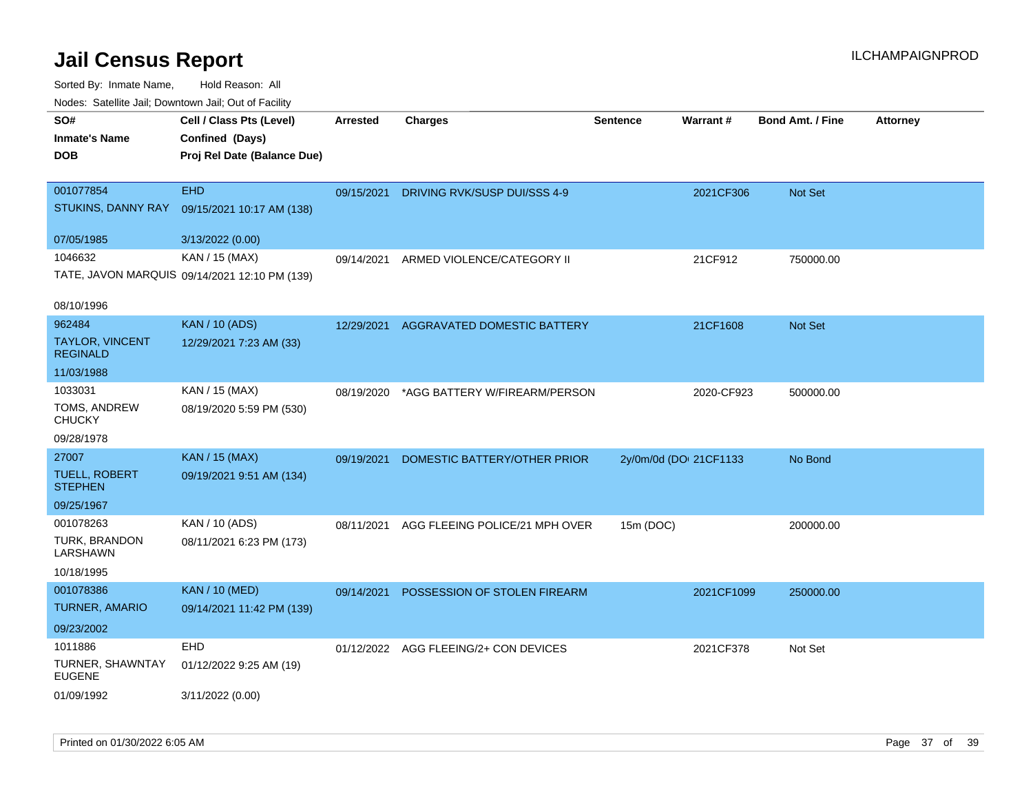# Jail Census Report

Sorted By: Inmate Name, Hold Reason: All

Nodes: Satellite Jail; Downtown Jail; Out of Facility

| SO# / Inmate's Name / DOB | Cell / Class Pts (Level) / Confined (Days) / Proj Rel Date (Balance Due) | Arrested | Charges | Sentence | Warrant # | Bond Amt. / Fine | Attorney |
|---|---|---|---|---|---|---|---|
| 001077854<br>STUKINS, DANNY RAY<br>07/05/1985 | EHD<br>09/15/2021 10:17 AM (138)<br>3/13/2022 (0.00) | 09/15/2021 | DRIVING RVK/SUSP DUI/SSS 4-9 | | 2021CF306 | Not Set | |
| 1046632<br>TATE, JAVON MARQUIS<br>08/10/1996 | KAN / 15 (MAX)<br>09/14/2021 12:10 PM (139) | 09/14/2021 | ARMED VIOLENCE/CATEGORY II | | 21CF912 | 750000.00 | |
| 962484<br>TAYLOR, VINCENT REGINALD<br>11/03/1988 | KAN / 10 (ADS)<br>12/29/2021 7:23 AM (33) | 12/29/2021 | AGGRAVATED DOMESTIC BATTERY | | 21CF1608 | Not Set | |
| 1033031<br>TOMS, ANDREW CHUCKY<br>09/28/1978 | KAN / 15 (MAX)<br>08/19/2020 5:59 PM (530) | 08/19/2020 | *AGG BATTERY W/FIREARM/PERSON | | 2020-CF923 | 500000.00 | |
| 27007<br>TUELL, ROBERT STEPHEN<br>09/25/1967 | KAN / 15 (MAX)<br>09/19/2021 9:51 AM (134) | 09/19/2021 | DOMESTIC BATTERY/OTHER PRIOR | 2y/0m/0d (DO | 21CF1133 | No Bond | |
| 001078263<br>TURK, BRANDON LARSHAWN<br>10/18/1995 | KAN / 10 (ADS)<br>08/11/2021 6:23 PM (173) | 08/11/2021 | AGG FLEEING POLICE/21 MPH OVER | 15m (DOC) | | 200000.00 | |
| 001078386<br>TURNER, AMARIO<br>09/23/2002 | KAN / 10 (MED)<br>09/14/2021 11:42 PM (139) | 09/14/2021 | POSSESSION OF STOLEN FIREARM | | 2021CF1099 | 250000.00 | |
| 1011886<br>TURNER, SHAWNTAY EUGENE<br>01/09/1992 | EHD<br>01/12/2022 9:25 AM (19)<br>3/11/2022 (0.00) | 01/12/2022 | AGG FLEEING/2+ CON DEVICES | | 2021CF378 | Not Set | |

Printed on 01/30/2022 6:05 AM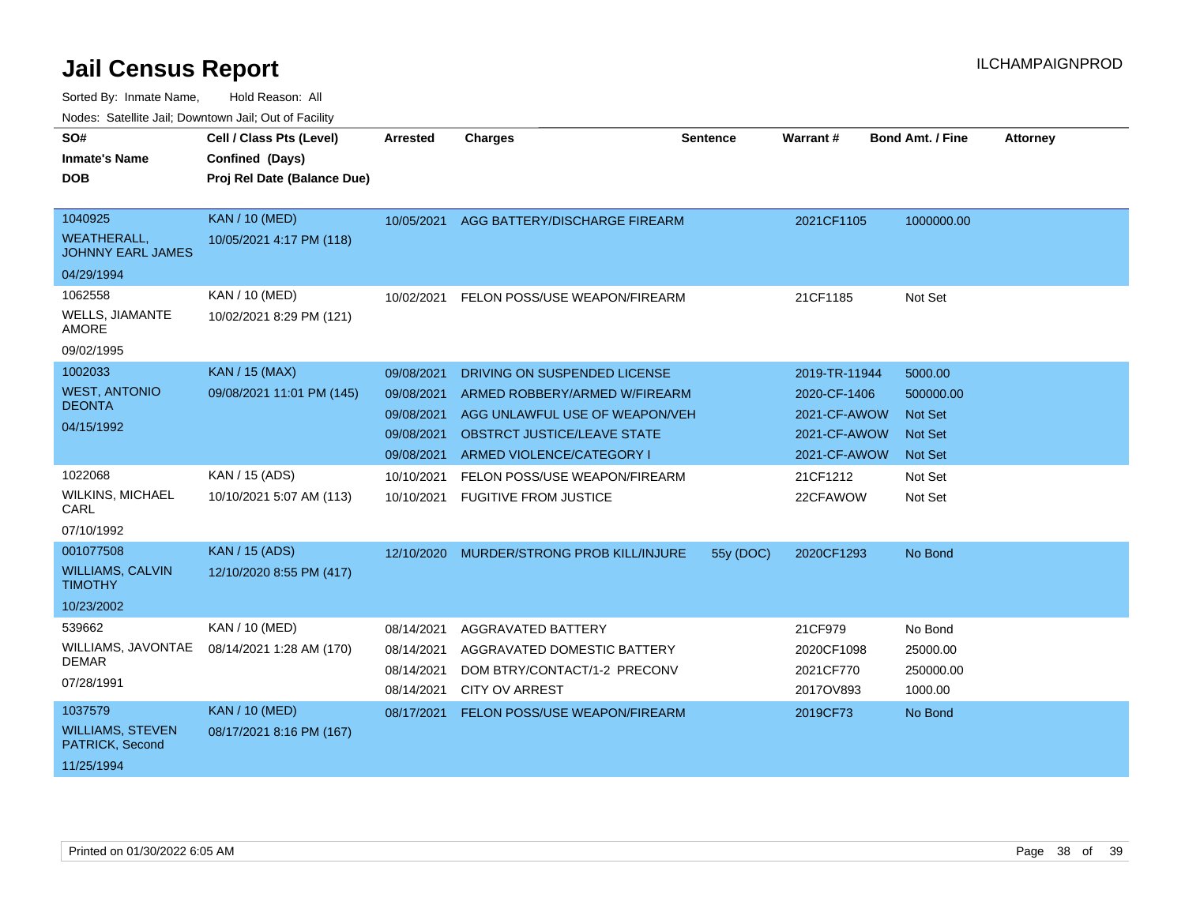# Jail Census Report

ILCHAMPAIGNPROD

Sorted By: Inmate Name,     Hold Reason: All

Nodes: Satellite Jail; Downtown Jail; Out of Facility

| SO# / Inmate's Name / DOB | Cell / Class Pts (Level) / Confined (Days) / Proj Rel Date (Balance Due) | Arrested | Charges | Sentence | Warrant # | Bond Amt. / Fine | Attorney |
|---|---|---|---|---|---|---|---|
| 1040925<br>WEATHERALL, JOHNNY EARL JAMES<br>04/29/1994 | KAN / 10 (MED)<br>10/05/2021 4:17 PM (118) | 10/05/2021 | AGG BATTERY/DISCHARGE FIREARM | | 2021CF1105 | 1000000.00 | |
| 1062558<br>WELLS, JIAMANTE AMORE<br>09/02/1995 | KAN / 10 (MED)<br>10/02/2021 8:29 PM (121) | 10/02/2021 | FELON POSS/USE WEAPON/FIREARM | | 21CF1185 | Not Set | |
| 1002033<br>WEST, ANTONIO DEONTA<br>04/15/1992 | KAN / 15 (MAX)<br>09/08/2021 11:01 PM (145) | 09/08/2021 | DRIVING ON SUSPENDED LICENSE | | 2019-TR-11944 | 5000.00 | |
| | | 09/08/2021 | ARMED ROBBERY/ARMED W/FIREARM | | 2020-CF-1406 | 500000.00 | |
| | | 09/08/2021 | AGG UNLAWFUL USE OF WEAPON/VEH | | 2021-CF-AWOW | Not Set | |
| | | 09/08/2021 | OBSTRCT JUSTICE/LEAVE STATE | | 2021-CF-AWOW | Not Set | |
| | | 09/08/2021 | ARMED VIOLENCE/CATEGORY I | | 2021-CF-AWOW | Not Set | |
| 1022068<br>WILKINS, MICHAEL CARL<br>07/10/1992 | KAN / 15 (ADS)<br>10/10/2021 5:07 AM (113) | 10/10/2021 | FELON POSS/USE WEAPON/FIREARM | | 21CF1212 | Not Set | |
| | | 10/10/2021 | FUGITIVE FROM JUSTICE | | 22CFAWOW | Not Set | |
| 001077508<br>WILLIAMS, CALVIN TIMOTHY<br>10/23/2002 | KAN / 15 (ADS)<br>12/10/2020 8:55 PM (417) | 12/10/2020 | MURDER/STRONG PROB KILL/INJURE | 55y (DOC) | 2020CF1293 | No Bond | |
| 539662<br>WILLIAMS, JAVONTAE DEMAR<br>07/28/1991 | KAN / 10 (MED)<br>08/14/2021 1:28 AM (170) | 08/14/2021 | AGGRAVATED BATTERY | | 21CF979 | No Bond | |
| | | 08/14/2021 | AGGRAVATED DOMESTIC BATTERY | | 2020CF1098 | 25000.00 | |
| | | 08/14/2021 | DOM BTRY/CONTACT/1-2 PRECONV | | 2021CF770 | 250000.00 | |
| | | 08/14/2021 | CITY OV ARREST | | 2017OV893 | 1000.00 | |
| 1037579<br>WILLIAMS, STEVEN PATRICK, Second<br>11/25/1994 | KAN / 10 (MED)<br>08/17/2021 8:16 PM (167) | 08/17/2021 | FELON POSS/USE WEAPON/FIREARM | | 2019CF73 | No Bond | |

Printed on 01/30/2022 6:05 AM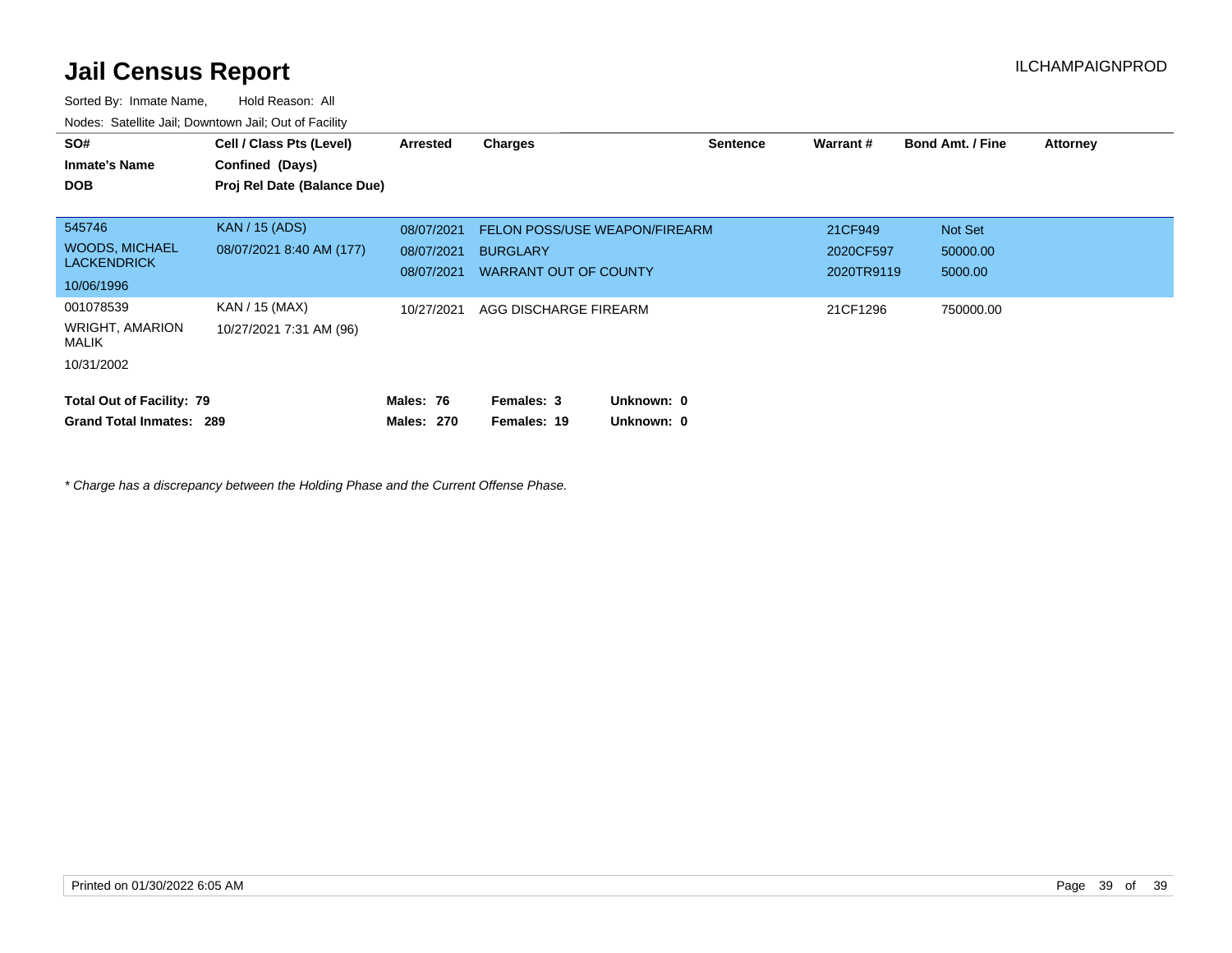# Jail Census Report

ILCHAMPAIGNPROD

Sorted By: Inmate Name, Hold Reason: All

Nodes: Satellite Jail; Downtown Jail; Out of Facility

| SO# / Inmate's Name / DOB | Cell / Class Pts (Level) / Confined (Days) / Proj Rel Date (Balance Due) | Arrested | Charges | Sentence | Warrant # | Bond Amt. / Fine | Attorney |
|---|---|---|---|---|---|---|---|
| 545746<br>WOODS, MICHAEL LACKENDRICK<br>10/06/1996 | KAN / 15 (ADS)<br>08/07/2021 8:40 AM (177) | 08/07/2021<br>08/07/2021<br>08/07/2021 | FELON POSS/USE WEAPON/FIREARM<br>BURGLARY<br>WARRANT OUT OF COUNTY | | 21CF949<br>2020CF597<br>2020TR9119 | Not Set<br>50000.00<br>5000.00 | |
| 001078539<br>WRIGHT, AMARION MALIK<br>10/31/2002 | KAN / 15 (MAX)<br>10/27/2021 7:31 AM (96) | 10/27/2021 | AGG DISCHARGE FIREARM | | 21CF1296 | 750000.00 | |

**Total Out of Facility: 79** **Males: 76** **Females: 3** **Unknown: 0**

**Grand Total Inmates: 289** **Males: 270** **Females: 19** **Unknown: 0**

*\* Charge has a discrepancy between the Holding Phase and the Current Offense Phase.*

Printed on 01/30/2022 6:05 AM